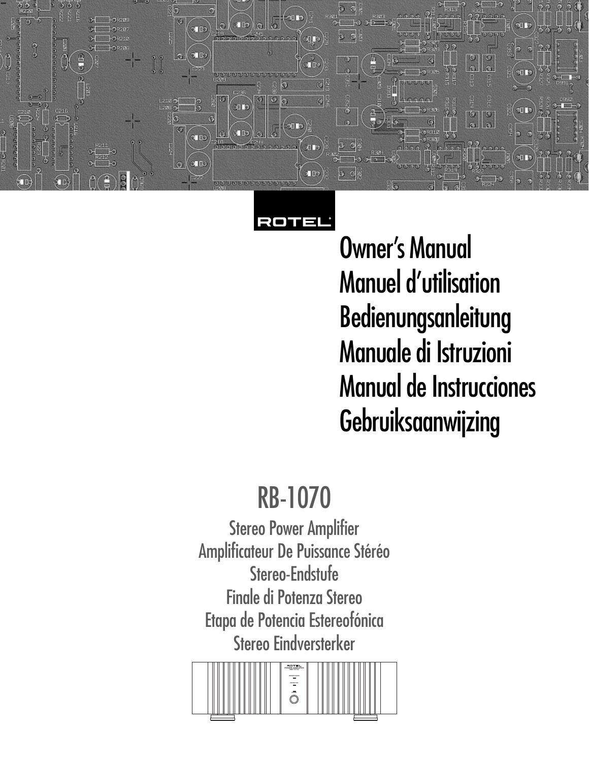ROTEL

# Owner's Manual
# Manuel d'utilisation
# Bedienungsanleitung
# Manuale di Istruzioni
# Manual de Instrucciones
# Gebruiksaanwijzing

## RB-1070

Stereo Power Amplifier
Amplificateur De Puissance Stéréo
Stereo-Endstufe
Finale di Potenza Stereo
Etapa de Potencia Estereofónica
Stereo Eindversterker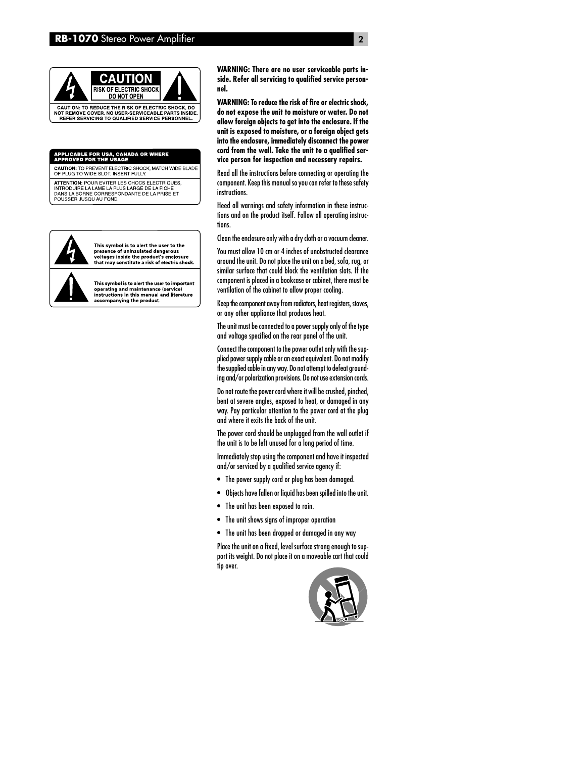**CAUTION**

**RISK OF ELECTRIC SHOCK DO NOT OPEN**

CAUTION: TO REDUCE THE RISK OF ELECTRIC SHOCK, DO NOT REMOVE COVER. NO USER-SERVICEABLE PARTS INSIDE. REFER SERVICING TO QUALIFIED SERVICE PERSONNEL.

**APPLICABLE FOR USA, CANADA OR WHERE APPROVED FOR THE USAGE**

**CAUTION:** TO PREVENT ELECTRIC SHOCK, MATCH WIDE BLADE OF PLUG TO WIDE SLOT. INSERT FULLY.

**ATTENTION:** POUR EVITER LES CHOCS ELECTRIQUES, INTRODUIRE LA LAME LA PLUS LARGE DE LA FICHE DANS LA BORNE CORRESPONDANTE DE LA PRISE ET POUSSER JUSQU AU FOND.

**This symbol is to alert the user to the presence of uninsulated dangerous voltages inside the product's enclosure that may constitute a risk of electric shock.**

**This symbol is to alert the user to important operating and maintenance (service) instructions in this manual and literature accompanying the product.**

**WARNING: There are no user serviceable parts inside. Refer all servicing to qualified service personnel.**

**WARNING: To reduce the risk of fire or electric shock, do not expose the unit to moisture or water. Do not allow foreign objects to get into the enclosure. If the unit is exposed to moisture, or a foreign object gets into the enclosure, immediately disconnect the power cord from the wall. Take the unit to a qualified service person for inspection and necessary repairs.**

Read all the instructions before connecting or operating the component. Keep this manual so you can refer to these safety instructions.

Heed all warnings and safety information in these instructions and on the product itself. Follow all operating instructions.

Clean the enclosure only with a dry cloth or a vacuum cleaner.

You must allow 10 cm or 4 inches of unobstructed clearance around the unit. Do not place the unit on a bed, sofa, rug, or similar surface that could block the ventilation slots. If the component is placed in a bookcase or cabinet, there must be ventilation of the cabinet to allow proper cooling.

Keep the component away from radiators, heat registers, stoves, or any other appliance that produces heat.

The unit must be connected to a power supply only of the type and voltage specified on the rear panel of the unit.

Connect the component to the power outlet only with the supplied power supply cable or an exact equivalent. Do not modify the supplied cable in any way. Do not attempt to defeat grounding and/or polarization provisions. Do not use extension cords.

Do not route the power cord where it will be crushed, pinched, bent at severe angles, exposed to heat, or damaged in any way. Pay particular attention to the power cord at the plug and where it exits the back of the unit.

The power cord should be unplugged from the wall outlet if the unit is to be left unused for a long period of time.

Immediately stop using the component and have it inspected and/or serviced by a qualified service agency if:

- The power supply cord or plug has been damaged.
- Objects have fallen or liquid has been spilled into the unit.
- The unit has been exposed to rain.
- The unit shows signs of improper operation
- The unit has been dropped or damaged in any way

Place the unit on a fixed, level surface strong enough to support its weight. Do not place it on a moveable cart that could tip over.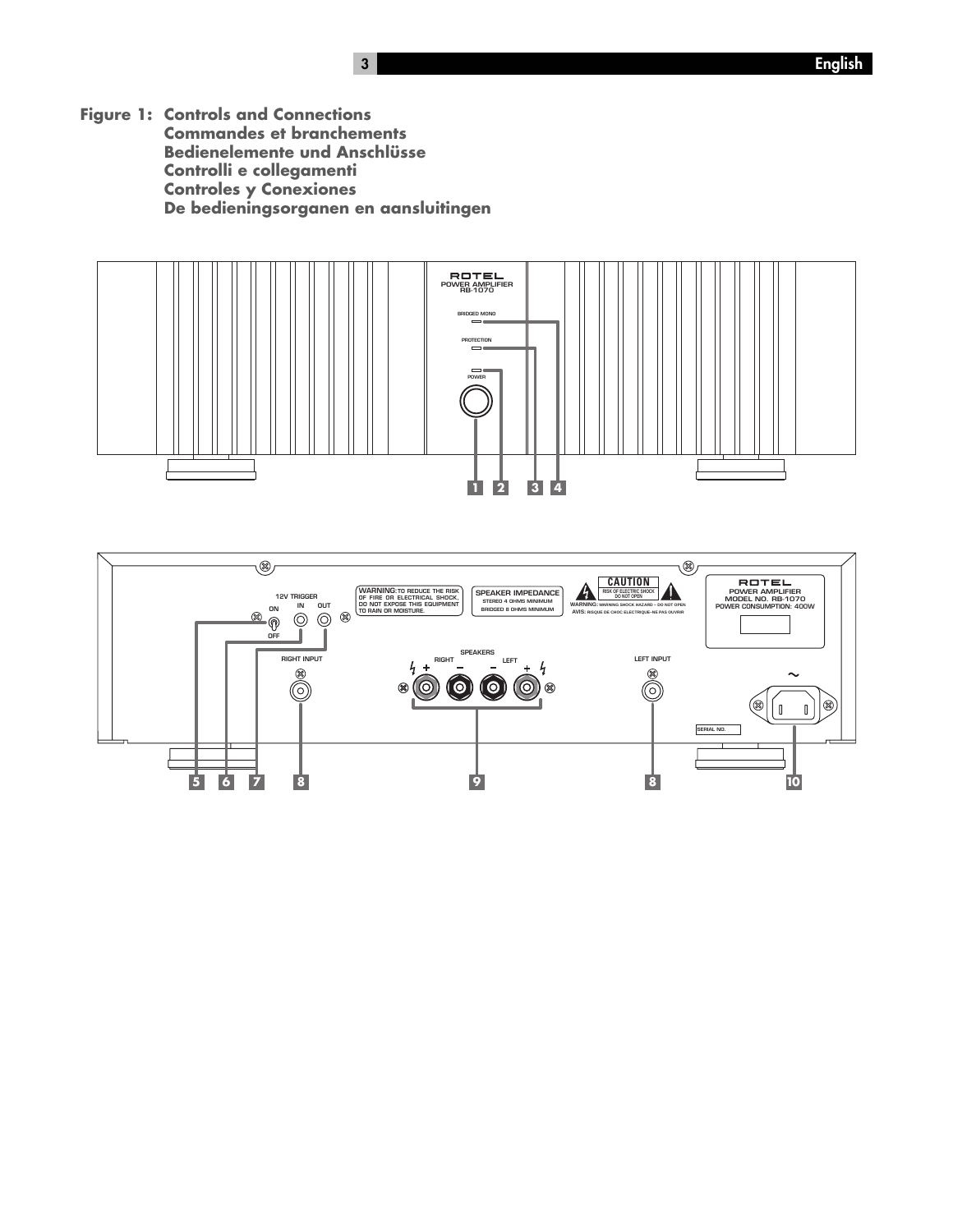**Figure 1: Controls and Connections**
**Commandes et branchements**
**Bedienelemente und Anschlüsse**
**Controlli e collegamenti**
**Controles y Conexiones**
**De bedieningsorganen en aansluitingen**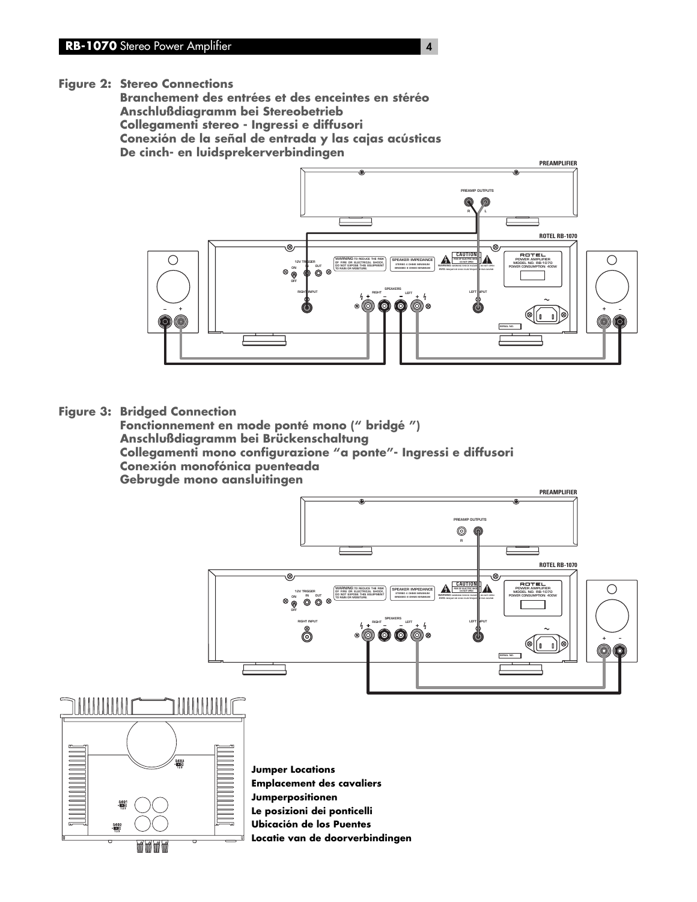**Figure 2: Stereo Connections**
**Branchement des entrées et des enceintes en stéréo**
**Anschlußdiagramm bei Stereobetrieb**
**Collegamenti stereo - Ingressi e diffusori**
**Conexión de la señal de entrada y las cajas acústicas**
**De cinch- en luidsprekerverbindingen**

**Figure 3: Bridged Connection**
**Fonctionnement en mode ponté mono (" bridgé ")**
**Anschlußdiagramm bei Brückenschaltung**
**Collegamenti mono configurazione "a ponte"- Ingressi e diffusori**
**Conexión monofónica puenteada**
**Gebrugde mono aansluitingen**

**Jumper Locations**
**Emplacement des cavaliers**
**Jumperpositionen**
**Le posizioni dei ponticelli**
**Ubicación de los Puentes**
**Locatie van de doorverbindingen**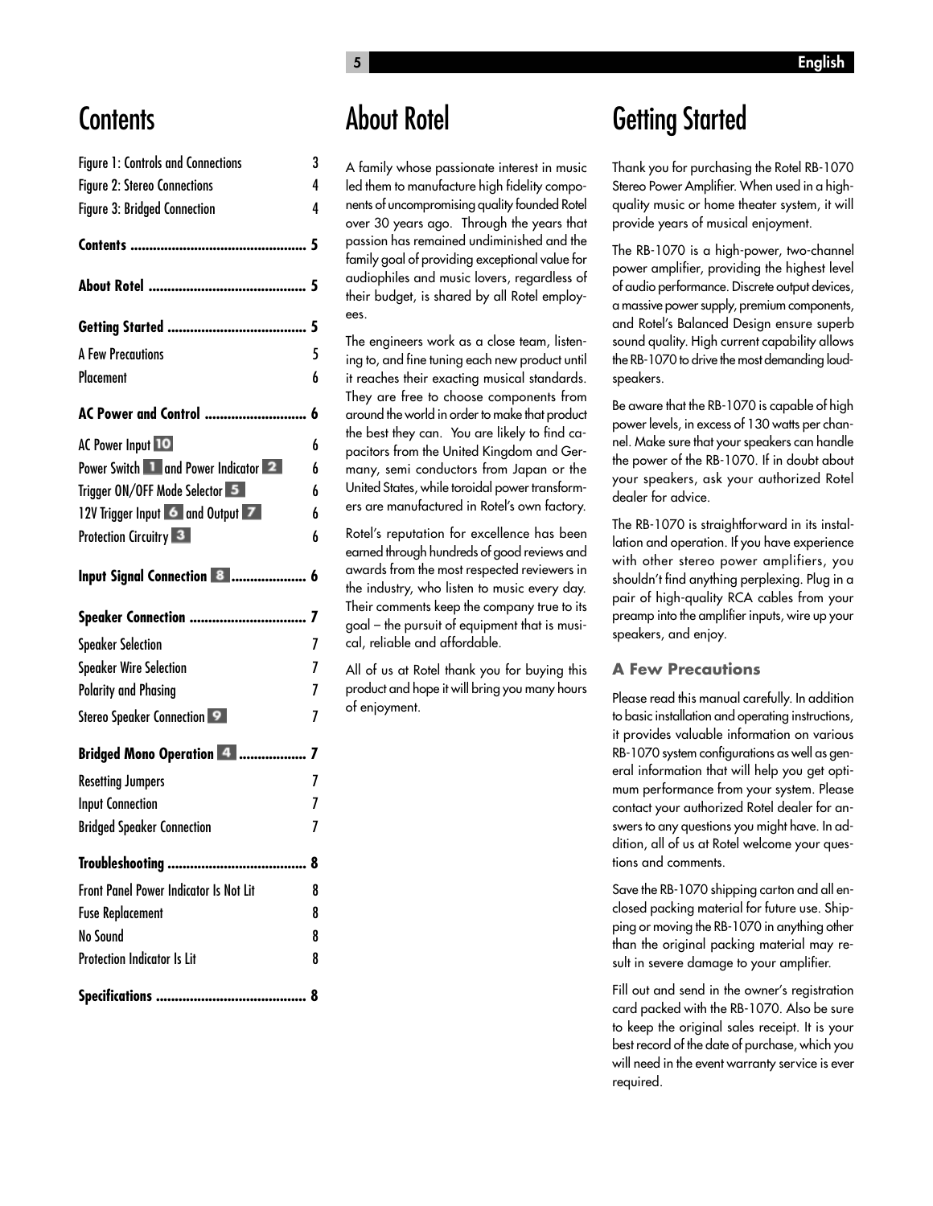# Contents

| | |
|---|---|
| Figure 1: Controls and Connections | 3 |
| Figure 2: Stereo Connections | 4 |
| Figure 3: Bridged Connection | 4 |
| **Contents** | **5** |
| **About Rotel** | **5** |
| **Getting Started** | **5** |
| A Few Precautions | 5 |
| Placement | 6 |
| **AC Power and Control** | **6** |
| AC Power Input 10 | 6 |
| Power Switch 1 and Power Indicator 2 | 6 |
| Trigger ON/OFF Mode Selector 5 | 6 |
| 12V Trigger Input 6 and Output 7 | 6 |
| Protection Circuitry 3 | 6 |
| **Input Signal Connection 8** | **6** |
| **Speaker Connection** | **7** |
| Speaker Selection | 7 |
| Speaker Wire Selection | 7 |
| Polarity and Phasing | 7 |
| Stereo Speaker Connection 9 | 7 |
| **Bridged Mono Operation 4** | **7** |
| Resetting Jumpers | 7 |
| Input Connection | 7 |
| Bridged Speaker Connection | 7 |
| **Troubleshooting** | **8** |
| Front Panel Power Indicator Is Not Lit | 8 |
| Fuse Replacement | 8 |
| No Sound | 8 |
| Protection Indicator Is Lit | 8 |
| **Specifications** | **8** |

# About Rotel

A family whose passionate interest in music led them to manufacture high fidelity components of uncompromising quality founded Rotel over 30 years ago. Through the years that passion has remained undiminished and the family goal of providing exceptional value for audiophiles and music lovers, regardless of their budget, is shared by all Rotel employees.

The engineers work as a close team, listening to, and fine tuning each new product until it reaches their exacting musical standards. They are free to choose components from around the world in order to make that product the best they can. You are likely to find capacitors from the United Kingdom and Germany, semi conductors from Japan or the United States, while toroidal power transformers are manufactured in Rotel's own factory.

Rotel's reputation for excellence has been earned through hundreds of good reviews and awards from the most respected reviewers in the industry, who listen to music every day. Their comments keep the company true to its goal – the pursuit of equipment that is musical, reliable and affordable.

All of us at Rotel thank you for buying this product and hope it will bring you many hours of enjoyment.

# Getting Started

Thank you for purchasing the Rotel RB-1070 Stereo Power Amplifier. When used in a high-quality music or home theater system, it will provide years of musical enjoyment.

The RB-1070 is a high-power, two-channel power amplifier, providing the highest level of audio performance. Discrete output devices, a massive power supply, premium components, and Rotel's Balanced Design ensure superb sound quality. High current capability allows the RB-1070 to drive the most demanding loudspeakers.

Be aware that the RB-1070 is capable of high power levels, in excess of 130 watts per channel. Make sure that your speakers can handle the power of the RB-1070. If in doubt about your speakers, ask your authorized Rotel dealer for advice.

The RB-1070 is straightforward in its installation and operation. If you have experience with other stereo power amplifiers, you shouldn't find anything perplexing. Plug in a pair of high-quality RCA cables from your preamp into the amplifier inputs, wire up your speakers, and enjoy.

### A Few Precautions

Please read this manual carefully. In addition to basic installation and operating instructions, it provides valuable information on various RB-1070 system configurations as well as general information that will help you get optimum performance from your system. Please contact your authorized Rotel dealer for answers to any questions you might have. In addition, all of us at Rotel welcome your questions and comments.

Save the RB-1070 shipping carton and all enclosed packing material for future use. Shipping or moving the RB-1070 in anything other than the original packing material may result in severe damage to your amplifier.

Fill out and send in the owner's registration card packed with the RB-1070. Also be sure to keep the original sales receipt. It is your best record of the date of purchase, which you will need in the event warranty service is ever required.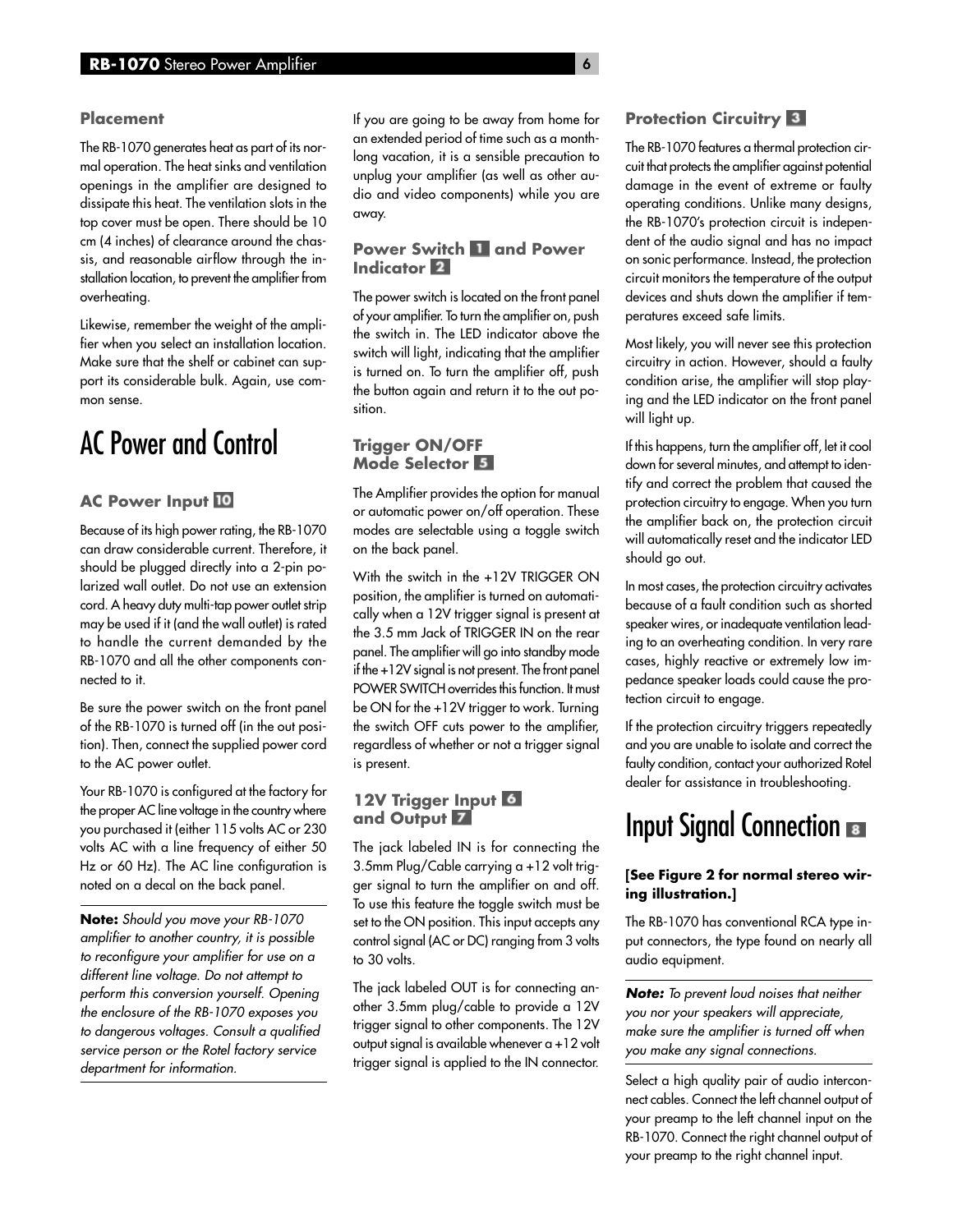### Placement

The RB-1070 generates heat as part of its normal operation. The heat sinks and ventilation openings in the amplifier are designed to dissipate this heat. The ventilation slots in the top cover must be open. There should be 10 cm (4 inches) of clearance around the chassis, and reasonable airflow through the installation location, to prevent the amplifier from overheating.

Likewise, remember the weight of the amplifier when you select an installation location. Make sure that the shelf or cabinet can support its considerable bulk. Again, use common sense.

# AC Power and Control

### AC Power Input 10

Because of its high power rating, the RB-1070 can draw considerable current. Therefore, it should be plugged directly into a 2-pin polarized wall outlet. Do not use an extension cord. A heavy duty multi-tap power outlet strip may be used if it (and the wall outlet) is rated to handle the current demanded by the RB-1070 and all the other components connected to it.

Be sure the power switch on the front panel of the RB-1070 is turned off (in the out position). Then, connect the supplied power cord to the AC power outlet.

Your RB-1070 is configured at the factory for the proper AC line voltage in the country where you purchased it (either 115 volts AC or 230 volts AC with a line frequency of either 50 Hz or 60 Hz). The AC line configuration is noted on a decal on the back panel.

**Note:** *Should you move your RB-1070 amplifier to another country, it is possible to reconfigure your amplifier for use on a different line voltage. Do not attempt to perform this conversion yourself. Opening the enclosure of the RB-1070 exposes you to dangerous voltages. Consult a qualified service person or the Rotel factory service department for information.*

If you are going to be away from home for an extended period of time such as a month-long vacation, it is a sensible precaution to unplug your amplifier (as well as other audio and video components) while you are away.

### Power Switch 1 and Power Indicator 2

The power switch is located on the front panel of your amplifier. To turn the amplifier on, push the switch in. The LED indicator above the switch will light, indicating that the amplifier is turned on. To turn the amplifier off, push the button again and return it to the out position.

### Trigger ON/OFF Mode Selector 5

The Amplifier provides the option for manual or automatic power on/off operation. These modes are selectable using a toggle switch on the back panel.

With the switch in the +12V TRIGGER ON position, the amplifier is turned on automatically when a 12V trigger signal is present at the 3.5 mm Jack of TRIGGER IN on the rear panel. The amplifier will go into standby mode if the +12V signal is not present. The front panel POWER SWITCH overrides this function. It must be ON for the +12V trigger to work. Turning the switch OFF cuts power to the amplifier, regardless of whether or not a trigger signal is present.

### 12V Trigger Input 6 and Output 7

The jack labeled IN is for connecting the 3.5mm Plug/Cable carrying a +12 volt trigger signal to turn the amplifier on and off. To use this feature the toggle switch must be set to the ON position. This input accepts any control signal (AC or DC) ranging from 3 volts to 30 volts.

The jack labeled OUT is for connecting another 3.5mm plug/cable to provide a 12V trigger signal to other components. The 12V output signal is available whenever a +12 volt trigger signal is applied to the IN connector.

### Protection Circuitry 3

The RB-1070 features a thermal protection circuit that protects the amplifier against potential damage in the event of extreme or faulty operating conditions. Unlike many designs, the RB-1070's protection circuit is independent of the audio signal and has no impact on sonic performance. Instead, the protection circuit monitors the temperature of the output devices and shuts down the amplifier if temperatures exceed safe limits.

Most likely, you will never see this protection circuitry in action. However, should a faulty condition arise, the amplifier will stop playing and the LED indicator on the front panel will light up.

If this happens, turn the amplifier off, let it cool down for several minutes, and attempt to identify and correct the problem that caused the protection circuitry to engage. When you turn the amplifier back on, the protection circuit will automatically reset and the indicator LED should go out.

In most cases, the protection circuitry activates because of a fault condition such as shorted speaker wires, or inadequate ventilation leading to an overheating condition. In very rare cases, highly reactive or extremely low impedance speaker loads could cause the protection circuit to engage.

If the protection circuitry triggers repeatedly and you are unable to isolate and correct the faulty condition, contact your authorized Rotel dealer for assistance in troubleshooting.

# Input Signal Connection 8

**[See Figure 2 for normal stereo wiring illustration.]**

The RB-1070 has conventional RCA type input connectors, the type found on nearly all audio equipment.

**Note:** *To prevent loud noises that neither you nor your speakers will appreciate, make sure the amplifier is turned off when you make any signal connections.*

Select a high quality pair of audio interconnect cables. Connect the left channel output of your preamp to the left channel input on the RB-1070. Connect the right channel output of your preamp to the right channel input.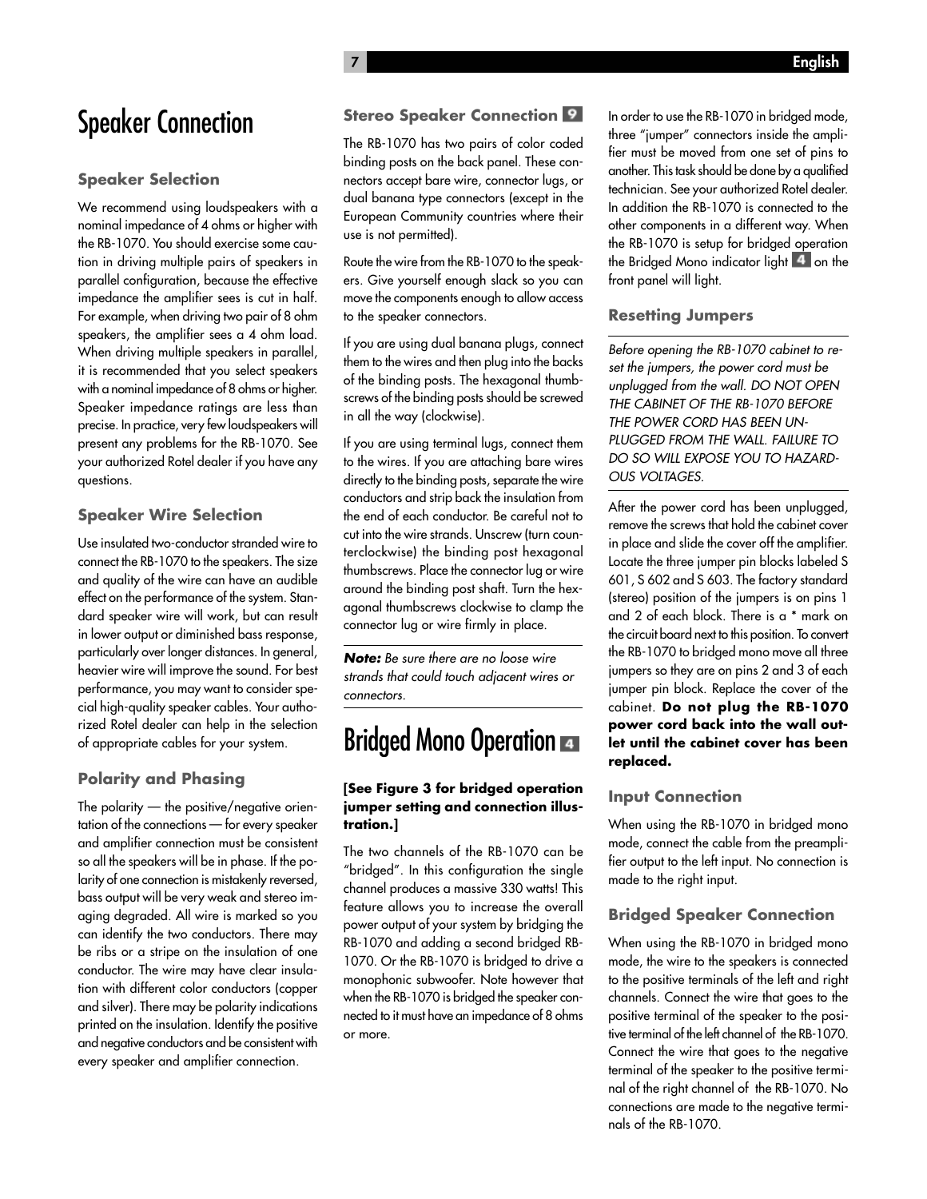## Speaker Connection

### Speaker Selection

We recommend using loudspeakers with a nominal impedance of 4 ohms or higher with the RB-1070. You should exercise some caution in driving multiple pairs of speakers in parallel configuration, because the effective impedance the amplifier sees is cut in half. For example, when driving two pair of 8 ohm speakers, the amplifier sees a 4 ohm load. When driving multiple speakers in parallel, it is recommended that you select speakers with a nominal impedance of 8 ohms or higher. Speaker impedance ratings are less than precise. In practice, very few loudspeakers will present any problems for the RB-1070. See your authorized Rotel dealer if you have any questions.

### Speaker Wire Selection

Use insulated two-conductor stranded wire to connect the RB-1070 to the speakers. The size and quality of the wire can have an audible effect on the performance of the system. Standard speaker wire will work, but can result in lower output or diminished bass response, particularly over longer distances. In general, heavier wire will improve the sound. For best performance, you may want to consider special high-quality speaker cables. Your authorized Rotel dealer can help in the selection of appropriate cables for your system.

### Polarity and Phasing

The polarity — the positive/negative orientation of the connections — for every speaker and amplifier connection must be consistent so all the speakers will be in phase. If the polarity of one connection is mistakenly reversed, bass output will be very weak and stereo imaging degraded. All wire is marked so you can identify the two conductors. There may be ribs or a stripe on the insulation of one conductor. The wire may have clear insulation with different color conductors (copper and silver). There may be polarity indications printed on the insulation. Identify the positive and negative conductors and be consistent with every speaker and amplifier connection.

### Stereo Speaker Connection 9

The RB-1070 has two pairs of color coded binding posts on the back panel. These connectors accept bare wire, connector lugs, or dual banana type connectors (except in the European Community countries where their use is not permitted).

Route the wire from the RB-1070 to the speakers. Give yourself enough slack so you can move the components enough to allow access to the speaker connectors.

If you are using dual banana plugs, connect them to the wires and then plug into the backs of the binding posts. The hexagonal thumbscrews of the binding posts should be screwed in all the way (clockwise).

If you are using terminal lugs, connect them to the wires. If you are attaching bare wires directly to the binding posts, separate the wire conductors and strip back the insulation from the end of each conductor. Be careful not to cut into the wire strands. Unscrew (turn counterclockwise) the binding post hexagonal thumbscrews. Place the connector lug or wire around the binding post shaft. Turn the hexagonal thumbscrews clockwise to clamp the connector lug or wire firmly in place.

***Note:*** *Be sure there are no loose wire strands that could touch adjacent wires or connectors.*

## Bridged Mono Operation 4

**[See Figure 3 for bridged operation jumper setting and connection illustration.]**

The two channels of the RB-1070 can be "bridged". In this configuration the single channel produces a massive 330 watts! This feature allows you to increase the overall power output of your system by bridging the RB-1070 and adding a second bridged RB-1070. Or the RB-1070 is bridged to drive a monophonic subwoofer. Note however that when the RB-1070 is bridged the speaker connected to it must have an impedance of 8 ohms or more.

In order to use the RB-1070 in bridged mode, three "jumper" connectors inside the amplifier must be moved from one set of pins to another. This task should be done by a qualified technician. See your authorized Rotel dealer. In addition the RB-1070 is connected to the other components in a different way. When the RB-1070 is setup for bridged operation the Bridged Mono indicator light 4 on the front panel will light.

### Resetting Jumpers

*Before opening the RB-1070 cabinet to reset the jumpers, the power cord must be unplugged from the wall. DO NOT OPEN THE CABINET OF THE RB-1070 BEFORE THE POWER CORD HAS BEEN UNPLUGGED FROM THE WALL. FAILURE TO DO SO WILL EXPOSE YOU TO HAZARDOUS VOLTAGES.*

After the power cord has been unplugged, remove the screws that hold the cabinet cover in place and slide the cover off the amplifier. Locate the three jumper pin blocks labeled S 601, S 602 and S 603. The factory standard (stereo) position of the jumpers is on pins 1 and 2 of each block. There is a * mark on the circuit board next to this position. To convert the RB-1070 to bridged mono move all three jumpers so they are on pins 2 and 3 of each jumper pin block. Replace the cover of the cabinet. **Do not plug the RB-1070 power cord back into the wall outlet until the cabinet cover has been replaced.**

### Input Connection

When using the RB-1070 in bridged mono mode, connect the cable from the preamplifier output to the left input. No connection is made to the right input.

### Bridged Speaker Connection

When using the RB-1070 in bridged mono mode, the wire to the speakers is connected to the positive terminals of the left and right channels. Connect the wire that goes to the positive terminal of the speaker to the positive terminal of the left channel of the RB-1070. Connect the wire that goes to the negative terminal of the speaker to the positive terminal of the right channel of the RB-1070. No connections are made to the negative terminals of the RB-1070.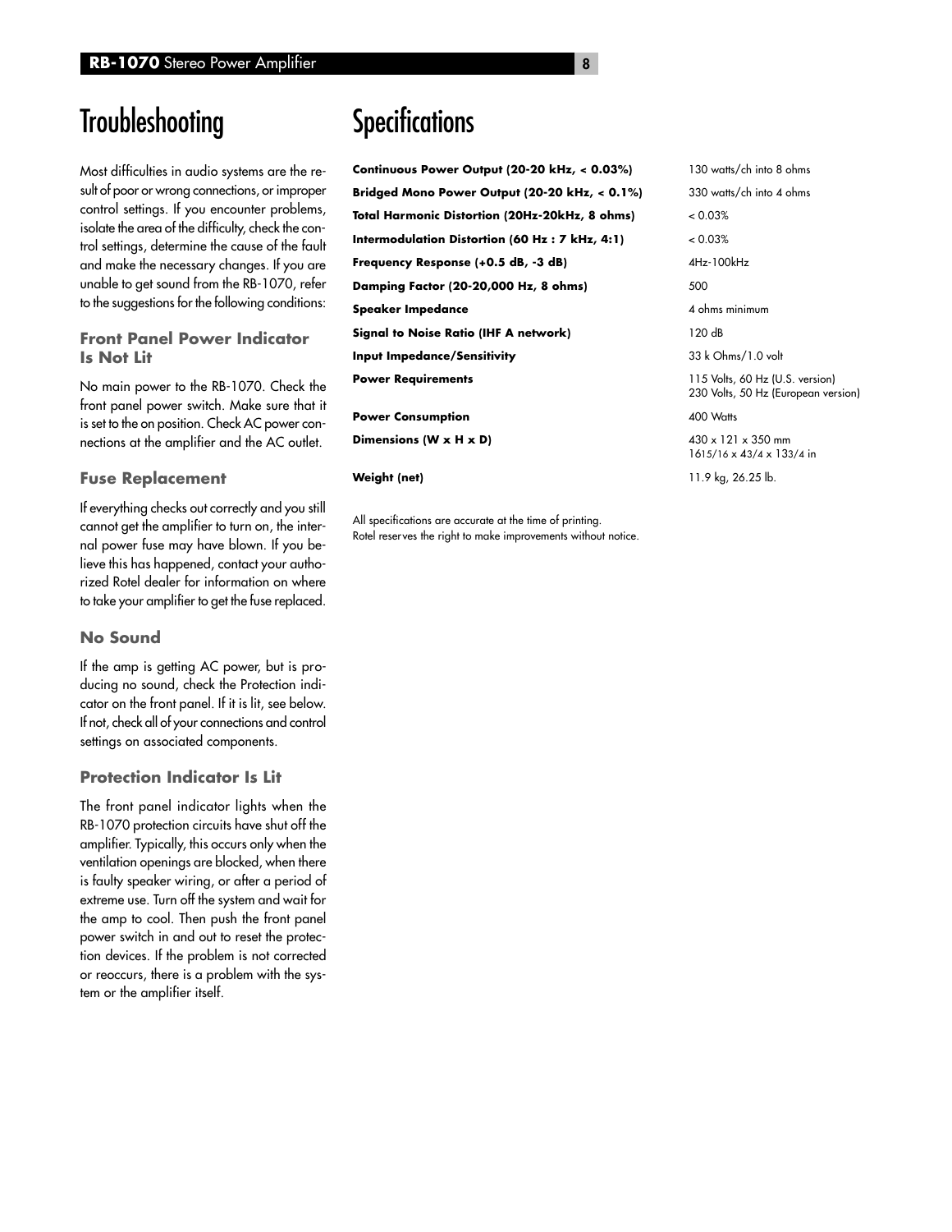# Troubleshooting

Most difficulties in audio systems are the result of poor or wrong connections, or improper control settings. If you encounter problems, isolate the area of the difficulty, check the control settings, determine the cause of the fault and make the necessary changes. If you are unable to get sound from the RB-1070, refer to the suggestions for the following conditions:

### Front Panel Power Indicator Is Not Lit

No main power to the RB-1070. Check the front panel power switch. Make sure that it is set to the on position. Check AC power connections at the amplifier and the AC outlet.

### Fuse Replacement

If everything checks out correctly and you still cannot get the amplifier to turn on, the internal power fuse may have blown. If you believe this has happened, contact your authorized Rotel dealer for information on where to take your amplifier to get the fuse replaced.

### No Sound

If the amp is getting AC power, but is producing no sound, check the Protection indicator on the front panel. If it is lit, see below. If not, check all of your connections and control settings on associated components.

### Protection Indicator Is Lit

The front panel indicator lights when the RB-1070 protection circuits have shut off the amplifier. Typically, this occurs only when the ventilation openings are blocked, when there is faulty speaker wiring, or after a period of extreme use. Turn off the system and wait for the amp to cool. Then push the front panel power switch in and out to reset the protection devices. If the problem is not corrected or reoccurs, there is a problem with the system or the amplifier itself.

# Specifications

| | |
|---|---|
| **Continuous Power Output (20-20 kHz, < 0.03%)** | 130 watts/ch into 8 ohms |
| **Bridged Mono Power Output (20-20 kHz, < 0.1%)** | 330 watts/ch into 4 ohms |
| **Total Harmonic Distortion (20Hz-20kHz, 8 ohms)** | < 0.03% |
| **Intermodulation Distortion (60 Hz : 7 kHz, 4:1)** | < 0.03% |
| **Frequency Response (+0.5 dB, -3 dB)** | 4Hz-100kHz |
| **Damping Factor (20-20,000 Hz, 8 ohms)** | 500 |
| **Speaker Impedance** | 4 ohms minimum |
| **Signal to Noise Ratio (IHF A network)** | 120 dB |
| **Input Impedance/Sensitivity** | 33 k Ohms/1.0 volt |
| **Power Requirements** | 115 Volts, 60 Hz (U.S. version)<br>230 Volts, 50 Hz (European version) |
| **Power Consumption** | 400 Watts |
| **Dimensions (W x H x D)** | 430 x 121 x 350 mm<br>16 15/16 x 4 3/4 x 13 3/4 in |
| **Weight (net)** | 11.9 kg, 26.25 lb. |

All specifications are accurate at the time of printing.
Rotel reserves the right to make improvements without notice.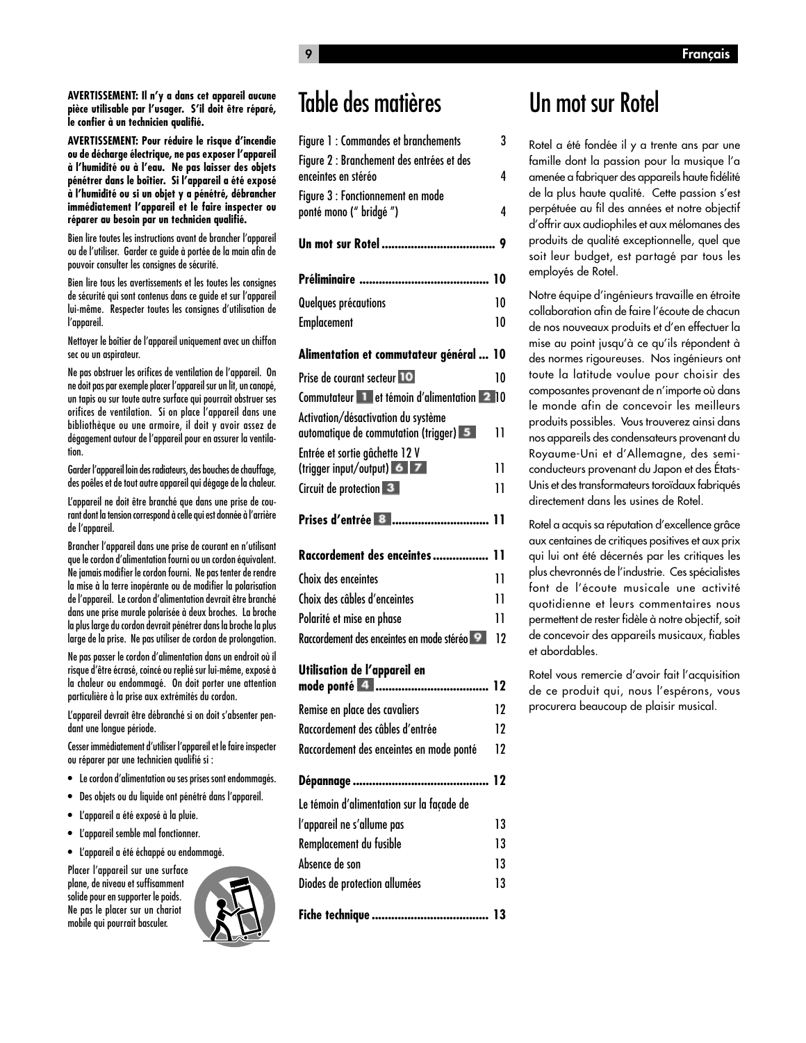**AVERTISSEMENT: Il n'y a dans cet appareil aucune pièce utilisable par l'usager. S'il doit être réparé, le confier à un technicien qualifié.**

**AVERTISSEMENT: Pour réduire le risque d'incendie ou de décharge électrique, ne pas exposer l'appareil à l'humidité ou à l'eau. Ne pas laisser des objets pénétrer dans le boîtier. Si l'appareil a été exposé à l'humidité ou si un objet y a pénétré, débrancher immédiatement l'appareil et le faire inspecter ou réparer au besoin par un technicien qualifié.**

Bien lire toutes les instructions avant de brancher l'appareil ou de l'utiliser. Garder ce guide à portée de la main afin de pouvoir consulter les consignes de sécurité.

Bien lire tous les avertissements et les toutes les consignes de sécurité qui sont contenus dans ce guide et sur l'appareil lui-même. Respecter toutes les consignes d'utilisation de l'appareil.

Nettoyer le boîtier de l'appareil uniquement avec un chiffon sec ou un aspirateur.

Ne pas obstruer les orifices de ventilation de l'appareil. On ne doit pas par exemple placer l'appareil sur un lit, un canapé, un tapis ou sur toute autre surface qui pourrait obstruer ses orifices de ventilation. Si on place l'appareil dans une bibliothèque ou une armoire, il doit y avoir assez de dégagement autour de l'appareil pour en assurer la ventilation.

Garder l'appareil loin des radiateurs, des bouches de chauffage, des poêles et de tout autre appareil qui dégage de la chaleur.

L'appareil ne doit être branché que dans une prise de courant dont la tension correspond à celle qui est donnée à l'arrière de l'appareil.

Brancher l'appareil dans une prise de courant en n'utilisant que le cordon d'alimentation fourni ou un cordon équivalent. Ne jamais modifier le cordon fourni. Ne pas tenter de rendre la mise à la terre inopérante ou de modifier la polarisation de l'appareil. Le cordon d'alimentation devrait être branché dans une prise murale polarisée à deux broches. La broche la plus large du cordon devrait pénétrer dans la broche la plus large de la prise. Ne pas utiliser de cordon de prolongation.

Ne pas passer le cordon d'alimentation dans un endroit où il risque d'être écrasé, coincé ou replié sur lui-même, exposé à la chaleur ou endommagé. On doit porter une attention particulière à la prise aux extrémités du cordon.

L'appareil devrait être débranché si on doit s'absenter pendant une longue période.

Cesser immédiatement d'utiliser l'appareil et le faire inspecter ou réparer par une technicien qualifié si :

- Le cordon d'alimentation ou ses prises sont endommagés.
- Des objets ou du liquide ont pénétré dans l'appareil.
- L'appareil a été exposé à la pluie.
- L'appareil semble mal fonctionner.
- L'appareil a été échappé ou endommagé.

Placer l'appareil sur une surface plane, de niveau et suffisamment solide pour en supporter le poids. Ne pas le placer sur un chariot mobile qui pourrait basculer.

# Table des matières

Figure 1 : Commandes et branchements ... 3
Figure 2 : Branchement des entrées et des enceintes en stéréo ... 4
Figure 3 : Fonctionnement en mode ponté mono (" bridgé ") ... 4

**Un mot sur Rotel ... 9**

**Préliminaire ... 10**
Quelques précautions ... 10
Emplacement ... 10

**Alimentation et commutateur général ... 10**
Prise de courant secteur 10 ... 10
Commutateur 1 et témoin d'alimentation 2 ... 10
Activation/désactivation du système automatique de commutation (trigger) 5 ... 11
Entrée et sortie gâchette 12 V (trigger input/output) 6 7 ... 11
Circuit de protection 3 ... 11

**Prises d'entrée 8 ... 11**

**Raccordement des enceintes ... 11**
Choix des enceintes ... 11
Choix des câbles d'enceintes ... 11
Polarité et mise en phase ... 11
Raccordement des enceintes en mode stéréo 9 ... 12

**Utilisation de l'appareil en mode ponté 4 ... 12**
Remise en place des cavaliers ... 12
Raccordement des câbles d'entrée ... 12
Raccordement des enceintes en mode ponté ... 12

**Dépannage ... 12**
Le témoin d'alimentation sur la façade de l'appareil ne s'allume pas ... 13
Remplacement du fusible ... 13
Absence de son ... 13
Diodes de protection allumées ... 13

**Fiche technique ... 13**

# Un mot sur Rotel

Rotel a été fondée il y a trente ans par une famille dont la passion pour la musique l'a amenée a fabriquer des appareils haute fidélité de la plus haute qualité. Cette passion s'est perpétuée au fil des années et notre objectif d'offrir aux audiophiles et aux mélomanes des produits de qualité exceptionnelle, quel que soit leur budget, est partagé par tous les employés de Rotel.

Notre équipe d'ingénieurs travaille en étroite collaboration afin de faire l'écoute de chacun de nos nouveaux produits et d'en effectuer la mise au point jusqu'à ce qu'ils répondent à des normes rigoureuses. Nos ingénieurs ont toute la latitude voulue pour choisir des composantes provenant de n'importe où dans le monde afin de concevoir les meilleurs produits possibles. Vous trouverez ainsi dans nos appareils des condensateurs provenant du Royaume-Uni et d'Allemagne, des semi-conducteurs provenant du Japon et des États-Unis et des transformateurs toroïdaux fabriqués directement dans les usines de Rotel.

Rotel a acquis sa réputation d'excellence grâce aux centaines de critiques positives et aux prix qui lui ont été décernés par les critiques les plus chevronnés de l'industrie. Ces spécialistes font de l'écoute musicale une activité quotidienne et leurs commentaires nous permettent de rester fidèle à notre objectif, soit de concevoir des appareils musicaux, fiables et abordables.

Rotel vous remercie d'avoir fait l'acquisition de ce produit qui, nous l'espérons, vous procurera beaucoup de plaisir musical.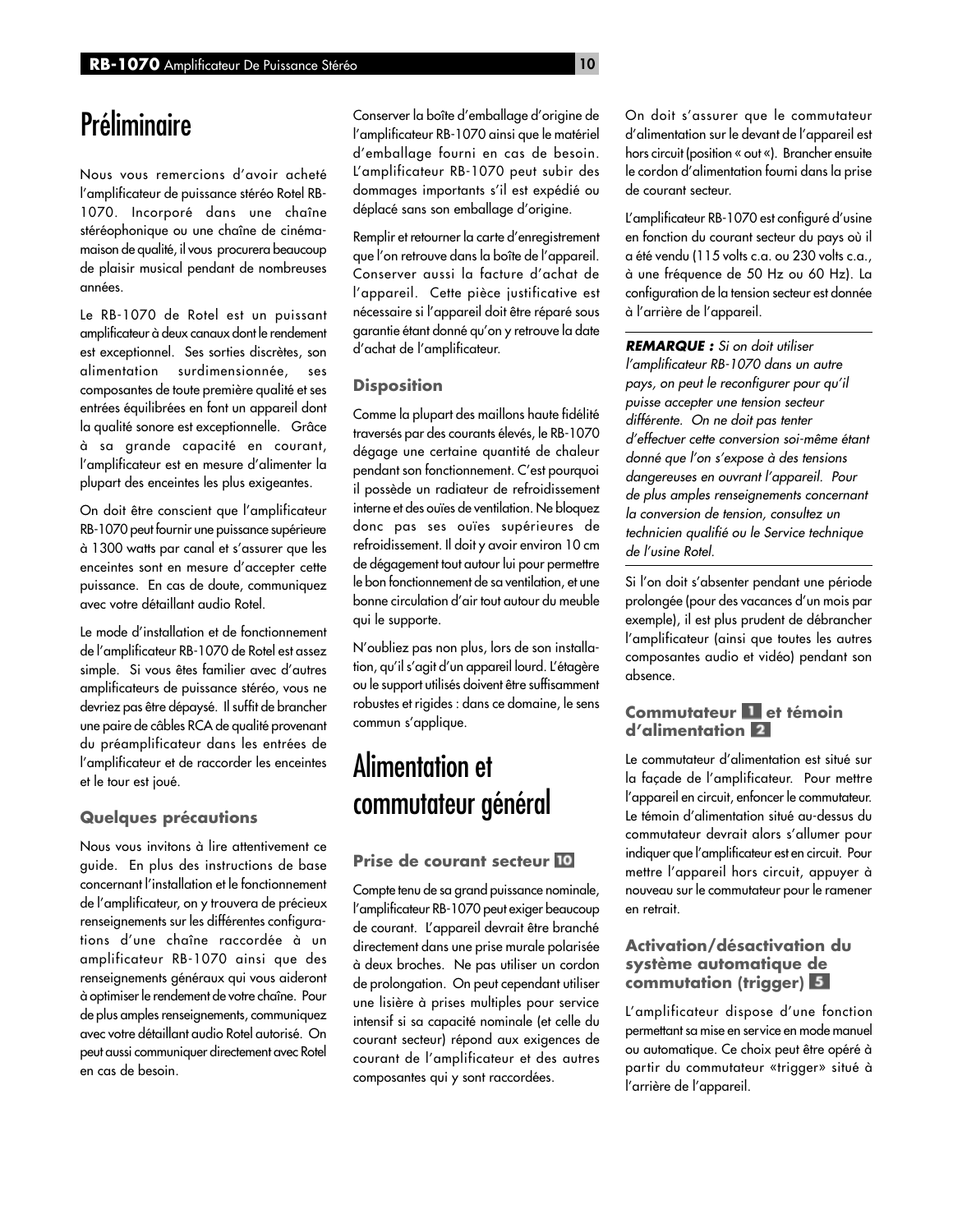# Préliminaire

Nous vous remercions d'avoir acheté l'amplificateur de puissance stéréo Rotel RB-1070. Incorporé dans une chaîne stéréophonique ou une chaîne de cinéma-maison de qualité, il vous procurera beaucoup de plaisir musical pendant de nombreuses années.

Le RB-1070 de Rotel est un puissant amplificateur à deux canaux dont le rendement est exceptionnel. Ses sorties discrètes, son alimentation surdimensionnée, ses composantes de toute première qualité et ses entrées équilibrées en font un appareil dont la qualité sonore est exceptionnelle. Grâce à sa grande capacité en courant, l'amplificateur est en mesure d'alimenter la plupart des enceintes les plus exigeantes.

On doit être conscient que l'amplificateur RB-1070 peut fournir une puissance supérieure à 1300 watts par canal et s'assurer que les enceintes sont en mesure d'accepter cette puissance. En cas de doute, communiquez avec votre détaillant audio Rotel.

Le mode d'installation et de fonctionnement de l'amplificateur RB-1070 de Rotel est assez simple. Si vous êtes familier avec d'autres amplificateurs de puissance stéréo, vous ne devriez pas être dépaysé. Il suffit de brancher une paire de câbles RCA de qualité provenant du préamplificateur dans les entrées de l'amplificateur et de raccorder les enceintes et le tour est joué.

### Quelques précautions

Nous vous invitons à lire attentivement ce guide. En plus des instructions de base concernant l'installation et le fonctionnement de l'amplificateur, on y trouvera de précieux renseignements sur les différentes configurations d'une chaîne raccordée à un amplificateur RB-1070 ainsi que des renseignements généraux qui vous aideront à optimiser le rendement de votre chaîne. Pour de plus amples renseignements, communiquez avec votre détaillant audio Rotel autorisé. On peut aussi communiquer directement avec Rotel en cas de besoin.

Conserver la boîte d'emballage d'origine de l'amplificateur RB-1070 ainsi que le matériel d'emballage fourni en cas de besoin. L'amplificateur RB-1070 peut subir des dommages importants s'il est expédié ou déplacé sans son emballage d'origine.

Remplir et retourner la carte d'enregistrement que l'on retrouve dans la boîte de l'appareil. Conserver aussi la facture d'achat de l'appareil. Cette pièce justificative est nécessaire si l'appareil doit être réparé sous garantie étant donné qu'on y retrouve la date d'achat de l'amplificateur.

### Disposition

Comme la plupart des maillons haute fidélité traversés par des courants élevés, le RB-1070 dégage une certaine quantité de chaleur pendant son fonctionnement. C'est pourquoi il possède un radiateur de refroidissement interne et des ouïes de ventilation. Ne bloquez donc pas ses ouïes supérieures de refroidissement. Il doit y avoir environ 10 cm de dégagement tout autour lui pour permettre le bon fonctionnement de sa ventilation, et une bonne circulation d'air tout autour du meuble qui le supporte.

N'oubliez pas non plus, lors de son installation, qu'il s'agit d'un appareil lourd. L'étagère ou le support utilisés doivent être suffisamment robustes et rigides : dans ce domaine, le sens commun s'applique.

# Alimentation et commutateur général

### Prise de courant secteur 10

Compte tenu de sa grand puissance nominale, l'amplificateur RB-1070 peut exiger beaucoup de courant. L'appareil devrait être branché directement dans une prise murale polarisée à deux broches. Ne pas utiliser un cordon de prolongation. On peut cependant utiliser une lisière à prises multiples pour service intensif si sa capacité nominale (et celle du courant secteur) répond aux exigences de courant de l'amplificateur et des autres composantes qui y sont raccordées.

On doit s'assurer que le commutateur d'alimentation sur le devant de l'appareil est hors circuit (position « out «). Brancher ensuite le cordon d'alimentation fourni dans la prise de courant secteur.

L'amplificateur RB-1070 est configuré d'usine en fonction du courant secteur du pays où il a été vendu (115 volts c.a. ou 230 volts c.a., à une fréquence de 50 Hz ou 60 Hz). La configuration de la tension secteur est donnée à l'arrière de l'appareil.

---

***REMARQUE :*** *Si on doit utiliser l'amplificateur RB-1070 dans un autre pays, on peut le reconfigurer pour qu'il puisse accepter une tension secteur différente. On ne doit pas tenter d'effectuer cette conversion soi-même étant donné que l'on s'expose à des tensions dangereuses en ouvrant l'appareil. Pour de plus amples renseignements concernant la conversion de tension, consultez un technicien qualifié ou le Service technique de l'usine Rotel.*

---

Si l'on doit s'absenter pendant une période prolongée (pour des vacances d'un mois par exemple), il est plus prudent de débrancher l'amplificateur (ainsi que toutes les autres composantes audio et vidéo) pendant son absence.

### Commutateur 1 et témoin d'alimentation 2

Le commutateur d'alimentation est situé sur la façade de l'amplificateur. Pour mettre l'appareil en circuit, enfoncer le commutateur. Le témoin d'alimentation situé au-dessus du commutateur devrait alors s'allumer pour indiquer que l'amplificateur est en circuit. Pour mettre l'appareil hors circuit, appuyer à nouveau sur le commutateur pour le ramener en retrait.

### Activation/désactivation du système automatique de commutation (trigger) 5

L'amplificateur dispose d'une fonction permettant sa mise en service en mode manuel ou automatique. Ce choix peut être opéré à partir du commutateur «trigger» situé à l'arrière de l'appareil.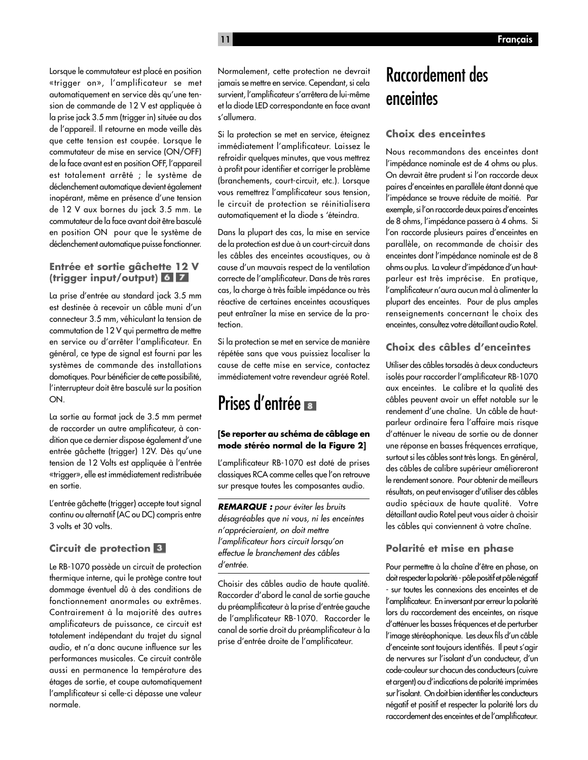Lorsque le commutateur est placé en position «trigger on», l'amplificateur se met automatiquement en service dès qu'une tension de commande de 12 V est appliquée à la prise jack 3.5 mm (trigger in) située au dos de l'appareil. Il retourne en mode veille dès que cette tension est coupée. Lorsque le commutateur de mise en service (ON/OFF) de la face avant est en position OFF, l'appareil est totalement arrêté ; le système de déclenchement automatique devient également inopérant, même en présence d'une tension de 12 V aux bornes du jack 3.5 mm. Le commutateur de la face avant doit être basculé en position ON pour que le système de déclenchement automatique puisse fonctionner.

### Entrée et sortie gâchette 12 V (trigger input/output) 6 7

La prise d'entrée au standard jack 3.5 mm est destinée à recevoir un câble muni d'un connecteur 3.5 mm, véhiculant la tension de commutation de 12 V qui permettra de mettre en service ou d'arrêter l'amplificateur. En général, ce type de signal est fourni par les systèmes de commande des installations domotiques. Pour bénéficier de cette possibilité, l'interrupteur doit être basculé sur la position ON.

La sortie au format jack de 3.5 mm permet de raccorder un autre amplificateur, à condition que ce dernier dispose également d'une entrée gâchette (trigger) 12V. Dès qu'une tension de 12 Volts est appliquée à l'entrée «trigger», elle est immédiatement redistribuée en sortie.

L'entrée gâchette (trigger) accepte tout signal continu ou alternatif (AC ou DC) compris entre 3 volts et 30 volts.

### Circuit de protection 3

Le RB-1070 possède un circuit de protection thermique interne, qui le protège contre tout dommage éventuel dû à des conditions de fonctionnement anormales ou extrêmes. Contrairement à la majorité des autres amplificateurs de puissance, ce circuit est totalement indépendant du trajet du signal audio, et n'a donc aucune influence sur les performances musicales. Ce circuit contrôle aussi en permanence la température des étages de sortie, et coupe automatiquement l'amplificateur si celle-ci dépasse une valeur normale.

Normalement, cette protection ne devrait jamais se mettre en service. Cependant, si cela survient, l'amplificateur s'arrêtera de lui-même et la diode LED correspondante en face avant s'allumera.

Si la protection se met en service, éteignez immédiatement l'amplificateur. Laissez le refroidir quelques minutes, que vous mettrez à profit pour identifier et corriger le problème (branchements, court-circuit, etc.). Lorsque vous remettrez l'amplificateur sous tension, le circuit de protection se réinitialisera automatiquement et la diode s 'éteindra.

Dans la plupart des cas, la mise en service de la protection est due à un court-circuit dans les câbles des enceintes acoustiques, ou à cause d'un mauvais respect de la ventilation correcte de l'amplificateur. Dans de très rares cas, la charge à très faible impédance ou très réactive de certaines enceintes acoustiques peut entraîner la mise en service de la protection.

Si la protection se met en service de manière répétée sans que vous puissiez localiser la cause de cette mise en service, contactez immédiatement votre revendeur agréé Rotel.

## Prises d'entrée 8

**[Se reporter au schéma de câblage en mode stéréo normal de la Figure 2]**

L'amplificateur RB-1070 est doté de prises classiques RCA comme celles que l'on retrouve sur presque toutes les composantes audio.

***REMARQUE :*** *pour éviter les bruits désagréables que ni vous, ni les enceintes n'apprécieraient, on doit mettre l'amplificateur hors circuit lorsqu'on effectue le branchement des câbles d'entrée.*

Choisir des câbles audio de haute qualité. Raccorder d'abord le canal de sortie gauche du préamplificateur à la prise d'entrée gauche de l'amplificateur RB-1070. Raccorder le canal de sortie droit du préamplificateur à la prise d'entrée droite de l'amplificateur.

## Raccordement des enceintes

### Choix des enceintes

Nous recommandons des enceintes dont l'impédance nominale est de 4 ohms ou plus. On devrait être prudent si l'on raccorde deux paires d'enceintes en parallèle étant donné que l'impédance se trouve réduite de moitié. Par exemple, si l'on raccorde deux paires d'enceintes de 8 ohms, l'impédance passera à 4 ohms. Si l'on raccorde plusieurs paires d'enceintes en parallèle, on recommande de choisir des enceintes dont l'impédance nominale est de 8 ohms ou plus. La valeur d'impédance d'un haut-parleur est très imprécise. En pratique, l'amplificateur n'aura aucun mal à alimenter la plupart des enceintes. Pour de plus amples renseignements concernant le choix des enceintes, consultez votre détaillant audio Rotel.

### Choix des câbles d'enceintes

Utiliser des câbles torsadés à deux conducteurs isolés pour raccorder l'amplificateur RB-1070 aux enceintes. Le calibre et la qualité des câbles peuvent avoir un effet notable sur le rendement d'une chaîne. Un câble de haut-parleur ordinaire fera l'affaire mais risque d'atténuer le niveau de sortie ou de donner une réponse en basses fréquences erratique, surtout si les câbles sont très longs. En général, des câbles de calibre supérieur amélioreront le rendement sonore. Pour obtenir de meilleurs résultats, on peut envisager d'utiliser des câbles audio spéciaux de haute qualité. Votre détaillant audio Rotel peut vous aider à choisir les câbles qui conviennent à votre chaîne.

### Polarité et mise en phase

Pour permettre à la chaîne d'être en phase, on doit respecter la polarité - pôle positif et pôle négatif - sur toutes les connexions des enceintes et de l'amplificateur. En inversant par erreur la polarité lors du raccordement des enceintes, on risque d'atténuer les basses fréquences et de perturber l'image stéréophonique. Les deux fils d'un câble d'enceinte sont toujours identifiés. Il peut s'agir de nervures sur l'isolant d'un conducteur, d'un code-couleur sur chacun des conducteurs (cuivre et argent) ou d'indications de polarité imprimées sur l'isolant. On doit bien identifier les conducteurs négatif et positif et respecter la polarité lors du raccordement des enceintes et de l'amplificateur.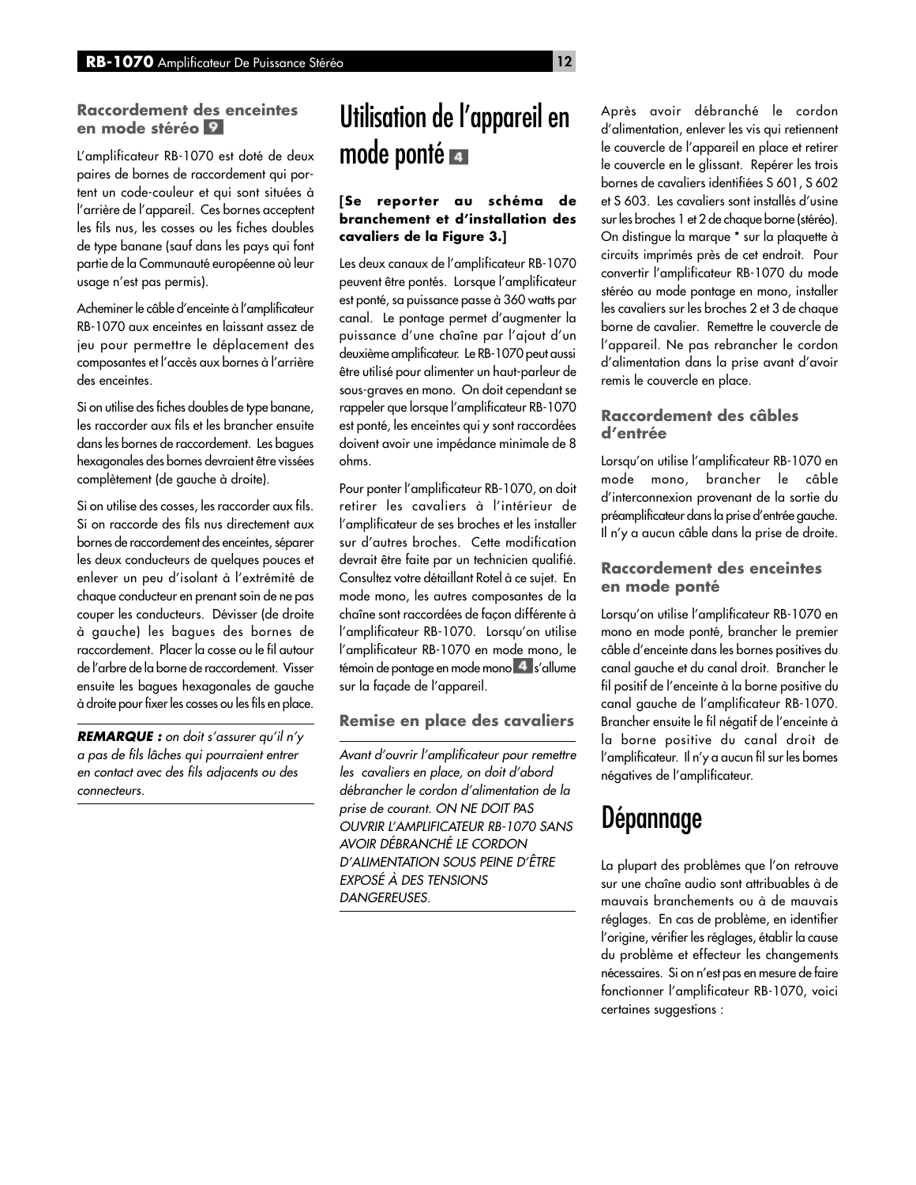### Raccordement des enceintes en mode stéréo 9

L'amplificateur RB-1070 est doté de deux paires de bornes de raccordement qui portent un code-couleur et qui sont situées à l'arrière de l'appareil. Ces bornes acceptent les fils nus, les cosses ou les fiches doubles de type banane (sauf dans les pays qui font partie de la Communauté européenne où leur usage n'est pas permis).

Acheminer le câble d'enceinte à l'amplificateur RB-1070 aux enceintes en laissant assez de jeu pour permettre le déplacement des composantes et l'accès aux bornes à l'arrière des enceintes.

Si on utilise des fiches doubles de type banane, les raccorder aux fils et les brancher ensuite dans les bornes de raccordement. Les bagues hexagonales des bornes devraient être vissées complètement (de gauche à droite).

Si on utilise des cosses, les raccorder aux fils. Si on raccorde des fils nus directement aux bornes de raccordement des enceintes, séparer les deux conducteurs de quelques pouces et enlever un peu d'isolant à l'extrémité de chaque conducteur en prenant soin de ne pas couper les conducteurs. Dévisser (de droite à gauche) les bagues des bornes de raccordement. Placer la cosse ou le fil autour de l'arbre de la borne de raccordement. Visser ensuite les bagues hexagonales de gauche à droite pour fixer les cosses ou les fils en place.

***REMARQUE :*** *on doit s'assurer qu'il n'y a pas de fils lâches qui pourraient entrer en contact avec des fils adjacents ou des connecteurs.*

# Utilisation de l'appareil en mode ponté 4

**[Se reporter au schéma de branchement et d'installation des cavaliers de la Figure 3.]**

Les deux canaux de l'amplificateur RB-1070 peuvent être pontés. Lorsque l'amplificateur est ponté, sa puissance passe à 360 watts par canal. Le pontage permet d'augmenter la puissance d'une chaîne par l'ajout d'un deuxième amplificateur. Le RB-1070 peut aussi être utilisé pour alimenter un haut-parleur de sous-graves en mono. On doit cependant se rappeler que lorsque l'amplificateur RB-1070 est ponté, les enceintes qui y sont raccordées doivent avoir une impédance minimale de 8 ohms.

Pour ponter l'amplificateur RB-1070, on doit retirer les cavaliers à l'intérieur de l'amplificateur de ses broches et les installer sur d'autres broches. Cette modification devrait être faite par un technicien qualifié. Consultez votre détaillant Rotel à ce sujet. En mode mono, les autres composantes de la chaîne sont raccordées de façon différente à l'amplificateur RB-1070. Lorsqu'on utilise l'amplificateur RB-1070 en mode mono, le témoin de pontage en mode mono 4 s'allume sur la façade de l'appareil.

### Remise en place des cavaliers

*Avant d'ouvrir l'amplificateur pour remettre les cavaliers en place, on doit d'abord débrancher le cordon d'alimentation de la prise de courant. ON NE DOIT PAS OUVRIR L'AMPLIFICATEUR RB-1070 SANS AVOIR DÉBRANCHÉ LE CORDON D'ALIMENTATION SOUS PEINE D'ÊTRE EXPOSÉ À DES TENSIONS DANGEREUSES.*

Après avoir débranché le cordon d'alimentation, enlever les vis qui retiennent le couvercle de l'appareil en place et retirer le couvercle en le glissant. Repérer les trois bornes de cavaliers identifiées S 601, S 602 et S 603. Les cavaliers sont installés d'usine sur les broches 1 et 2 de chaque borne (stéréo). On distingue la marque * sur la plaquette à circuits imprimés près de cet endroit. Pour convertir l'amplificateur RB-1070 du mode stéréo au mode pontage en mono, installer les cavaliers sur les broches 2 et 3 de chaque borne de cavalier. Remettre le couvercle de l'appareil. Ne pas rebrancher le cordon d'alimentation dans la prise avant d'avoir remis le couvercle en place.

### Raccordement des câbles d'entrée

Lorsqu'on utilise l'amplificateur RB-1070 en mode mono, brancher le câble d'interconnexion provenant de la sortie du préamplificateur dans la prise d'entrée gauche. Il n'y a aucun câble dans la prise de droite.

### Raccordement des enceintes en mode ponté

Lorsqu'on utilise l'amplificateur RB-1070 en mono en mode ponté, brancher le premier câble d'enceinte dans les bornes positives du canal gauche et du canal droit. Brancher le fil positif de l'enceinte à la borne positive du canal gauche de l'amplificateur RB-1070. Brancher ensuite le fil négatif de l'enceinte à la borne positive du canal droit de l'amplificateur. Il n'y a aucun fil sur les bornes négatives de l'amplificateur.

# Dépannage

La plupart des problèmes que l'on retrouve sur une chaîne audio sont attribuables à de mauvais branchements ou à de mauvais réglages. En cas de problème, en identifier l'origine, vérifier les réglages, établir la cause du problème et effecteur les changements nécessaires. Si on n'est pas en mesure de faire fonctionner l'amplificateur RB-1070, voici certaines suggestions :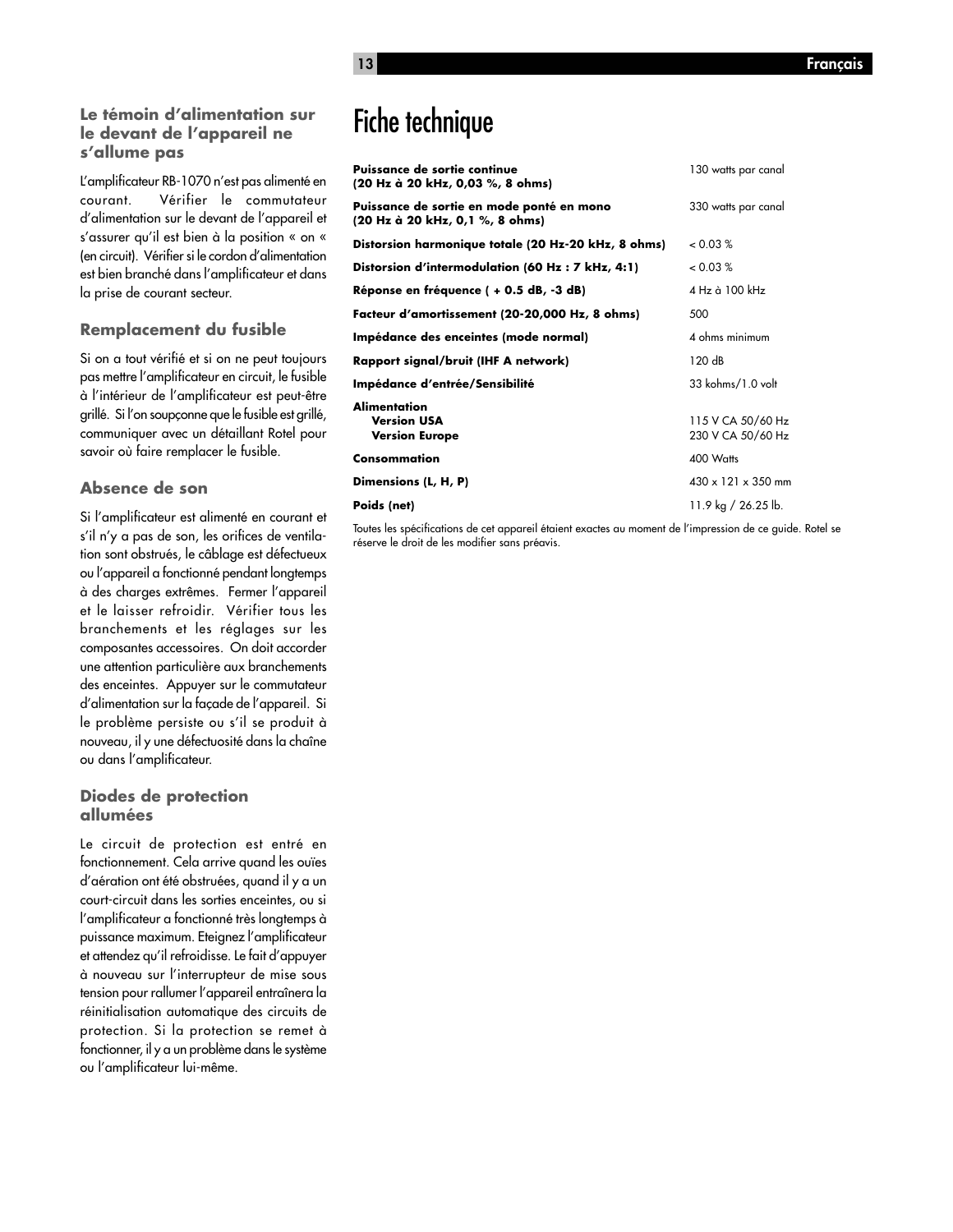### Le témoin d'alimentation sur le devant de l'appareil ne s'allume pas

L'amplificateur RB-1070 n'est pas alimenté en courant. Vérifier le commutateur d'alimentation sur le devant de l'appareil et s'assurer qu'il est bien à la position « on « (en circuit). Vérifier si le cordon d'alimentation est bien branché dans l'amplificateur et dans la prise de courant secteur.

### Remplacement du fusible

Si on a tout vérifié et si on ne peut toujours pas mettre l'amplificateur en circuit, le fusible à l'intérieur de l'amplificateur est peut-être grillé. Si l'on soupçonne que le fusible est grillé, communiquer avec un détaillant Rotel pour savoir où faire remplacer le fusible.

### Absence de son

Si l'amplificateur est alimenté en courant et s'il n'y a pas de son, les orifices de ventilation sont obstrués, le câblage est défectueux ou l'appareil a fonctionné pendant longtemps à des charges extrêmes. Fermer l'appareil et le laisser refroidir. Vérifier tous les branchements et les réglages sur les composantes accessoires. On doit accorder une attention particulière aux branchements des enceintes. Appuyer sur le commutateur d'alimentation sur la façade de l'appareil. Si le problème persiste ou s'il se produit à nouveau, il y une défectuosité dans la chaîne ou dans l'amplificateur.

### Diodes de protection allumées

Le circuit de protection est entré en fonctionnement. Cela arrive quand les ouïes d'aération ont été obstruées, quand il y a un court-circuit dans les sorties enceintes, ou si l'amplificateur a fonctionné très longtemps à puissance maximum. Eteignez l'amplificateur et attendez qu'il refroidisse. Le fait d'appuyer à nouveau sur l'interrupteur de mise sous tension pour rallumer l'appareil entraînera la réinitialisation automatique des circuits de protection. Si la protection se remet à fonctionner, il y a un problème dans le système ou l'amplificateur lui-même.

# Fiche technique

| | |
|---|---|
| **Puissance de sortie continue (20 Hz à 20 kHz, 0,03 %, 8 ohms)** | 130 watts par canal |
| **Puissance de sortie en mode ponté en mono (20 Hz à 20 kHz, 0,1 %, 8 ohms)** | 330 watts par canal |
| **Distorsion harmonique totale (20 Hz-20 kHz, 8 ohms)** | < 0.03 % |
| **Distorsion d'intermodulation (60 Hz : 7 kHz, 4:1)** | < 0.03 % |
| **Réponse en fréquence ( + 0.5 dB, -3 dB)** | 4 Hz à 100 kHz |
| **Facteur d'amortissement (20-20,000 Hz, 8 ohms)** | 500 |
| **Impédance des enceintes (mode normal)** | 4 ohms minimum |
| **Rapport signal/bruit (IHF A network)** | 120 dB |
| **Impédance d'entrée/Sensibilité** | 33 kohms/1.0 volt |
| **Alimentation** | |
| **Version USA** | 115 V CA 50/60 Hz |
| **Version Europe** | 230 V CA 50/60 Hz |
| **Consommation** | 400 Watts |
| **Dimensions (L, H, P)** | 430 x 121 x 350 mm |
| **Poids (net)** | 11.9 kg / 26.25 lb. |

Toutes les spécifications de cet appareil étaient exactes au moment de l'impression de ce guide. Rotel se réserve le droit de les modifier sans préavis.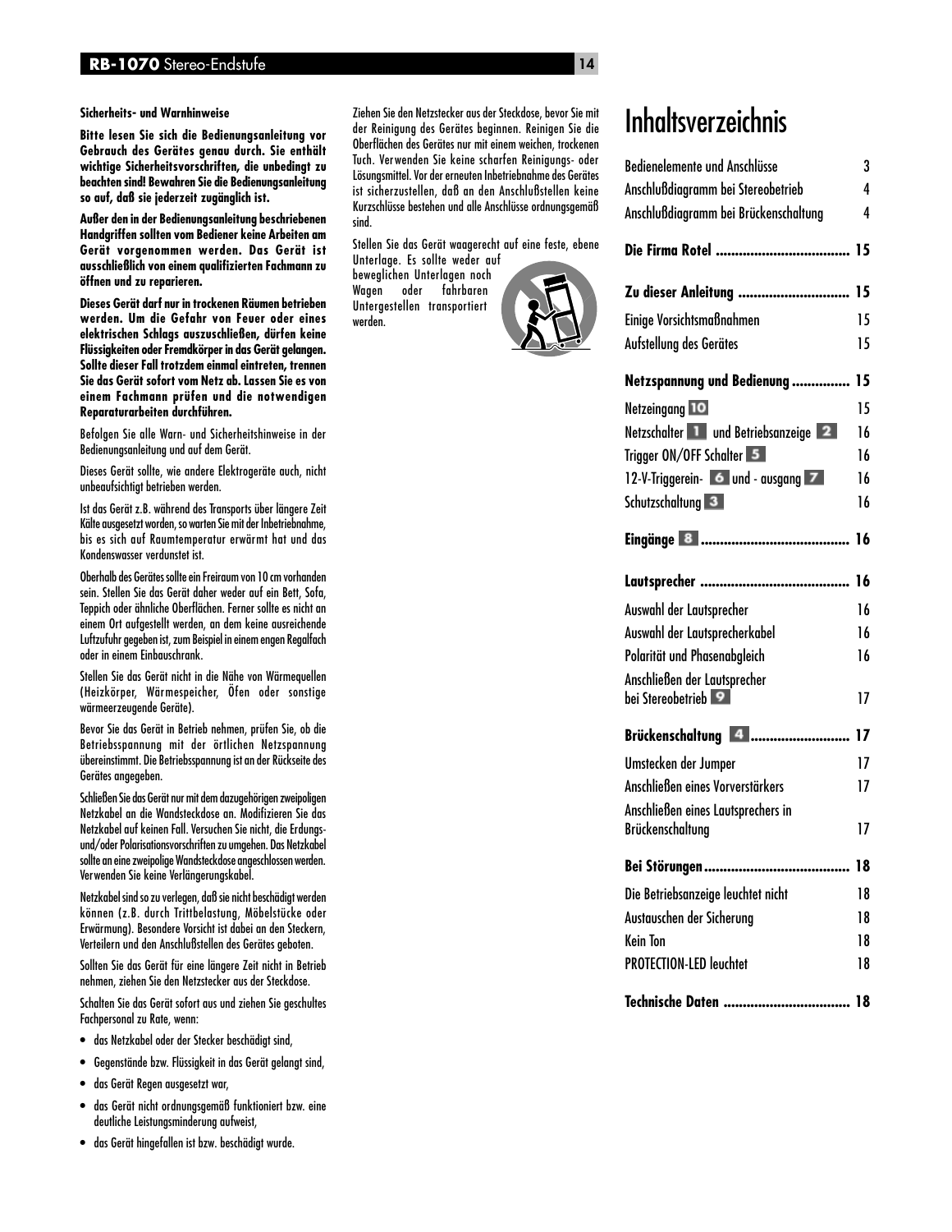**Sicherheits- und Warnhinweise**

**Bitte lesen Sie sich die Bedienungsanleitung vor Gebrauch des Gerätes genau durch. Sie enthält wichtige Sicherheitsvorschriften, die unbedingt zu beachten sind! Bewahren Sie die Bedienungsanleitung so auf, daß sie jederzeit zugänglich ist.**

**Außer den in der Bedienungsanleitung beschriebenen Handgriffen sollten vom Bediener keine Arbeiten am Gerät vorgenommen werden. Das Gerät ist ausschließlich von einem qualifizierten Fachmann zu öffnen und zu reparieren.**

**Dieses Gerät darf nur in trockenen Räumen betrieben werden. Um die Gefahr von Feuer oder eines elektrischen Schlags auszuschließen, dürfen keine Flüssigkeiten oder Fremdkörper in das Gerät gelangen. Sollte dieser Fall trotzdem einmal eintreten, trennen Sie das Gerät sofort vom Netz ab. Lassen Sie es von einem Fachmann prüfen und die notwendigen Reparaturarbeiten durchführen.**

Befolgen Sie alle Warn- und Sicherheitshinweise in der Bedienungsanleitung und auf dem Gerät.

Dieses Gerät sollte, wie andere Elektrogeräte auch, nicht unbeaufsichtigt betrieben werden.

Ist das Gerät z.B. während des Transports über längere Zeit Kälte ausgesetzt worden, so warten Sie mit der Inbetriebnahme, bis es sich auf Raumtemperatur erwärmt hat und das Kondenswasser verdunstet ist.

Oberhalb des Gerätes sollte ein Freiraum von 10 cm vorhanden sein. Stellen Sie das Gerät daher weder auf ein Bett, Sofa, Teppich oder ähnliche Oberflächen. Ferner sollte es nicht an einem Ort aufgestellt werden, an dem keine ausreichende Luftzufuhr gegeben ist, zum Beispiel in einem engen Regalfach oder in einem Einbauschrank.

Stellen Sie das Gerät nicht in die Nähe von Wärmequellen (Heizkörper, Wärmespeicher, Öfen oder sonstige wärmeerzeugende Geräte).

Bevor Sie das Gerät in Betrieb nehmen, prüfen Sie, ob die Betriebsspannung mit der örtlichen Netzspannung übereinstimmt. Die Betriebsspannung ist an der Rückseite des Gerätes angegeben.

Schließen Sie das Gerät nur mit dem dazugehörigen zweipoligen Netzkabel an die Wandsteckdose an. Modifizieren Sie das Netzkabel auf keinen Fall. Versuchen Sie nicht, die Erdungs- und/oder Polarisationsvorschriften zu umgehen. Das Netzkabel sollte an eine zweipolige Wandsteckdose angeschlossen werden. Verwenden Sie keine Verlängerungskabel.

Netzkabel sind so zu verlegen, daß sie nicht beschädigt werden können (z.B. durch Trittbelastung, Möbelstücke oder Erwärmung). Besondere Vorsicht ist dabei an den Steckern, Verteilern und den Anschlußstellen des Gerätes geboten.

Sollten Sie das Gerät für eine längere Zeit nicht in Betrieb nehmen, ziehen Sie den Netzstecker aus der Steckdose.

Schalten Sie das Gerät sofort aus und ziehen Sie geschultes Fachpersonal zu Rate, wenn:

- das Netzkabel oder der Stecker beschädigt sind,
- Gegenstände bzw. Flüssigkeit in das Gerät gelangt sind,
- das Gerät Regen ausgesetzt war,
- das Gerät nicht ordnungsgemäß funktioniert bzw. eine deutliche Leistungsminderung aufweist,
- das Gerät hingefallen ist bzw. beschädigt wurde.

Ziehen Sie den Netzstecker aus der Steckdose, bevor Sie mit der Reinigung des Gerätes beginnen. Reinigen Sie die Oberflächen des Gerätes nur mit einem weichen, trockenen Tuch. Verwenden Sie keine scharfen Reinigungs- oder Lösungsmittel. Vor der erneuten Inbetriebnahme des Gerätes ist sicherzustellen, daß an den Anschlußstellen keine Kurzschlüsse bestehen und alle Anschlüsse ordnungsgemäß sind.

Stellen Sie das Gerät waagerecht auf eine feste, ebene Unterlage. Es sollte weder auf beweglichen Unterlagen noch Wagen oder fahrbaren Untergestellen transportiert werden.

# Inhaltsverzeichnis

| | |
|---|---|
| Bedienelemente und Anschlüsse | 3 |
| Anschlußdiagramm bei Stereobetrieb | 4 |
| Anschlußdiagramm bei Brückenschaltung | 4 |
| **Die Firma Rotel** | **15** |
| **Zu dieser Anleitung** | **15** |
| Einige Vorsichtsmaßnahmen | 15 |
| Aufstellung des Gerätes | 15 |
| **Netzspannung und Bedienung** | **15** |
| Netzeingang 10 | 15 |
| Netzschalter 1 und Betriebsanzeige 2 | 16 |
| Trigger ON/OFF Schalter 5 | 16 |
| 12-V-Triggerein- 6 und - ausgang 7 | 16 |
| Schutzschaltung 3 | 16 |
| **Eingänge 8** | **16** |
| **Lautsprecher** | **16** |
| Auswahl der Lautsprecher | 16 |
| Auswahl der Lautsprecherkabel | 16 |
| Polarität und Phasenabgleich | 16 |
| Anschließen der Lautsprecher bei Stereobetrieb 9 | 17 |
| **Brückenschaltung 4** | **17** |
| Umstecken der Jumper | 17 |
| Anschließen eines Vorverstärkers | 17 |
| Anschließen eines Lautsprechers in Brückenschaltung | 17 |
| **Bei Störungen** | **18** |
| Die Betriebsanzeige leuchtet nicht | 18 |
| Austauschen der Sicherung | 18 |
| Kein Ton | 18 |
| PROTECTION-LED leuchtet | 18 |
| **Technische Daten** | **18** |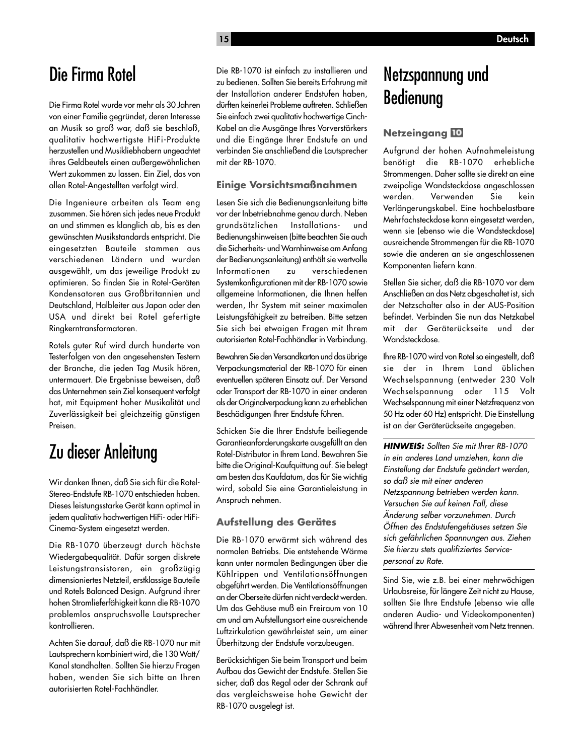# Die Firma Rotel

Die Firma Rotel wurde vor mehr als 30 Jahren von einer Familie gegründet, deren Interesse an Musik so groß war, daß sie beschloß, qualitativ hochwertigste HiFi-Produkte herzustellen und Musikliebhabern ungeachtet ihres Geldbeutels einen außergewöhnlichen Wert zukommen zu lassen. Ein Ziel, das von allen Rotel-Angestellten verfolgt wird.

Die Ingenieure arbeiten als Team eng zusammen. Sie hören sich jedes neue Produkt an und stimmen es klanglich ab, bis es den gewünschten Musikstandards entspricht. Die eingesetzten Bauteile stammen aus verschiedenen Ländern und wurden ausgewählt, um das jeweilige Produkt zu optimieren. So finden Sie in Rotel-Geräten Kondensatoren aus Großbritannien und Deutschland, Halbleiter aus Japan oder den USA und direkt bei Rotel gefertigte Ringkerntransformatoren.

Rotels guter Ruf wird durch hunderte von Testerfolgen von den angesehensten Testern der Branche, die jeden Tag Musik hören, untermauert. Die Ergebnisse beweisen, daß das Unternehmen sein Ziel konsequent verfolgt hat, mit Equipment hoher Musikalität und Zuverlässigkeit bei gleichzeitig günstigen Preisen.

# Zu dieser Anleitung

Wir danken Ihnen, daß Sie sich für die Rotel-Stereo-Endstufe RB-1070 entschieden haben. Dieses leistungsstarke Gerät kann optimal in jedem qualitativ hochwertigen HiFi- oder HiFi-Cinema-System eingesetzt werden.

Die RB-1070 überzeugt durch höchste Wiedergabequalität. Dafür sorgen diskrete Leistungstransistoren, ein großzügig dimensioniertes Netzteil, erstklassige Bauteile und Rotels Balanced Design. Aufgrund ihrer hohen Stromlieferfähigkeit kann die RB-1070 problemlos anspruchsvolle Lautsprecher kontrollieren.

Achten Sie darauf, daß die RB-1070 nur mit Lautsprechern kombiniert wird, die 130 Watt/ Kanal standhalten. Sollten Sie hierzu Fragen haben, wenden Sie sich bitte an Ihren autorisierten Rotel-Fachhändler.

Die RB-1070 ist einfach zu installieren und zu bedienen. Sollten Sie bereits Erfahrung mit der Installation anderer Endstufen haben, dürften keinerlei Probleme auftreten. Schließen Sie einfach zwei qualitativ hochwertige Cinch-Kabel an die Ausgänge Ihres Vorverstärkers und die Eingänge Ihrer Endstufe an und verbinden Sie anschließend die Lautsprecher mit der RB-1070.

### Einige Vorsichtsmaßnahmen

Lesen Sie sich die Bedienungsanleitung bitte vor der Inbetriebnahme genau durch. Neben grundsätzlichen Installations- und Bedienungshinweisen (bitte beachten Sie auch die Sicherheits- und Warnhinweise am Anfang der Bedienungsanleitung) enthält sie wertvolle Informationen zu verschiedenen Systemkonfigurationen mit der RB-1070 sowie allgemeine Informationen, die Ihnen helfen werden, Ihr System mit seiner maximalen Leistungsfähigkeit zu betreiben. Bitte setzen Sie sich bei etwaigen Fragen mit Ihrem autorisierten Rotel-Fachhändler in Verbindung.

Bewahren Sie den Versandkarton und das übrige Verpackungsmaterial der RB-1070 für einen eventuellen späteren Einsatz auf. Der Versand oder Transport der RB-1070 in einer anderen als der Originalverpackung kann zu erheblichen Beschädigungen Ihrer Endstufe führen.

Schicken Sie die Ihrer Endstufe beiliegende Garantieanforderungskarte ausgefüllt an den Rotel-Distributor in Ihrem Land. Bewahren Sie bitte die Original-Kaufquittung auf. Sie belegt am besten das Kaufdatum, das für Sie wichtig wird, sobald Sie eine Garantieleistung in Anspruch nehmen.

### Aufstellung des Gerätes

Die RB-1070 erwärmt sich während des normalen Betriebs. Die entstehende Wärme kann unter normalen Bedingungen über die Kühlrippen und Ventilationsöffnungen abgeführt werden. Die Ventilationsöffnungen an der Oberseite dürfen nicht verdeckt werden. Um das Gehäuse muß ein Freiraum von 10 cm und am Aufstellungsort eine ausreichende Luftzirkulation gewährleistet sein, um einer Überhitzung der Endstufe vorzubeugen.

Berücksichtigen Sie beim Transport und beim Aufbau das Gewicht der Endstufe. Stellen Sie sicher, daß das Regal oder der Schrank auf das vergleichsweise hohe Gewicht der RB-1070 ausgelegt ist.

# Netzspannung und Bedienung

### Netzeingang 10

Aufgrund der hohen Aufnahmeleistung benötigt die RB-1070 erhebliche Strommengen. Daher sollte sie direkt an eine zweipolige Wandsteckdose angeschlossen werden. Verwenden Sie kein Verlängerungskabel. Eine hochbelastbare Mehrfachsteckdose kann eingesetzt werden, wenn sie (ebenso wie die Wandsteckdose) ausreichende Strommengen für die RB-1070 sowie die anderen an sie angeschlossenen Komponenten liefern kann.

Stellen Sie sicher, daß die RB-1070 vor dem Anschließen an das Netz abgeschaltet ist, sich der Netzschalter also in der AUS-Position befindet. Verbinden Sie nun das Netzkabel mit der Geräterückseite und der Wandsteckdose.

Ihre RB-1070 wird von Rotel so eingestellt, daß sie der in Ihrem Land üblichen Wechselspannung (entweder 230 Volt Wechselspannung oder 115 Volt Wechselspannung mit einer Netzfrequenz von 50 Hz oder 60 Hz) entspricht. Die Einstellung ist an der Geräterückseite angegeben.

***HINWEIS:*** *Sollten Sie mit Ihrer RB-1070 in ein anderes Land umziehen, kann die Einstellung der Endstufe geändert werden, so daß sie mit einer anderen Netzspannung betrieben werden kann. Versuchen Sie auf keinen Fall, diese Änderung selber vorzunehmen. Durch Öffnen des Endstufengehäuses setzen Sie sich gefährlichen Spannungen aus. Ziehen Sie hierzu stets qualifiziertes Service-personal zu Rate.*

Sind Sie, wie z.B. bei einer mehrwöchigen Urlaubsreise, für längere Zeit nicht zu Hause, sollten Sie Ihre Endstufe (ebenso wie alle anderen Audio- und Videokomponenten) während Ihrer Abwesenheit vom Netz trennen.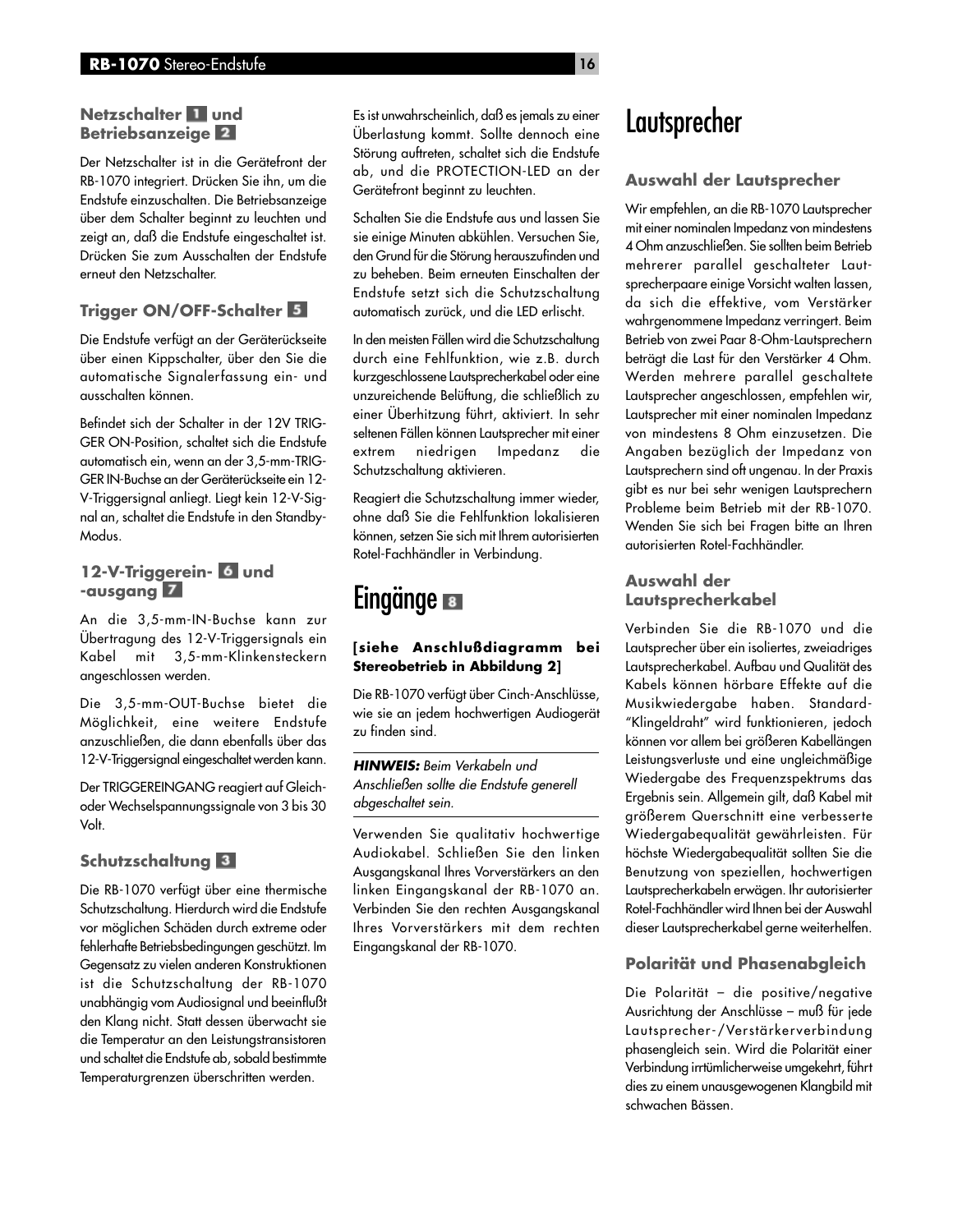### Netzschalter 1 und Betriebsanzeige 2

Der Netzschalter ist in die Gerätefront der RB-1070 integriert. Drücken Sie ihn, um die Endstufe einzuschalten. Die Betriebsanzeige über dem Schalter beginnt zu leuchten und zeigt an, daß die Endstufe eingeschaltet ist. Drücken Sie zum Ausschalten der Endstufe erneut den Netzschalter.

### Trigger ON/OFF-Schalter 5

Die Endstufe verfügt an der Geräterückseite über einen Kippschalter, über den Sie die automatische Signalerfassung ein- und ausschalten können.

Befindet sich der Schalter in der 12V TRIGGER ON-Position, schaltet sich die Endstufe automatisch ein, wenn an der 3,5-mm-TRIGGER IN-Buchse an der Geräterückseite ein 12-V-Triggersignal anliegt. Liegt kein 12-V-Signal an, schaltet die Endstufe in den Standby-Modus.

### 12-V-Triggerein- 6 und -ausgang 7

An die 3,5-mm-IN-Buchse kann zur Übertragung des 12-V-Triggersignals ein Kabel mit 3,5-mm-Klinkensteckern angeschlossen werden.

Die 3,5-mm-OUT-Buchse bietet die Möglichkeit, eine weitere Endstufe anzuschließen, die dann ebenfalls über das 12-V-Triggersignal eingeschaltet werden kann.

Der TRIGGEREINGANG reagiert auf Gleich- oder Wechselspannungssignale von 3 bis 30 Volt.

### Schutzschaltung 3

Die RB-1070 verfügt über eine thermische Schutzschaltung. Hierdurch wird die Endstufe vor möglichen Schäden durch extreme oder fehlerhafte Betriebsbedingungen geschützt. Im Gegensatz zu vielen anderen Konstruktionen ist die Schutzschaltung der RB-1070 unabhängig vom Audiosignal und beeinflußt den Klang nicht. Statt dessen überwacht sie die Temperatur an den Leistungstransistoren und schaltet die Endstufe ab, sobald bestimmte Temperaturgrenzen überschritten werden.

Es ist unwahrscheinlich, daß es jemals zu einer Überlastung kommt. Sollte dennoch eine Störung auftreten, schaltet sich die Endstufe ab, und die PROTECTION-LED an der Gerätefront beginnt zu leuchten.

Schalten Sie die Endstufe aus und lassen Sie sie einige Minuten abkühlen. Versuchen Sie, den Grund für die Störung herauszufinden und zu beheben. Beim erneuten Einschalten der Endstufe setzt sich die Schutzschaltung automatisch zurück, und die LED erlischt.

In den meisten Fällen wird die Schutzschaltung durch eine Fehlfunktion, wie z.B. durch kurzgeschlossene Lautsprecherkabel oder eine unzureichende Belüftung, die schließlich zu einer Überhitzung führt, aktiviert. In sehr seltenen Fällen können Lautsprecher mit einer extrem niedrigen Impedanz die Schutzschaltung aktivieren.

Reagiert die Schutzschaltung immer wieder, ohne daß Sie die Fehlfunktion lokalisieren können, setzen Sie sich mit Ihrem autorisierten Rotel-Fachhändler in Verbindung.

## Eingänge 8

**[siehe Anschlußdiagramm bei Stereobetrieb in Abbildung 2]**

Die RB-1070 verfügt über Cinch-Anschlüsse, wie sie an jedem hochwertigen Audiogerät zu finden sind.

***HINWEIS:*** *Beim Verkabeln und Anschließen sollte die Endstufe generell abgeschaltet sein.*

Verwenden Sie qualitativ hochwertige Audiokabel. Schließen Sie den linken Ausgangskanal Ihres Vorverstärkers an den linken Eingangskanal der RB-1070 an. Verbinden Sie den rechten Ausgangskanal Ihres Vorverstärkers mit dem rechten Eingangskanal der RB-1070.

# Lautsprecher

### Auswahl der Lautsprecher

Wir empfehlen, an die RB-1070 Lautsprecher mit einer nominalen Impedanz von mindestens 4 Ohm anzuschließen. Sie sollten beim Betrieb mehrerer parallel geschalteter Lautsprecherpaare einige Vorsicht walten lassen, da sich die effektive, vom Verstärker wahrgenommene Impedanz verringert. Beim Betrieb von zwei Paar 8-Ohm-Lautsprechern beträgt die Last für den Verstärker 4 Ohm. Werden mehrere parallel geschaltete Lautsprecher angeschlossen, empfehlen wir, Lautsprecher mit einer nominalen Impedanz von mindestens 8 Ohm einzusetzen. Die Angaben bezüglich der Impedanz von Lautsprechern sind oft ungenau. In der Praxis gibt es nur bei sehr wenigen Lautsprechern Probleme beim Betrieb mit der RB-1070. Wenden Sie sich bei Fragen bitte an Ihren autorisierten Rotel-Fachhändler.

### Auswahl der Lautsprecherkabel

Verbinden Sie die RB-1070 und die Lautsprecher über ein isoliertes, zweiadriges Lautsprecherkabel. Aufbau und Qualität des Kabels können hörbare Effekte auf die Musikwiedergabe haben. Standard-“Klingeldraht” wird funktionieren, jedoch können vor allem bei größeren Kabellängen Leistungsverluste und eine ungleichmäßige Wiedergabe des Frequenzspektrums das Ergebnis sein. Allgemein gilt, daß Kabel mit größerem Querschnitt eine verbesserte Wiedergabequalität gewährleisten. Für höchste Wiedergabequalität sollten Sie die Benutzung von speziellen, hochwertigen Lautsprecherkabeln erwägen. Ihr autorisierter Rotel-Fachhändler wird Ihnen bei der Auswahl dieser Lautsprecherkabel gerne weiterhelfen.

### Polarität und Phasenabgleich

Die Polarität – die positive/negative Ausrichtung der Anschlüsse – muß für jede Lautsprecher-/Verstärkerverbindung phasengleich sein. Wird die Polarität einer Verbindung irrtümlicherweise umgekehrt, führt dies zu einem unausgewogenen Klangbild mit schwachen Bässen.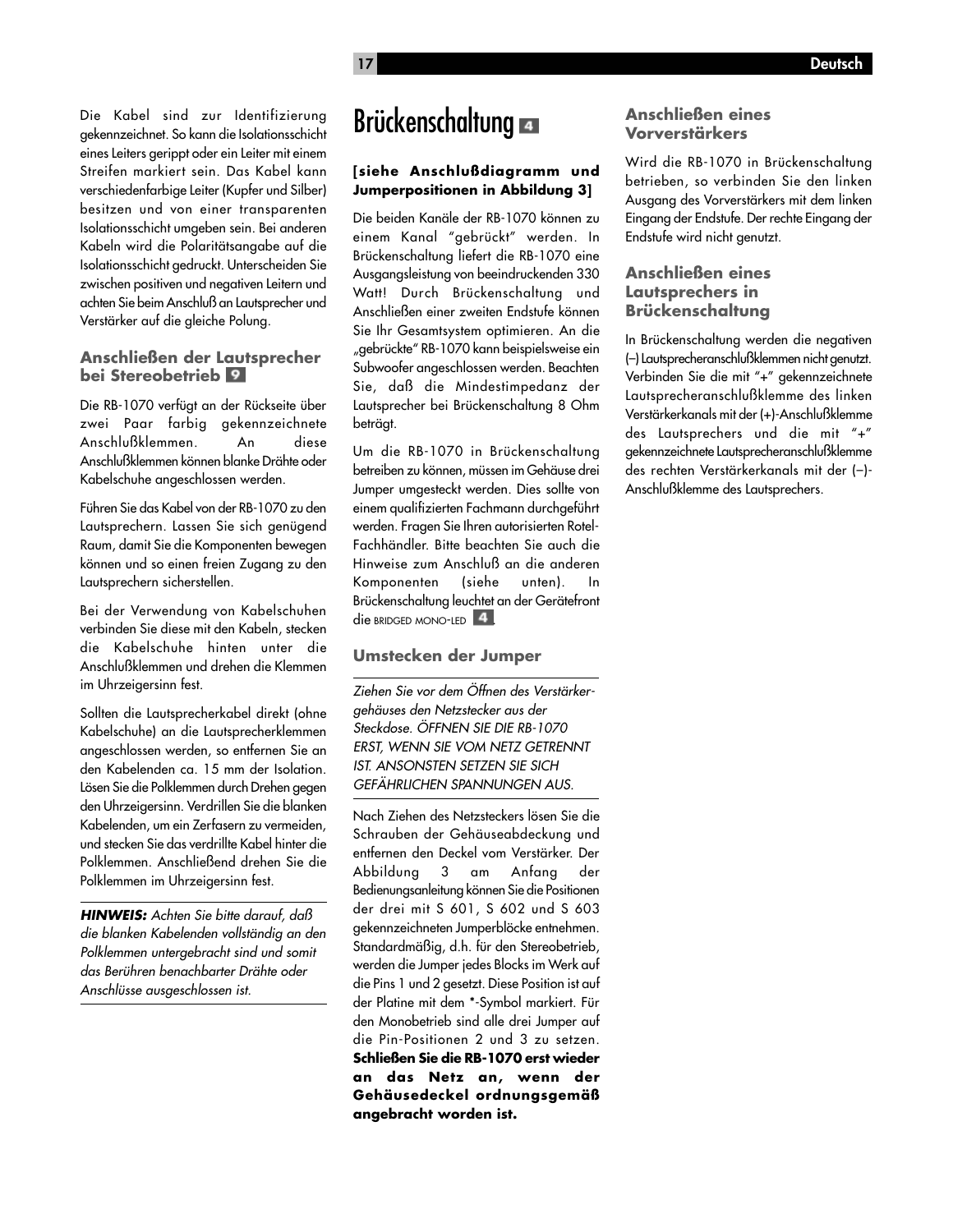Die Kabel sind zur Identifizierung gekennzeichnet. So kann die Isolationsschicht eines Leiters gerippt oder ein Leiter mit einem Streifen markiert sein. Das Kabel kann verschiedenfarbige Leiter (Kupfer und Silber) besitzen und von einer transparenten Isolationsschicht umgeben sein. Bei anderen Kabeln wird die Polaritätsangabe auf die Isolationsschicht gedruckt. Unterscheiden Sie zwischen positiven und negativen Leitern und achten Sie beim Anschluß an Lautsprecher und Verstärker auf die gleiche Polung.

### Anschließen der Lautsprecher bei Stereobetrieb 9

Die RB-1070 verfügt an der Rückseite über zwei Paar farbig gekennzeichnete Anschlußklemmen. An diese Anschlußklemmen können blanke Drähte oder Kabelschuhe angeschlossen werden.

Führen Sie das Kabel von der RB-1070 zu den Lautsprechern. Lassen Sie sich genügend Raum, damit Sie die Komponenten bewegen können und so einen freien Zugang zu den Lautsprechern sicherstellen.

Bei der Verwendung von Kabelschuhen verbinden Sie diese mit den Kabeln, stecken die Kabelschuhe hinten unter die Anschlußklemmen und drehen die Klemmen im Uhrzeigersinn fest.

Sollten die Lautsprecherkabel direkt (ohne Kabelschuhe) an die Lautsprecherklemmen angeschlossen werden, so entfernen Sie an den Kabelenden ca. 15 mm der Isolation. Lösen Sie die Polklemmen durch Drehen gegen den Uhrzeigersinn. Verdrillen Sie die blanken Kabelenden, um ein Zerfasern zu vermeiden, und stecken Sie das verdrillte Kabel hinter die Polklemmen. Anschließend drehen Sie die Polklemmen im Uhrzeigersinn fest.

***HINWEIS:*** *Achten Sie bitte darauf, daß die blanken Kabelenden vollständig an den Polklemmen untergebracht sind und somit das Berühren benachbarter Drähte oder Anschlüsse ausgeschlossen ist.*

## Brückenschaltung 4

**[siehe Anschlußdiagramm und Jumperpositionen in Abbildung 3]**

Die beiden Kanäle der RB-1070 können zu einem Kanal "gebrückt" werden. In Brückenschaltung liefert die RB-1070 eine Ausgangsleistung von beeindruckenden 330 Watt! Durch Brückenschaltung und Anschließen einer zweiten Endstufe können Sie Ihr Gesamtsystem optimieren. An die „gebrückte" RB-1070 kann beispielsweise ein Subwoofer angeschlossen werden. Beachten Sie, daß die Mindestimpedanz der Lautsprecher bei Brückenschaltung 8 Ohm beträgt.

Um die RB-1070 in Brückenschaltung betreiben zu können, müssen im Gehäuse drei Jumper umgesteckt werden. Dies sollte von einem qualifizierten Fachmann durchgeführt werden. Fragen Sie Ihren autorisierten Rotel-Fachhändler. Bitte beachten Sie auch die Hinweise zum Anschluß an die anderen Komponenten (siehe unten). In Brückenschaltung leuchtet an der Gerätefront die BRIDGED MONO-LED 4.

### Umstecken der Jumper

*Ziehen Sie vor dem Öffnen des Verstärkergehäuses den Netzstecker aus der Steckdose. ÖFFNEN SIE DIE RB-1070 ERST, WENN SIE VOM NETZ GETRENNT IST. ANSONSTEN SETZEN SIE SICH GEFÄHRLICHEN SPANNUNGEN AUS.*

Nach Ziehen des Netzsteckers lösen Sie die Schrauben der Gehäuseabdeckung und entfernen den Deckel vom Verstärker. Der Abbildung 3 am Anfang der Bedienungsanleitung können Sie die Positionen der drei mit S 601, S 602 und S 603 gekennzeichneten Jumperblöcke entnehmen. Standardmäßig, d.h. für den Stereobetrieb, werden die Jumper jedes Blocks im Werk auf die Pins 1 und 2 gesetzt. Diese Position ist auf der Platine mit dem *-Symbol markiert. Für den Monobetrieb sind alle drei Jumper auf die Pin-Positionen 2 und 3 zu setzen. **Schließen Sie die RB-1070 erst wieder an das Netz an, wenn der Gehäusedeckel ordnungsgemäß angebracht worden ist.**

### Anschließen eines Vorverstärkers

Wird die RB-1070 in Brückenschaltung betrieben, so verbinden Sie den linken Ausgang des Vorverstärkers mit dem linken Eingang der Endstufe. Der rechte Eingang der Endstufe wird nicht genutzt.

### Anschließen eines Lautsprechers in Brückenschaltung

In Brückenschaltung werden die negativen (–) Lautsprecheranschlußklemmen nicht genutzt. Verbinden Sie die mit "+" gekennzeichnete Lautsprecheranschlußklemme des linken Verstärkerkanals mit der (+)-Anschlußklemme des Lautsprechers und die mit "+" gekennzeichnete Lautsprecheranschlußklemme des rechten Verstärkerkanals mit der (–)-Anschlußklemme des Lautsprechers.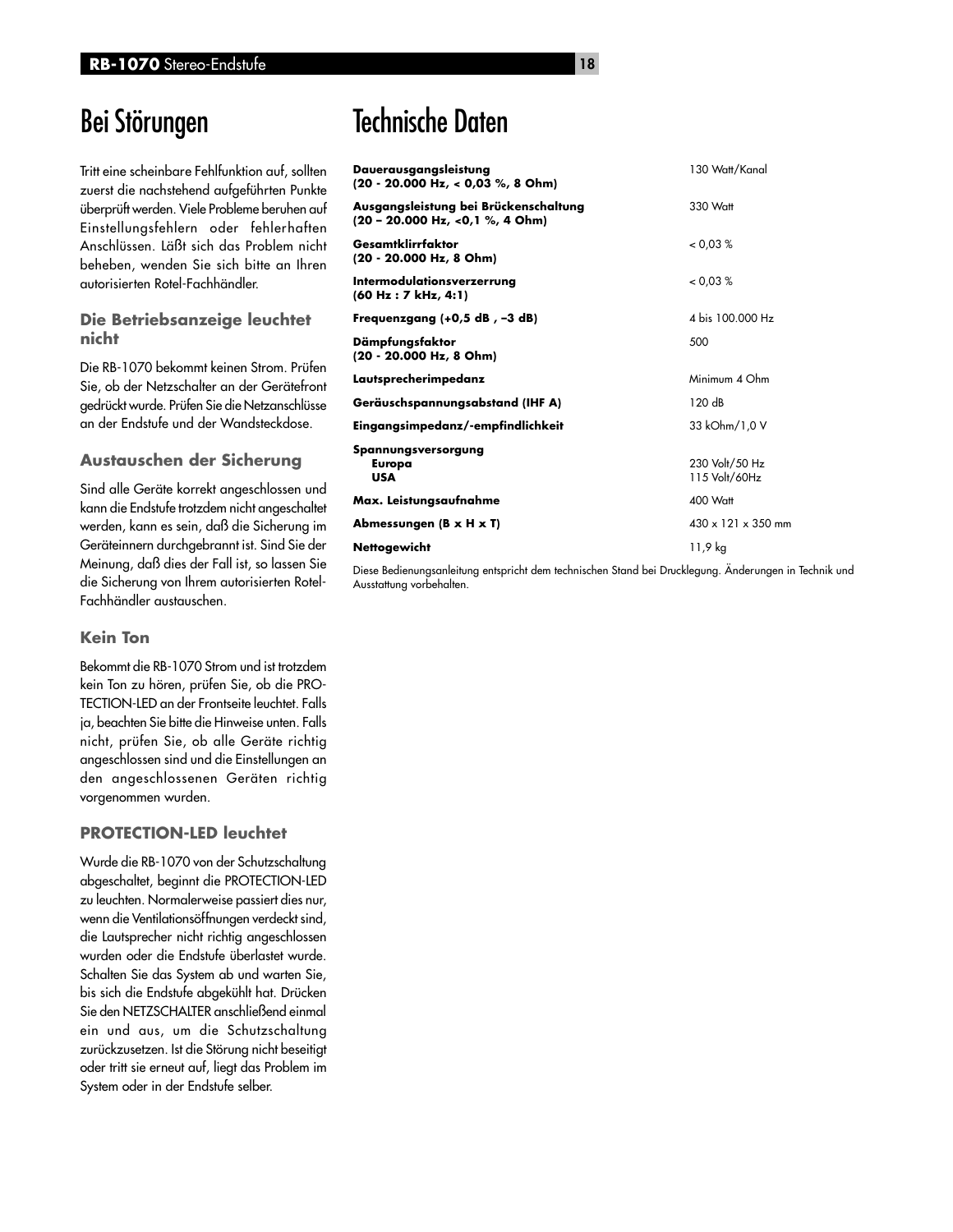// Bei Störungen

Tritt eine scheinbare Fehlfunktion auf, sollten zuerst die nachstehend aufgeführten Punkte überprüft werden. Viele Probleme beruhen auf Einstellungsfehlern oder fehlerhaften Anschlüssen. Läßt sich das Problem nicht beheben, wenden Sie sich bitte an Ihren autorisierten Rotel-Fachhändler.

### Die Betriebsanzeige leuchtet nicht

Die RB-1070 bekommt keinen Strom. Prüfen Sie, ob der Netzschalter an der Gerätefront gedrückt wurde. Prüfen Sie die Netzanschlüsse an der Endstufe und der Wandsteckdose.

### Austauschen der Sicherung

Sind alle Geräte korrekt angeschlossen und kann die Endstufe trotzdem nicht angeschaltet werden, kann es sein, daß die Sicherung im Geräteinnern durchgebrannt ist. Sind Sie der Meinung, daß dies der Fall ist, so lassen Sie die Sicherung von Ihrem autorisierten Rotel-Fachhändler austauschen.

### Kein Ton

Bekommt die RB-1070 Strom und ist trotzdem kein Ton zu hören, prüfen Sie, ob die PROTECTION-LED an der Frontseite leuchtet. Falls ja, beachten Sie bitte die Hinweise unten. Falls nicht, prüfen Sie, ob alle Geräte richtig angeschlossen sind und die Einstellungen an den angeschlossenen Geräten richtig vorgenommen wurden.

### PROTECTION-LED leuchtet

Wurde die RB-1070 von der Schutzschaltung abgeschaltet, beginnt die PROTECTION-LED zu leuchten. Normalerweise passiert dies nur, wenn die Ventilationsöffnungen verdeckt sind, die Lautsprecher nicht richtig angeschlossen wurden oder die Endstufe überlastet wurde. Schalten Sie das System ab und warten Sie, bis sich die Endstufe abgekühlt hat. Drücken Sie den NETZSCHALTER anschließend einmal ein und aus, um die Schutzschaltung zurückzusetzen. Ist die Störung nicht beseitigt oder tritt sie erneut auf, liegt das Problem im System oder in der Endstufe selber.

# Technische Daten

| | |
|---|---|
| **Dauerausgangsleistung (20 - 20.000 Hz, < 0,03 %, 8 Ohm)** | 130 Watt/Kanal |
| **Ausgangsleistung bei Brückenschaltung (20 – 20.000 Hz, <0,1 %, 4 Ohm)** | 330 Watt |
| **Gesamtklirrfaktor (20 - 20.000 Hz, 8 Ohm)** | < 0,03 % |
| **Intermodulationsverzerrung (60 Hz : 7 kHz, 4:1)** | < 0,03 % |
| **Frequenzgang (+0,5 dB , –3 dB)** | 4 bis 100.000 Hz |
| **Dämpfungsfaktor (20 - 20.000 Hz, 8 Ohm)** | 500 |
| **Lautsprecherimpedanz** | Minimum 4 Ohm |
| **Geräuschspannungsabstand (IHF A)** | 120 dB |
| **Eingangsimpedanz/-empfindlichkeit** | 33 kOhm/1,0 V |
| **Spannungsversorgung** | |
| **Europa** | 230 Volt/50 Hz |
| **USA** | 115 Volt/60Hz |
| **Max. Leistungsaufnahme** | 400 Watt |
| **Abmessungen (B x H x T)** | 430 x 121 x 350 mm |
| **Nettogewicht** | 11,9 kg |

Diese Bedienungsanleitung entspricht dem technischen Stand bei Drucklegung. Änderungen in Technik und Ausstattung vorbehalten.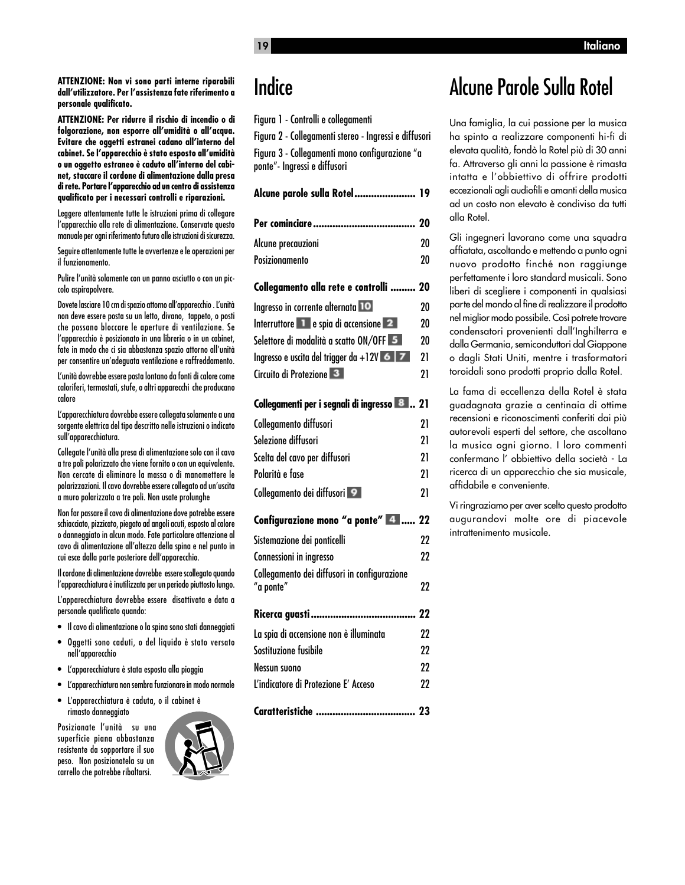**ATTENZIONE: Non vi sono parti interne riparabili dall'utilizzatore. Per l'assistenza fate riferimento a personale qualificato.**

**ATTENZIONE: Per ridurre il rischio di incendio o di folgorazione, non esporre all'umidità o all'acqua. Evitare che oggetti estranei cadano all'interno del cabinet. Se l'apparecchio è stato esposto all'umidità o un oggetto estraneo è caduto all'interno del cabinet, staccare il cordone di alimentazione dalla presa di rete. Portare l'apparecchio ad un centro di assistenza qualificato per i necessari controlli e riparazioni.**

Leggere attentamente tutte le istruzioni prima di collegare l'apparecchio alla rete di alimentazione. Conservate questo manuale per ogni riferimento futuro alle istruzioni di sicurezza.

Seguire attentamente tutte le avvertenze e le operazioni per il funzionamento.

Pulire l'unità solamente con un panno asciutto o con un piccolo aspirapolvere.

Dovete lasciare 10 cm di spazio attorno all'apparecchio . L'unità non deve essere posta su un letto, divano, tappeto, o posti che possano bloccare le aperture di ventilazione. Se l'apparecchio è posizionato in una libreria o in un cabinet, fate in modo che ci sia abbastanza spazio attorno all'unità per consentire un'adeguata ventilazione e raffreddamento.

L'unità dovrebbe essere posta lontano da fonti di calore come caloriferi, termostati, stufe, o altri apparecchi che producano calore

L'apparecchiatura dovrebbe essere collegata solamente a una sorgente elettrica del tipo descritto nelle istruzioni o indicato sull'apparecchiatura.

Collegate l'unità alla presa di alimentazione solo con il cavo a tre poli polarizzato che viene fornito o con un equivalente. Non cercate di eliminare la massa o di manomettere le polarizzazioni. Il cavo dovrebbe essere collegato ad un'uscita a muro polarizzata a tre poli. Non usate prolunghe

Non far passare il cavo di alimentazione dove potrebbe essere schiacciato, pizzicato, piegato ad angoli acuti, esposto al calore o danneggiato in alcun modo. Fate particolare attenzione al cavo di alimentazione all'altezza della spina e nel punto in cui esce dalla parte posteriore dell'apparecchio.

Il cordone di alimentazione dovrebbe essere scollegato quando l'apparecchiatura è inutilizzata per un periodo piuttosto lungo.

L'apparecchiatura dovrebbe essere disattivata e data a personale qualificato quando:

- Il cavo di alimentazione o la spina sono stati danneggiati
- Oggetti sono caduti, o del liquido è stato versato nell'apparecchio
- L'apparecchiatura è stata esposta alla pioggia
- L'apparecchiatura non sembra funzionare in modo normale
- L'apparecchiatura è caduta, o il cabinet è rimasto danneggiato

Posizionate l'unità su una superficie piana abbastanza resistente da sopportare il suo peso. Non posizionatela su un carrello che potrebbe ribaltarsi.

# Indice

Figura 1 - Controlli e collegamenti

Figura 2 - Collegamenti stereo - Ingressi e diffusori

Figura 3 - Collegamenti mono configurazione "a ponte"- Ingressi e diffusori

**Alcune parole sulla Rotel ...................... 19**

**Per cominciare ..................................... 20**

Alcune precauzioni 20

Posizionamento 20

**Collegamento alla rete e controlli ......... 20**

Ingresso in corrente alternata 10 20

Interruttore 1 e spia di accensione 2 20

Selettore di modalità a scatto ON/OFF 5 20

Ingresso e uscita del trigger da +12V 6 7 21

Circuito di Protezione 3 21

**Collegamenti per i segnali di ingresso 8 .. 21**

Collegamento diffusori 21

Selezione diffusori 21

Scelta del cavo per diffusori 21

Polarità e fase 21

Collegamento dei diffusori 9 21

**Configurazione mono "a ponte" 4 ..... 22**

Sistemazione dei ponticelli 22

Connessioni in ingresso 22

Collegamento dei diffusori in configurazione "a ponte" 22

**Ricerca guasti ...................................... 22**

La spia di accensione non è illuminata 22

Sostituzione fusibile 22

Nessun suono 22

L'indicatore di Protezione E' Acceso 22

**Caratteristiche .................................... 23**

# Alcune Parole Sulla Rotel

Una famiglia, la cui passione per la musica ha spinto a realizzare componenti hi-fi di elevata qualità, fondò la Rotel più di 30 anni fa. Attraverso gli anni la passione è rimasta intatta e l'obbiettivo di offrire prodotti eccezionali agli audiofili e amanti della musica ad un costo non elevato è condiviso da tutti alla Rotel.

Gli ingegneri lavorano come una squadra affiatata, ascoltando e mettendo a punto ogni nuovo prodotto finché non raggiunge perfettamente i loro standard musicali. Sono liberi di scegliere i componenti in qualsiasi parte del mondo al fine di realizzare il prodotto nel miglior modo possibile. Così potrete trovare condensatori provenienti dall'Inghilterra e dalla Germania, semiconduttori dal Giappone o dagli Stati Uniti, mentre i trasformatori toroidali sono prodotti proprio dalla Rotel.

La fama di eccellenza della Rotel è stata guadagnata grazie a centinaia di ottime recensioni e riconoscimenti conferiti dai più autorevoli esperti del settore, che ascoltano la musica ogni giorno. I loro commenti confermano l' obbiettivo della società - La ricerca di un apparecchio che sia musicale, affidabile e conveniente.

Vi ringraziamo per aver scelto questo prodotto augurandovi molte ore di piacevole intrattenimento musicale.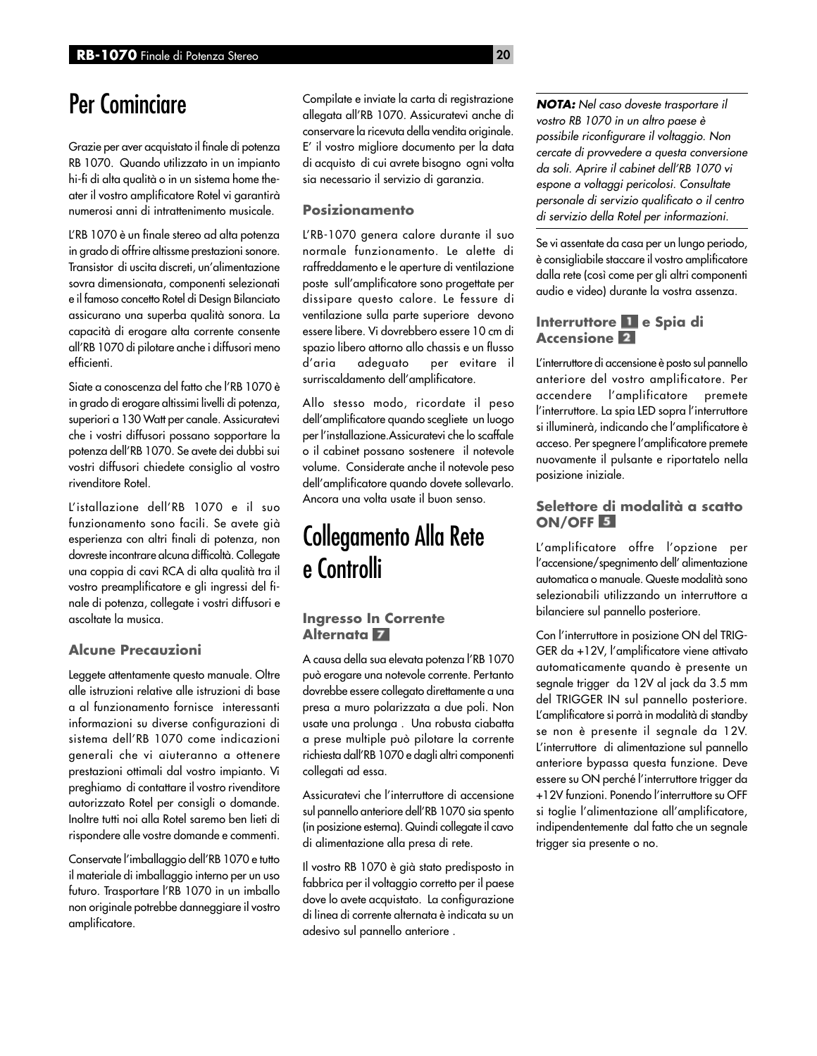# Per Cominciare

Grazie per aver acquistato il finale di potenza RB 1070. Quando utilizzato in un impianto hi-fi di alta qualità o in un sistema home theater il vostro amplificatore Rotel vi garantirà numerosi anni di intrattenimento musicale.

L'RB 1070 è un finale stereo ad alta potenza in grado di offrire altissme prestazioni sonore. Transistor di uscita discreti, un'alimentazione sovra dimensionata, componenti selezionati e il famoso concetto Rotel di Design Bilanciato assicurano una superba qualità sonora. La capacità di erogare alta corrente consente all'RB 1070 di pilotare anche i diffusori meno efficienti.

Siate a conoscenza del fatto che l'RB 1070 è in grado di erogare altissimi livelli di potenza, superiori a 130 Watt per canale. Assicuratevi che i vostri diffusori possano sopportare la potenza dell'RB 1070. Se avete dei dubbi sui vostri diffusori chiedete consiglio al vostro rivenditore Rotel.

L'istallazione dell'RB 1070 e il suo funzionamento sono facili. Se avete già esperienza con altri finali di potenza, non dovreste incontrare alcuna difficoltà. Collegate una coppia di cavi RCA di alta qualità tra il vostro preamplificatore e gli ingressi del finale di potenza, collegate i vostri diffusori e ascoltate la musica.

### Alcune Precauzioni

Leggete attentamente questo manuale. Oltre alle istruzioni relative alle istruzioni di base a al funzionamento fornisce interessanti informazioni su diverse configurazioni di sistema dell'RB 1070 come indicazioni generali che vi aiuteranno a ottenere prestazioni ottimali dal vostro impianto. Vi preghiamo di contattare il vostro rivenditore autorizzato Rotel per consigli o domande. Inoltre tutti noi alla Rotel saremo ben lieti di rispondere alle vostre domande e commenti.

Conservate l'imballaggio dell'RB 1070 e tutto il materiale di imballaggio interno per un uso futuro. Trasportare l'RB 1070 in un imballo non originale potrebbe danneggiare il vostro amplificatore.

Compilate e inviate la carta di registrazione allegata all'RB 1070. Assicuratevi anche di conservare la ricevuta della vendita originale. E' il vostro migliore documento per la data di acquisto di cui avrete bisogno ogni volta sia necessario il servizio di garanzia.

### Posizionamento

L'RB-1070 genera calore durante il suo normale funzionamento. Le alette di raffreddamento e le aperture di ventilazione poste sull'amplificatore sono progettate per dissipare questo calore. Le fessure di ventilazione sulla parte superiore devono essere libere. Vi dovrebbero essere 10 cm di spazio libero attorno allo chassis e un flusso d'aria adeguato per evitare il surriscaldamento dell'amplificatore.

Allo stesso modo, ricordate il peso dell'amplificatore quando scegliete un luogo per l'installazione.Assicuratevi che lo scaffale o il cabinet possano sostenere il notevole volume. Considerate anche il notevole peso dell'amplificatore quando dovete sollevarlo. Ancora una volta usate il buon senso.

# Collegamento Alla Rete e Controlli

### Ingresso In Corrente Alternata 7

A causa della sua elevata potenza l'RB 1070 può erogare una notevole corrente. Pertanto dovrebbe essere collegato direttamente a una presa a muro polarizzata a due poli. Non usate una prolunga . Una robusta ciabatta a prese multiple può pilotare la corrente richiesta dall'RB 1070 e dagli altri componenti collegati ad essa.

Assicuratevi che l'interruttore di accensione sul pannello anteriore dell'RB 1070 sia spento (in posizione esterna). Quindi collegate il cavo di alimentazione alla presa di rete.

Il vostro RB 1070 è già stato predisposto in fabbrica per il voltaggio corretto per il paese dove lo avete acquistato. La configurazione di linea di corrente alternata è indicata su un adesivo sul pannello anteriore .

***NOTA:*** *Nel caso doveste trasportare il vostro RB 1070 in un altro paese è possibile riconfigurare il voltaggio. Non cercate di provvedere a questa conversione da soli. Aprire il cabinet dell'RB 1070 vi espone a voltaggi pericolosi. Consultate personale di servizio qualificato o il centro di servizio della Rotel per informazioni.*

Se vi assentate da casa per un lungo periodo, è consigliabile staccare il vostro amplificatore dalla rete (così come per gli altri componenti audio e video) durante la vostra assenza.

### Interruttore 1 e Spia di Accensione 2

L'interruttore di accensione è posto sul pannello anteriore del vostro amplificatore. Per accendere l'amplificatore premete l'interruttore. La spia LED sopra l'interruttore si illuminerà, indicando che l'amplificatore è acceso. Per spegnere l'amplificatore premete nuovamente il pulsante e riportatelo nella posizione iniziale.

### Selettore di modalità a scatto ON/OFF 5

L'amplificatore offre l'opzione per l'accensione/spegnimento dell' alimentazione automatica o manuale. Queste modalità sono selezionabili utilizzando un interruttore a bilanciere sul pannello posteriore.

Con l'interruttore in posizione ON del TRIGGER da +12V, l'amplificatore viene attivato automaticamente quando è presente un segnale trigger da 12V al jack da 3.5 mm del TRIGGER IN sul pannello posteriore. L'amplificatore si porrà in modalità di standby se non è presente il segnale da 12V. L'interruttore di alimentazione sul pannello anteriore bypassa questa funzione. Deve essere su ON perché l'interruttore trigger da +12V funzioni. Ponendo l'interruttore su OFF si toglie l'alimentazione all'amplificatore, indipendentemente dal fatto che un segnale trigger sia presente o no.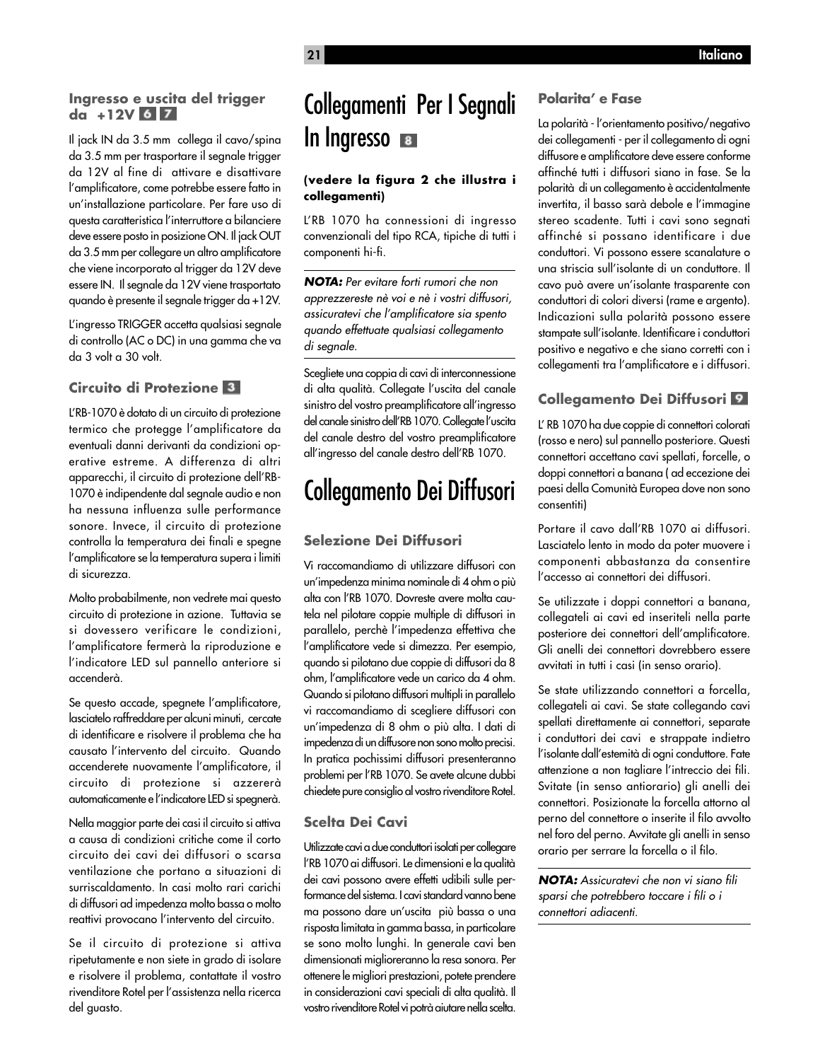### Ingresso e uscita del trigger da +12V 6 7

Il jack IN da 3.5 mm collega il cavo/spina da 3.5 mm per trasportare il segnale trigger da 12V al fine di attivare e disattivare l'amplificatore, come potrebbe essere fatto in un'installazione particolare. Per fare uso di questa caratteristica l'interruttore a bilanciere deve essere posto in posizione ON. Il jack OUT da 3.5 mm per collegare un altro amplificatore che viene incorporato al trigger da 12V deve essere IN. Il segnale da 12V viene trasportato quando è presente il segnale trigger da +12V.

L'ingresso TRIGGER accetta qualsiasi segnale di controllo (AC o DC) in una gamma che va da 3 volt a 30 volt.

### Circuito di Protezione 3

L'RB-1070 è dotato di un circuito di protezione termico che protegge l'amplificatore da eventuali danni derivanti da condizioni operative estreme. A differenza di altri apparecchi, il circuito di protezione dell'RB-1070 è indipendente dal segnale audio e non ha nessuna influenza sulle performance sonore. Invece, il circuito di protezione controlla la temperatura dei finali e spegne l'amplificatore se la temperatura supera i limiti di sicurezza.

Molto probabilmente, non vedrete mai questo circuito di protezione in azione. Tuttavia se si dovessero verificare le condizioni, l'amplificatore fermerà la riproduzione e l'indicatore LED sul pannello anteriore si accenderà.

Se questo accade, spegnete l'amplificatore, lasciatelo raffreddare per alcuni minuti, cercate di identificare e risolvere il problema che ha causato l'intervento del circuito. Quando accenderete nuovamente l'amplificatore, il circuito di protezione si azzererà automaticamente e l'indicatore LED si spegnerà.

Nella maggior parte dei casi il circuito si attiva a causa di condizioni critiche come il corto circuito dei cavi dei diffusori o scarsa ventilazione che portano a situazioni di surriscaldamento. In casi molto rari carichi di diffusori ad impedenza molto bassa o molto reattivi provocano l'intervento del circuito.

Se il circuito di protezione si attiva ripetutamente e non siete in grado di isolare e risolvere il problema, contattate il vostro rivenditore Rotel per l'assistenza nella ricerca del guasto.

# Collegamenti Per I Segnali In Ingresso 8

**(vedere la figura 2 che illustra i collegamenti)**

L'RB 1070 ha connessioni di ingresso convenzionali del tipo RCA, tipiche di tutti i componenti hi-fi.

***NOTA:*** *Per evitare forti rumori che non apprezzereste nè voi e nè i vostri diffusori, assicuratevi che l'amplificatore sia spento quando effettuate qualsiasi collegamento di segnale.*

Scegliete una coppia di cavi di interconnessione di alta qualità. Collegate l'uscita del canale sinistro del vostro preamplificatore all'ingresso del canale sinistro dell'RB 1070. Collegate l'uscita del canale destro del vostro preamplificatore all'ingresso del canale destro dell'RB 1070.

# Collegamento Dei Diffusori

### Selezione Dei Diffusori

Vi raccomandiamo di utilizzare diffusori con un'impedenza minima nominale di 4 ohm o più alta con l'RB 1070. Dovreste avere molta cautela nel pilotare coppie multiple di diffusori in parallelo, perchè l'impedenza effettiva che l'amplificatore vede si dimezza. Per esempio, quando si pilotano due coppie di diffusori da 8 ohm, l'amplificatore vede un carico da 4 ohm. Quando si pilotano diffusori multipli in parallelo vi raccomandiamo di scegliere diffusori con un'impedenza di 8 ohm o più alta. I dati di impedenza di un diffusore non sono molto precisi. In pratica pochissimi diffusori presenteranno problemi per l'RB 1070. Se avete alcune dubbi chiedete pure consiglio al vostro rivenditore Rotel.

### Scelta Dei Cavi

Utilizzate cavi a due conduttori isolati per collegare l'RB 1070 ai diffusori. Le dimensioni e la qualità dei cavi possono avere effetti udibili sulle performance del sistema. I cavi standard vanno bene ma possono dare un'uscita più bassa o una risposta limitata in gamma bassa, in particolare se sono molto lunghi. In generale cavi ben dimensionati miglioreranno la resa sonora. Per ottenere le migliori prestazioni, potete prendere in considerazioni cavi speciali di alta qualità. Il vostro rivenditore Rotel vi potrà aiutare nella scelta.

### Polarita' e Fase

La polarità - l'orientamento positivo/negativo dei collegamenti - per il collegamento di ogni diffusore e amplificatore deve essere conforme affinché tutti i diffusori siano in fase. Se la polarità di un collegamento è accidentalmente invertita, il basso sarà debole e l'immagine stereo scadente. Tutti i cavi sono segnati affinché si possano identificare i due conduttori. Vi possono essere scanalature o una striscia sull'isolante di un conduttore. Il cavo può avere un'isolante trasparente con conduttori di colori diversi (rame e argento). Indicazioni sulla polarità possono essere stampate sull'isolante. Identificare i conduttori positivo e negativo e che siano corretti con i collegamenti tra l'amplificatore e i diffusori.

### Collegamento Dei Diffusori 9

L' RB 1070 ha due coppie di connettori colorati (rosso e nero) sul pannello posteriore. Questi connettori accettano cavi spellati, forcelle, o doppi connettori a banana ( ad eccezione dei paesi della Comunità Europea dove non sono consentiti)

Portare il cavo dall'RB 1070 ai diffusori. Lasciatelo lento in modo da poter muovere i componenti abbastanza da consentire l'accesso ai connettori dei diffusori.

Se utilizzate i doppi connettori a banana, collegateli ai cavi ed inseriteli nella parte posteriore dei connettori dell'amplificatore. Gli anelli dei connettori dovrebbero essere avvitati in tutti i casi (in senso orario).

Se state utilizzando connettori a forcella, collegateli ai cavi. Se state collegando cavi spellati direttamente ai connettori, separate i conduttori dei cavi e strappate indietro l'isolante dall'estemità di ogni conduttore. Fate attenzione a non tagliare l'intreccio dei fili. Svitate (in senso antiorario) gli anelli dei connettori. Posizionate la forcella attorno al perno del connettore o inserite il filo avvolto nel foro del perno. Avvitate gli anelli in senso orario per serrare la forcella o il filo.

***NOTA:*** *Assicuratevi che non vi siano fili sparsi che potrebbero toccare i fili o i connettori adiacenti.*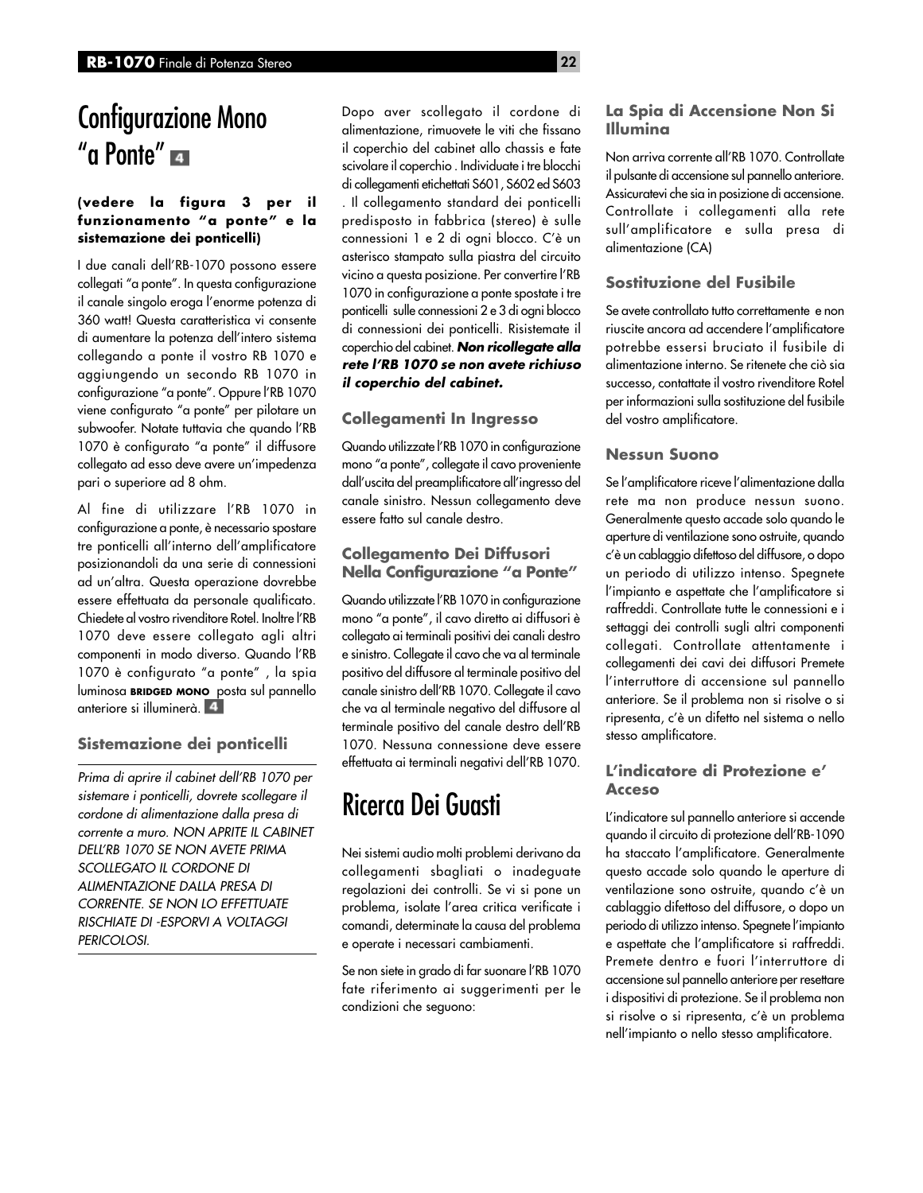# Configurazione Mono "a Ponte" 4

**(vedere la figura 3 per il funzionamento "a ponte" e la sistemazione dei ponticelli)**

I due canali dell'RB-1070 possono essere collegati "a ponte". In questa configurazione il canale singolo eroga l'enorme potenza di 360 watt! Questa caratteristica vi consente di aumentare la potenza dell'intero sistema collegando a ponte il vostro RB 1070 e aggiungendo un secondo RB 1070 in configurazione "a ponte". Oppure l'RB 1070 viene configurato "a ponte" per pilotare un subwoofer. Notate tuttavia che quando l'RB 1070 è configurato "a ponte" il diffusore collegato ad esso deve avere un'impedenza pari o superiore ad 8 ohm.

Al fine di utilizzare l'RB 1070 in configurazione a ponte, è necessario spostare tre ponticelli all'interno dell'amplificatore posizionandoli da una serie di connessioni ad un'altra. Questa operazione dovrebbe essere effettuata da personale qualificato. Chiedete al vostro rivenditore Rotel. Inoltre l'RB 1070 deve essere collegato agli altri componenti in modo diverso. Quando l'RB 1070 è configurato "a ponte" , la spia luminosa **BRIDGED MONO** posta sul pannello anteriore si illuminerà. 4

### Sistemazione dei ponticelli

*Prima di aprire il cabinet dell'RB 1070 per sistemare i ponticelli, dovrete scollegare il cordone di alimentazione dalla presa di corrente a muro. NON APRITE IL CABINET DELL'RB 1070 SE NON AVETE PRIMA SCOLLEGATO IL CORDONE DI ALIMENTAZIONE DALLA PRESA DI CORRENTE. SE NON LO EFFETTUATE RISCHIATE DI -ESPORVI A VOLTAGGI PERICOLOSI.*

Dopo aver scollegato il cordone di alimentazione, rimuovete le viti che fissano il coperchio del cabinet allo chassis e fate scivolare il coperchio . Individuate i tre blocchi di collegamenti etichettati S601, S602 ed S603 . Il collegamento standard dei ponticelli predisposto in fabbrica (stereo) è sulle connessioni 1 e 2 di ogni blocco. C'è un asterisco stampato sulla piastra del circuito vicino a questa posizione. Per convertire l'RB 1070 in configurazione a ponte spostate i tre ponticelli sulle connessioni 2 e 3 di ogni blocco di connessioni dei ponticelli. Risistemate il coperchio del cabinet. ***Non ricollegate alla rete l'RB 1070 se non avete richiuso il coperchio del cabinet.***

### Collegamenti In Ingresso

Quando utilizzate l'RB 1070 in configurazione mono "a ponte", collegate il cavo proveniente dall'uscita del preamplificatore all'ingresso del canale sinistro. Nessun collegamento deve essere fatto sul canale destro.

### Collegamento Dei Diffusori Nella Configurazione "a Ponte"

Quando utilizzate l'RB 1070 in configurazione mono "a ponte", il cavo diretto ai diffusori è collegato ai terminali positivi dei canali destro e sinistro. Collegate il cavo che va al terminale positivo del diffusore al terminale positivo del canale sinistro dell'RB 1070. Collegate il cavo che va al terminale negativo del diffusore al terminale positivo del canale destro dell'RB 1070. Nessuna connessione deve essere effettuata ai terminali negativi dell'RB 1070.

# Ricerca Dei Guasti

Nei sistemi audio molti problemi derivano da collegamenti sbagliati o inadeguate regolazioni dei controlli. Se vi si pone un problema, isolate l'area critica verificate i comandi, determinate la causa del problema e operate i necessari cambiamenti.

Se non siete in grado di far suonare l'RB 1070 fate riferimento ai suggerimenti per le condizioni che seguono:

### La Spia di Accensione Non Si Illumina

Non arriva corrente all'RB 1070. Controllate il pulsante di accensione sul pannello anteriore. Assicuratevi che sia in posizione di accensione. Controllate i collegamenti alla rete sull'amplificatore e sulla presa di alimentazione (CA)

### Sostituzione del Fusibile

Se avete controllato tutto correttamente e non riuscite ancora ad accendere l'amplificatore potrebbe essersi bruciato il fusibile di alimentazione interno. Se ritenete che ciò sia successo, contattate il vostro rivenditore Rotel per informazioni sulla sostituzione del fusibile del vostro amplificatore.

### Nessun Suono

Se l'amplificatore riceve l'alimentazione dalla rete ma non produce nessun suono. Generalmente questo accade solo quando le aperture di ventilazione sono ostruite, quando c'è un cablaggio difettoso del diffusore, o dopo un periodo di utilizzo intenso. Spegnete l'impianto e aspettate che l'amplificatore si raffreddi. Controllate tutte le connessioni e i settaggi dei controlli sugli altri componenti collegati. Controllate attentamente i collegamenti dei cavi dei diffusori Premete l'interruttore di accensione sul pannello anteriore. Se il problema non si risolve o si ripresenta, c'è un difetto nel sistema o nello stesso amplificatore.

### L'indicatore di Protezione e' Acceso

L'indicatore sul pannello anteriore si accende quando il circuito di protezione dell'RB-1090 ha staccato l'amplificatore. Generalmente questo accade solo quando le aperture di ventilazione sono ostruite, quando c'è un cablaggio difettoso del diffusore, o dopo un periodo di utilizzo intenso. Spegnete l'impianto e aspettate che l'amplificatore si raffreddi. Premete dentro e fuori l'interruttore di accensione sul pannello anteriore per resettare i dispositivi di protezione. Se il problema non si risolve o si ripresenta, c'è un problema nell'impianto o nello stesso amplificatore.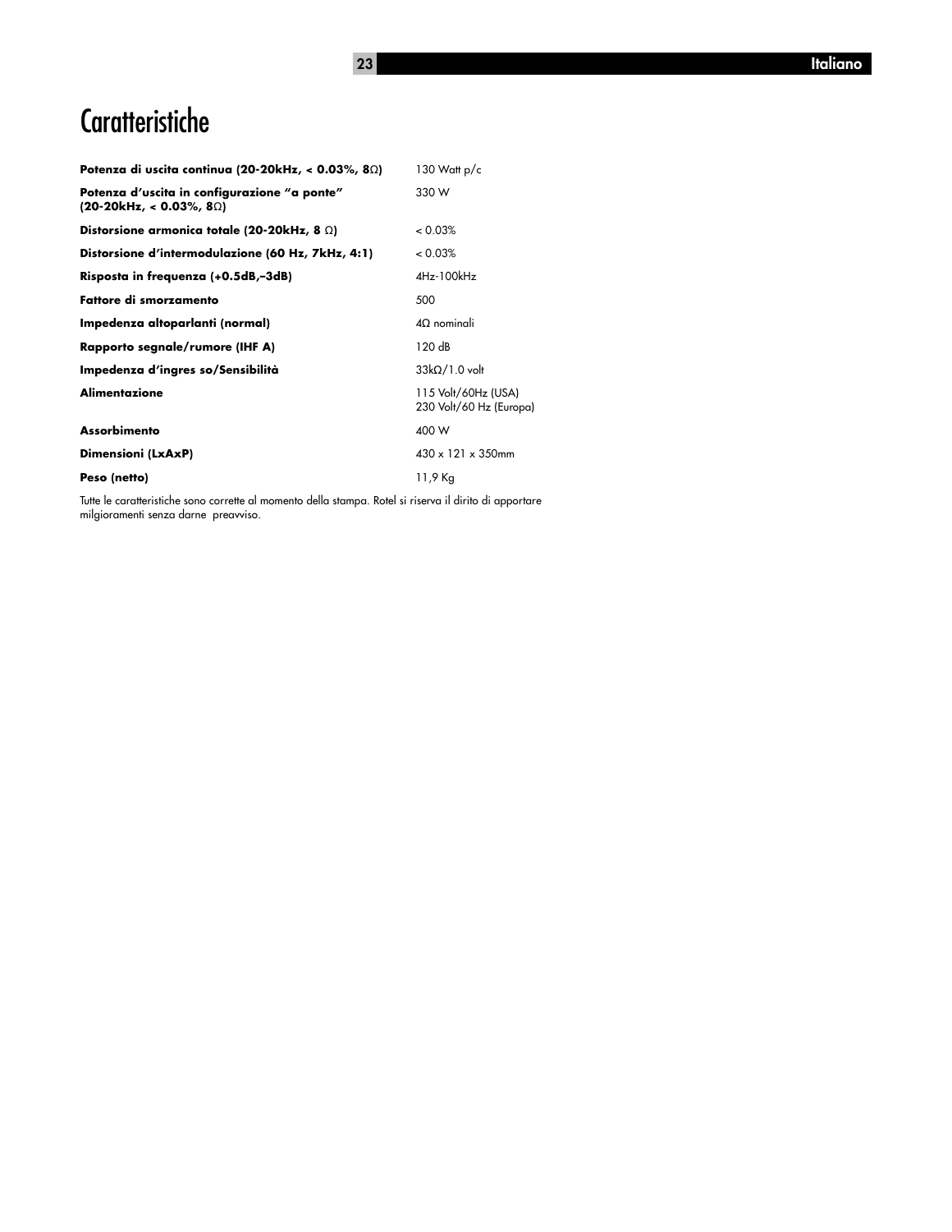# Caratteristiche

| | |
|---|---|
| **Potenza di uscita continua (20-20kHz, < 0.03%, 8Ω)** | 130 Watt p/c |
| **Potenza d'uscita in configurazione "a ponte" (20-20kHz, < 0.03%, 8Ω)** | 330 W |
| **Distorsione armonica totale (20-20kHz, 8 Ω)** | < 0.03% |
| **Distorsione d'intermodulazione (60 Hz, 7kHz, 4:1)** | < 0.03% |
| **Risposta in frequenza (+0.5dB,–3dB)** | 4Hz-100kHz |
| **Fattore di smorzamento** | 500 |
| **Impedenza altoparlanti (normal)** | 4Ω nominali |
| **Rapporto segnale/rumore (IHF A)** | 120 dB |
| **Impedenza d'ingres so/Sensibilità** | 33kΩ/1.0 volt |
| **Alimentazione** | 115 Volt/60Hz (USA)<br>230 Volt/60 Hz (Europa) |
| **Assorbimento** | 400 W |
| **Dimensioni (LxAxP)** | 430 x 121 x 350mm |
| **Peso (netto)** | 11,9 Kg |

Tutte le caratteristiche sono corrette al momento della stampa. Rotel si riserva il dirito di apportare milgioramenti senza darne preavviso.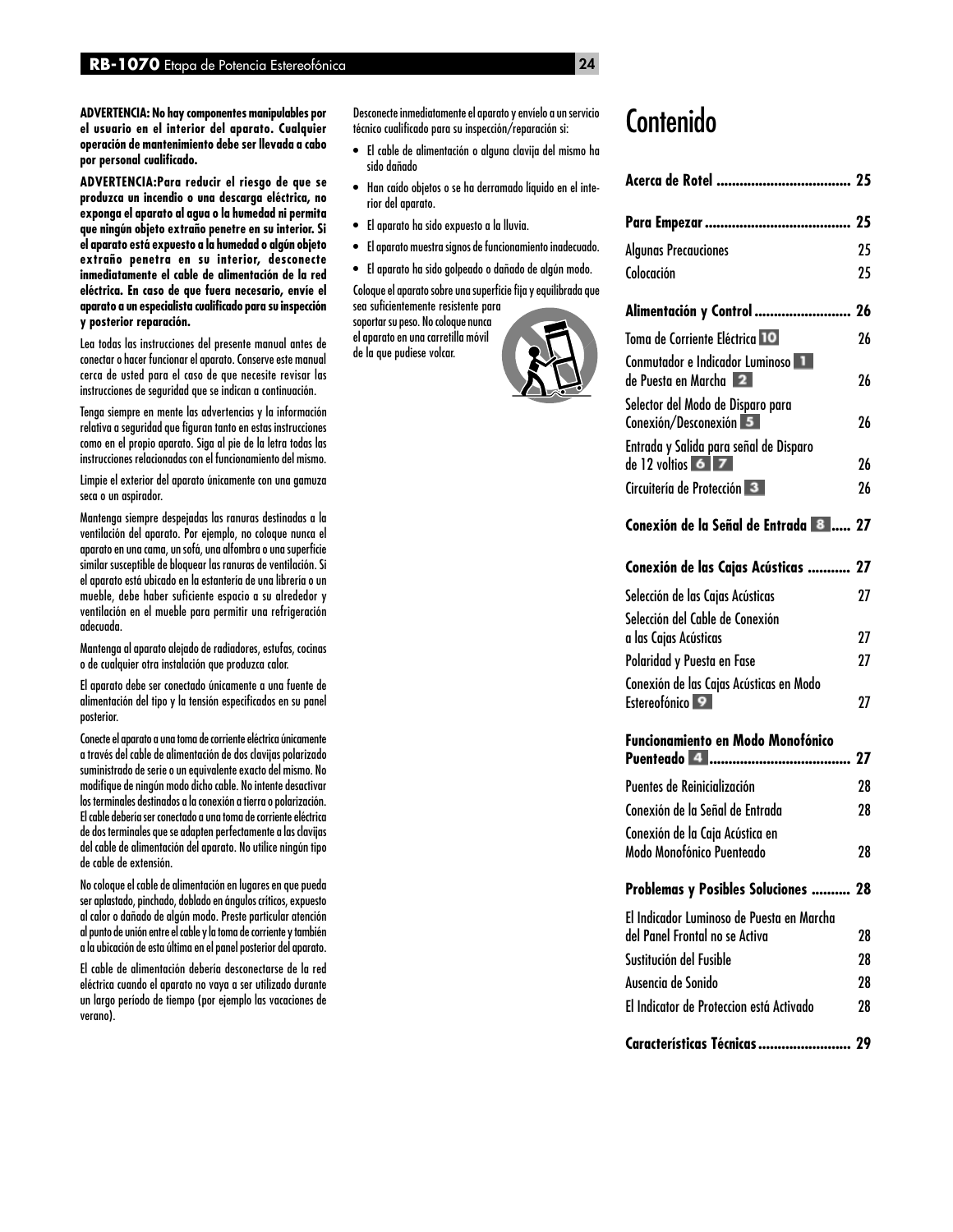**ADVERTENCIA: No hay componentes manipulables por el usuario en el interior del aparato. Cualquier operación de mantenimiento debe ser llevada a cabo por personal cualificado.**

**ADVERTENCIA:Para reducir el riesgo de que se produzca un incendio o una descarga eléctrica, no exponga el aparato al agua o la humedad ni permita que ningún objeto extraño penetre en su interior. Si el aparato está expuesto a la humedad o algún objeto extraño penetra en su interior, desconecte inmediatamente el cable de alimentación de la red eléctrica. En caso de que fuera necesario, envíe el aparato a un especialista cualificado para su inspección y posterior reparación.**

Lea todas las instrucciones del presente manual antes de conectar o hacer funcionar el aparato. Conserve este manual cerca de usted para el caso de que necesite revisar las instrucciones de seguridad que se indican a continuación.

Tenga siempre en mente las advertencias y la información relativa a seguridad que figuran tanto en estas instrucciones como en el propio aparato. Siga al pie de la letra todas las instrucciones relacionadas con el funcionamiento del mismo.

Limpie el exterior del aparato únicamente con una gamuza seca o un aspirador.

Mantenga siempre despejadas las ranuras destinadas a la ventilación del aparato. Por ejemplo, no coloque nunca el aparato en una cama, un sofá, una alfombra o una superficie similar susceptible de bloquear las ranuras de ventilación. Si el aparato está ubicado en la estantería de una librería o un mueble, debe haber suficiente espacio a su alrededor y ventilación en el mueble para permitir una refrigeración adecuada.

Mantenga al aparato alejado de radiadores, estufas, cocinas o de cualquier otra instalación que produzca calor.

El aparato debe ser conectado únicamente a una fuente de alimentación del tipo y la tensión especificados en su panel posterior.

Conecte el aparato a una toma de corriente eléctrica únicamente a través del cable de alimentación de dos clavijas polarizado suministrado de serie o un equivalente exacto del mismo. No modifique de ningún modo dicho cable. No intente desactivar los terminales destinados a la conexión a tierra o polarización. El cable debería ser conectado a una toma de corriente eléctrica de dos terminales que se adapten perfectamente a las clavijas del cable de alimentación del aparato. No utilice ningún tipo de cable de extensión.

No coloque el cable de alimentación en lugares en que pueda ser aplastado, pinchado, doblado en ángulos críticos, expuesto al calor o dañado de algún modo. Preste particular atención al punto de unión entre el cable y la toma de corriente y también a la ubicación de esta última en el panel posterior del aparato.

El cable de alimentación debería desconectarse de la red eléctrica cuando el aparato no vaya a ser utilizado durante un largo período de tiempo (por ejemplo las vacaciones de verano).

Desconecte inmediatamente el aparato y envíelo a un servicio técnico cualificado para su inspección/reparación si:

- El cable de alimentación o alguna clavija del mismo ha sido dañado
- Han caído objetos o se ha derramado líquido en el interior del aparato.
- El aparato ha sido expuesto a la lluvia.
- El aparato muestra signos de funcionamiento inadecuado.
- El aparato ha sido golpeado o dañado de algún modo.

Coloque el aparato sobre una superficie fija y equilibrada que sea suficientemente resistente para soportar su peso. No coloque nunca el aparato en una carretilla móvil de la que pudiese volcar.

# Contenido

| | |
|---|---|
| **Acerca de Rotel** | **25** |
| **Para Empezar** | **25** |
| Algunas Precauciones | 25 |
| Colocación | 25 |
| **Alimentación y Control** | **26** |
| Toma de Corriente Eléctrica 10 | 26 |
| Conmutador e Indicador Luminoso 1 de Puesta en Marcha 2 | 26 |
| Selector del Modo de Disparo para Conexión/Desconexión 5 | 26 |
| Entrada y Salida para señal de Disparo de 12 voltios 6 7 | 26 |
| Circuitería de Protección 3 | 26 |
| **Conexión de la Señal de Entrada 8** | **27** |
| **Conexión de las Cajas Acústicas** | **27** |
| Selección de las Cajas Acústicas | 27 |
| Selección del Cable de Conexión a las Cajas Acústicas | 27 |
| Polaridad y Puesta en Fase | 27 |
| Conexión de las Cajas Acústicas en Modo Estereofónico 9 | 27 |
| **Funcionamiento en Modo Monofónico Puenteado 4** | **27** |
| Puentes de Reinicialización | 28 |
| Conexión de la Señal de Entrada | 28 |
| Conexión de la Caja Acústica en Modo Monofónico Puenteado | 28 |
| **Problemas y Posibles Soluciones** | **28** |
| El Indicador Luminoso de Puesta en Marcha del Panel Frontal no se Activa | 28 |
| Sustitución del Fusible | 28 |
| Ausencia de Sonido | 28 |
| El Indicator de Proteccion está Activado | 28 |
| **Características Técnicas** | **29** |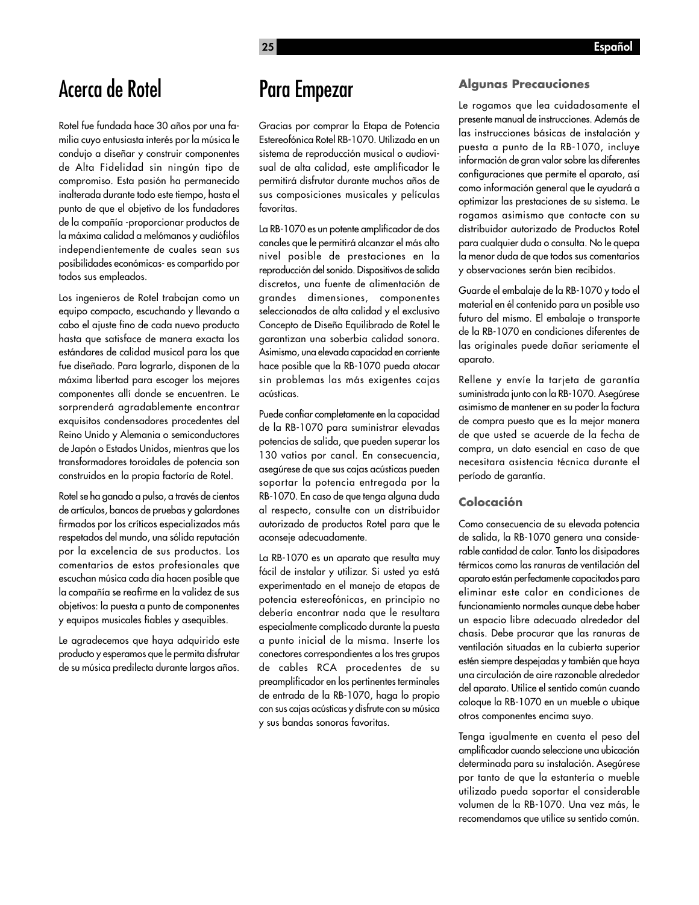# Acerca de Rotel

Rotel fue fundada hace 30 años por una familia cuyo entusiasta interés por la música le condujo a diseñar y construir componentes de Alta Fidelidad sin ningún tipo de compromiso. Esta pasión ha permanecido inalterada durante todo este tiempo, hasta el punto de que el objetivo de los fundadores de la compañía -proporcionar productos de la máxima calidad a melómanos y audiófilos independientemente de cuales sean sus posibilidades económicas- es compartido por todos sus empleados.

Los ingenieros de Rotel trabajan como un equipo compacto, escuchando y llevando a cabo el ajuste fino de cada nuevo producto hasta que satisface de manera exacta los estándares de calidad musical para los que fue diseñado. Para lograrlo, disponen de la máxima libertad para escoger los mejores componentes allí donde se encuentren. Le sorprenderá agradablemente encontrar exquisitos condensadores procedentes del Reino Unido y Alemania o semiconductores de Japón o Estados Unidos, mientras que los transformadores toroidales de potencia son construidos en la propia factoría de Rotel.

Rotel se ha ganado a pulso, a través de cientos de artículos, bancos de pruebas y galardones firmados por los críticos especializados más respetados del mundo, una sólida reputación por la excelencia de sus productos. Los comentarios de estos profesionales que escuchan música cada día hacen posible que la compañía se reafirme en la validez de sus objetivos: la puesta a punto de componentes y equipos musicales fiables y asequibles.

Le agradecemos que haya adquirido este producto y esperamos que le permita disfrutar de su música predilecta durante largos años.

# Para Empezar

Gracias por comprar la Etapa de Potencia Estereofónica Rotel RB-1070. Utilizada en un sistema de reproducción musical o audiovisual de alta calidad, este amplificador le permitirá disfrutar durante muchos años de sus composiciones musicales y películas favoritas.

La RB-1070 es un potente amplificador de dos canales que le permitirá alcanzar el más alto nivel posible de prestaciones en la reproducción del sonido. Dispositivos de salida discretos, una fuente de alimentación de grandes dimensiones, componentes seleccionados de alta calidad y el exclusivo Concepto de Diseño Equilibrado de Rotel le garantizan una soberbia calidad sonora. Asimismo, una elevada capacidad en corriente hace posible que la RB-1070 pueda atacar sin problemas las más exigentes cajas acústicas.

Puede confiar completamente en la capacidad de la RB-1070 para suministrar elevadas potencias de salida, que pueden superar los 130 vatios por canal. En consecuencia, asegúrese de que sus cajas acústicas pueden soportar la potencia entregada por la RB-1070. En caso de que tenga alguna duda al respecto, consulte con un distribuidor autorizado de productos Rotel para que le aconseje adecuadamente.

La RB-1070 es un aparato que resulta muy fácil de instalar y utilizar. Si usted ya está experimentado en el manejo de etapas de potencia estereofónicas, en principio no debería encontrar nada que le resultara especialmente complicado durante la puesta a punto inicial de la misma. Inserte los conectores correspondientes a los tres grupos de cables RCA procedentes de su preamplificador en los pertinentes terminales de entrada de la RB-1070, haga lo propio con sus cajas acústicas y disfrute con su música y sus bandas sonoras favoritas.

### Algunas Precauciones

Le rogamos que lea cuidadosamente el presente manual de instrucciones. Además de las instrucciones básicas de instalación y puesta a punto de la RB-1070, incluye información de gran valor sobre las diferentes configuraciones que permite el aparato, así como información general que le ayudará a optimizar las prestaciones de su sistema. Le rogamos asimismo que contacte con su distribuidor autorizado de Productos Rotel para cualquier duda o consulta. No le quepa la menor duda de que todos sus comentarios y observaciones serán bien recibidos.

Guarde el embalaje de la RB-1070 y todo el material en él contenido para un posible uso futuro del mismo. El embalaje o transporte de la RB-1070 en condiciones diferentes de las originales puede dañar seriamente el aparato.

Rellene y envíe la tarjeta de garantía suministrada junto con la RB-1070. Asegúrese asimismo de mantener en su poder la factura de compra puesto que es la mejor manera de que usted se acuerde de la fecha de compra, un dato esencial en caso de que necesitara asistencia técnica durante el período de garantía.

### Colocación

Como consecuencia de su elevada potencia de salida, la RB-1070 genera una considerable cantidad de calor. Tanto los disipadores térmicos como las ranuras de ventilación del aparato están perfectamente capacitados para eliminar este calor en condiciones de funcionamiento normales aunque debe haber un espacio libre adecuado alrededor del chasis. Debe procurar que las ranuras de ventilación situadas en la cubierta superior estén siempre despejadas y también que haya una circulación de aire razonable alrededor del aparato. Utilice el sentido común cuando coloque la RB-1070 en un mueble o ubique otros componentes encima suyo.

Tenga igualmente en cuenta el peso del amplificador cuando seleccione una ubicación determinada para su instalación. Asegúrese por tanto de que la estantería o mueble utilizado pueda soportar el considerable volumen de la RB-1070. Una vez más, le recomendamos que utilice su sentido común.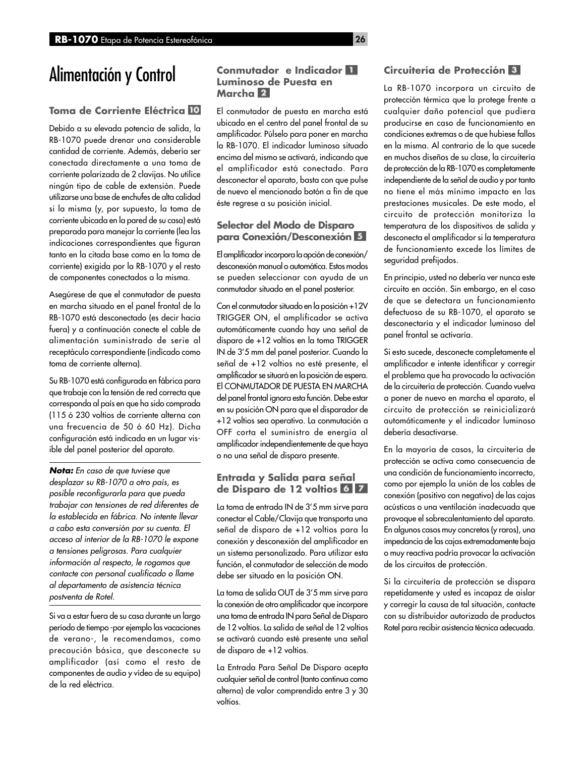# Alimentación y Control

### Toma de Corriente Eléctrica 10

Debido a su elevada potencia de salida, la RB-1070 puede drenar una considerable cantidad de corriente. Además, debería ser conectada directamente a una toma de corriente polarizada de 2 clavijas. No utilice ningún tipo de cable de extensión. Puede utilizarse una base de enchufes de alta calidad si la misma (y, por supuesto, la toma de corriente ubicada en la pared de su casa) está preparada para manejar la corriente (lea las indicaciones correspondientes que figuran tanto en la citada base como en la toma de corriente) exigida por la RB-1070 y el resto de componentes conectados a la misma.

Asegúrese de que el conmutador de puesta en marcha situado en el panel frontal de la RB-1070 está desconectado (es decir hacia fuera) y a continuación conecte el cable de alimentación suministrado de serie al receptáculo correspondiente (indicado como toma de corriente alterna).

Su RB-1070 está configurada en fábrica para que trabaje con la tensión de red correcta que corresponda al país en que ha sido comprada (115 ó 230 voltios de corriente alterna con una frecuencia de 50 ó 60 Hz). Dicha configuración está indicada en un lugar visible del panel posterior del aparato.

***Nota:*** *En caso de que tuviese que desplazar su RB-1070 a otro país, es posible reconfigurarla para que pueda trabajar con tensiones de red diferentes de la establecida en fábrica. No intente llevar a cabo esta conversión por su cuenta. El acceso al interior de la RB-1070 le expone a tensiones peligrosas. Para cualquier información al respecto, le rogamos que contacte con personal cualificado o llame al departamento de asistencia técnica postventa de Rotel.*

Si va a estar fuera de su casa durante un largo período de tiempo -por ejemplo las vacaciones de verano-, le recomendamos, como precaución básica, que desconecte su amplificador (así como el resto de componentes de audio y vídeo de su equipo) de la red eléctrica.

### Conmutador e Indicador 1 Luminoso de Puesta en Marcha 2

El conmutador de puesta en marcha está ubicado en el centro del panel frontal de su amplificador. Púlselo para poner en marcha la RB-1070. El indicador luminoso situado encima del mismo se activará, indicando que el amplificador está conectado. Para desconectar el aparato, basta con que pulse de nuevo el mencionado botón a fin de que éste regrese a su posición inicial.

### Selector del Modo de Disparo para Conexión/Desconexión 5

El amplificador incorpora la opción de conexión/desconexión manual o automática. Estos modos se pueden seleccionar con ayuda de un conmutador situado en el panel posterior.

Con el conmutador situado en la posición +12V TRIGGER ON, el amplificador se activa automáticamente cuando hay una señal de disparo de +12 voltios en la toma TRIGGER IN de 3'5 mm del panel posterior. Cuando la señal de +12 voltios no esté presente, el amplificador se situará en la posición de espera. El CONMUTADOR DE PUESTA EN MARCHA del panel frontal ignora esta función. Debe estar en su posición ON para que el disparador de +12 voltios sea operativo. La conmutación a OFF corta el suministro de energía al amplificador independientemente de que haya o no una señal de disparo presente.

### Entrada y Salida para señal de Disparo de 12 voltios 6 7

La toma de entrada IN de 3'5 mm sirve para conectar el Cable/Clavija que transporta una señal de disparo de +12 voltios para la conexión y desconexión del amplificador en un sistema personalizado. Para utilizar esta función, el conmutador de selección de modo debe ser situado en la posición ON.

La toma de salida OUT de 3'5 mm sirve para la conexión de otro amplificador que incorpore una toma de entrada IN para Señal de Disparo de 12 voltios. La salida de señal de 12 voltios se activará cuando esté presente una señal de disparo de +12 voltios.

La Entrada Para Señal De Disparo acepta cualquier señal de control (tanto continua como alterna) de valor comprendido entre 3 y 30 voltios.

### Circuitería de Protección 3

La RB-1070 incorpora un circuito de protección térmica que la protege frente a cualquier daño potencial que pudiera producirse en caso de funcionamiento en condiciones extremas o de que hubiese fallos en la misma. Al contrario de lo que sucede en muchos diseños de su clase, la circuitería de protección de la RB-1070 es completamente independiente de la señal de audio y por tanto no tiene el más mínimo impacto en las prestaciones musicales. De este modo, el circuito de protección monitoriza la temperatura de los dispositivos de salida y desconecta el amplificador si la temperatura de funcionamiento excede los límites de seguridad prefijados.

En principio, usted no debería ver nunca este circuito en acción. Sin embargo, en el caso de que se detectara un funcionamiento defectuoso de su RB-1070, el aparato se desconectaría y el indicador luminoso del panel frontal se activaría.

Si esto sucede, desconecte completamente el amplificador e intente identificar y corregir el problema que ha provocado la activación de la circuitería de protección. Cuando vuelva a poner de nuevo en marcha el aparato, el circuito de protección se reinicializará automáticamente y el indicador luminoso debería desactivarse.

En la mayoría de casos, la circuitería de protección se activa como consecuencia de una condición de funcionamiento incorrecto, como por ejemplo la unión de los cables de conexión (positivo con negativo) de las cajas acústicas o una ventilación inadecuada que provoque el sobrecalentamiento del aparato. En algunos casos muy concretos (y raros), una impedancia de las cajas extremadamente baja o muy reactiva podría provocar la activación de los circuitos de protección.

Si la circuitería de protección se dispara repetidamente y usted es incapaz de aislar y corregir la causa de tal situación, contacte con su distribuidor autorizado de productos Rotel para recibir asistencia técnica adecuada.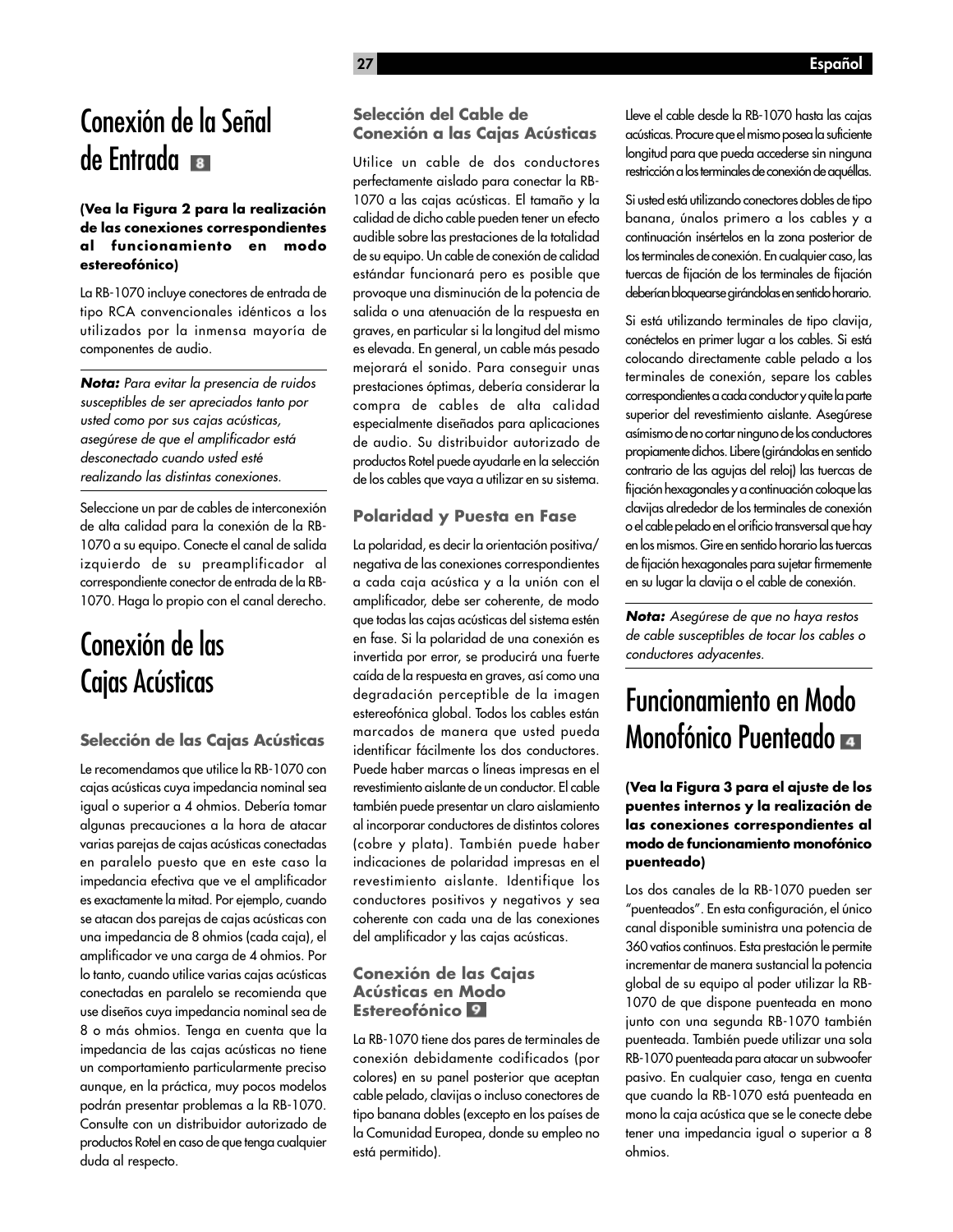# Conexión de la Señal de Entrada 8

**(Vea la Figura 2 para la realización de las conexiones correspondientes al funcionamiento en modo estereofónico)**

La RB-1070 incluye conectores de entrada de tipo RCA convencionales idénticos a los utilizados por la inmensa mayoría de componentes de audio.

***Nota:*** *Para evitar la presencia de ruidos susceptibles de ser apreciados tanto por usted como por sus cajas acústicas, asegúrese de que el amplificador está desconectado cuando usted esté realizando las distintas conexiones.*

Seleccione un par de cables de interconexión de alta calidad para la conexión de la RB-1070 a su equipo. Conecte el canal de salida izquierdo de su preamplificador al correspondiente conector de entrada de la RB-1070. Haga lo propio con el canal derecho.

# Conexión de las Cajas Acústicas

### Selección de las Cajas Acústicas

Le recomendamos que utilice la RB-1070 con cajas acústicas cuya impedancia nominal sea igual o superior a 4 ohmios. Debería tomar algunas precauciones a la hora de atacar varias parejas de cajas acústicas conectadas en paralelo puesto que en este caso la impedancia efectiva que ve el amplificador es exactamente la mitad. Por ejemplo, cuando se atacan dos parejas de cajas acústicas con una impedancia de 8 ohmios (cada caja), el amplificador ve una carga de 4 ohmios. Por lo tanto, cuando utilice varias cajas acústicas conectadas en paralelo se recomienda que use diseños cuya impedancia nominal sea de 8 o más ohmios. Tenga en cuenta que la impedancia de las cajas acústicas no tiene un comportamiento particularmente preciso aunque, en la práctica, muy pocos modelos podrán presentar problemas a la RB-1070. Consulte con un distribuidor autorizado de productos Rotel en caso de que tenga cualquier duda al respecto.

### Selección del Cable de Conexión a las Cajas Acústicas

Utilice un cable de dos conductores perfectamente aislado para conectar la RB-1070 a las cajas acústicas. El tamaño y la calidad de dicho cable pueden tener un efecto audible sobre las prestaciones de la totalidad de su equipo. Un cable de conexión de calidad estándar funcionará pero es posible que provoque una disminución de la potencia de salida o una atenuación de la respuesta en graves, en particular si la longitud del mismo es elevada. En general, un cable más pesado mejorará el sonido. Para conseguir unas prestaciones óptimas, debería considerar la compra de cables de alta calidad especialmente diseñados para aplicaciones de audio. Su distribuidor autorizado de productos Rotel puede ayudarle en la selección de los cables que vaya a utilizar en su sistema.

### Polaridad y Puesta en Fase

La polaridad, es decir la orientación positiva/negativa de las conexiones correspondientes a cada caja acústica y a la unión con el amplificador, debe ser coherente, de modo que todas las cajas acústicas del sistema estén en fase. Si la polaridad de una conexión es invertida por error, se producirá una fuerte caída de la respuesta en graves, así como una degradación perceptible de la imagen estereofónica global. Todos los cables están marcados de manera que usted pueda identificar fácilmente los dos conductores. Puede haber marcas o líneas impresas en el revestimiento aislante de un conductor. El cable también puede presentar un claro aislamiento al incorporar conductores de distintos colores (cobre y plata). También puede haber indicaciones de polaridad impresas en el revestimiento aislante. Identifique los conductores positivos y negativos y sea coherente con cada una de las conexiones del amplificador y las cajas acústicas.

### Conexión de las Cajas Acústicas en Modo Estereofónico 9

La RB-1070 tiene dos pares de terminales de conexión debidamente codificados (por colores) en su panel posterior que aceptan cable pelado, clavijas o incluso conectores de tipo banana dobles (excepto en los países de la Comunidad Europea, donde su empleo no está permitido).

Lleve el cable desde la RB-1070 hasta las cajas acústicas. Procure que el mismo posea la suficiente longitud para que pueda accederse sin ninguna restricción a los terminales de conexión de aquéllas.

Si usted está utilizando conectores dobles de tipo banana, únalos primero a los cables y a continuación insértelos en la zona posterior de los terminales de conexión. En cualquier caso, las tuercas de fijación de los terminales de fijación deberían bloquearse girándolas en sentido horario.

Si está utilizando terminales de tipo clavija, conéctelos en primer lugar a los cables. Si está colocando directamente cable pelado a los terminales de conexión, separe los cables correspondientes a cada conductor y quite la parte superior del revestimiento aislante. Asegúrese asímismo de no cortar ninguno de los conductores propiamente dichos. Libere (girándolas en sentido contrario de las agujas del reloj) las tuercas de fijación hexagonales y a continuación coloque las clavijas alrededor de los terminales de conexión o el cable pelado en el orificio transversal que hay en los mismos. Gire en sentido horario las tuercas de fijación hexagonales para sujetar firmemente en su lugar la clavija o el cable de conexión.

***Nota:*** *Asegúrese de que no haya restos de cable susceptibles de tocar los cables o conductores adyacentes.*

# Funcionamiento en Modo Monofónico Puenteado 4

**(Vea la Figura 3 para el ajuste de los puentes internos y la realización de las conexiones correspondientes al modo de funcionamiento monofónico puenteado)**

Los dos canales de la RB-1070 pueden ser "puenteados". En esta configuración, el único canal disponible suministra una potencia de 360 vatios continuos. Esta prestación le permite incrementar de manera sustancial la potencia global de su equipo al poder utilizar la RB-1070 de que dispone puenteada en mono junto con una segunda RB-1070 también puenteada. También puede utilizar una sola RB-1070 puenteada para atacar un subwoofer pasivo. En cualquier caso, tenga en cuenta que cuando la RB-1070 está puenteada en mono la caja acústica que se le conecte debe tener una impedancia igual o superior a 8 ohmios.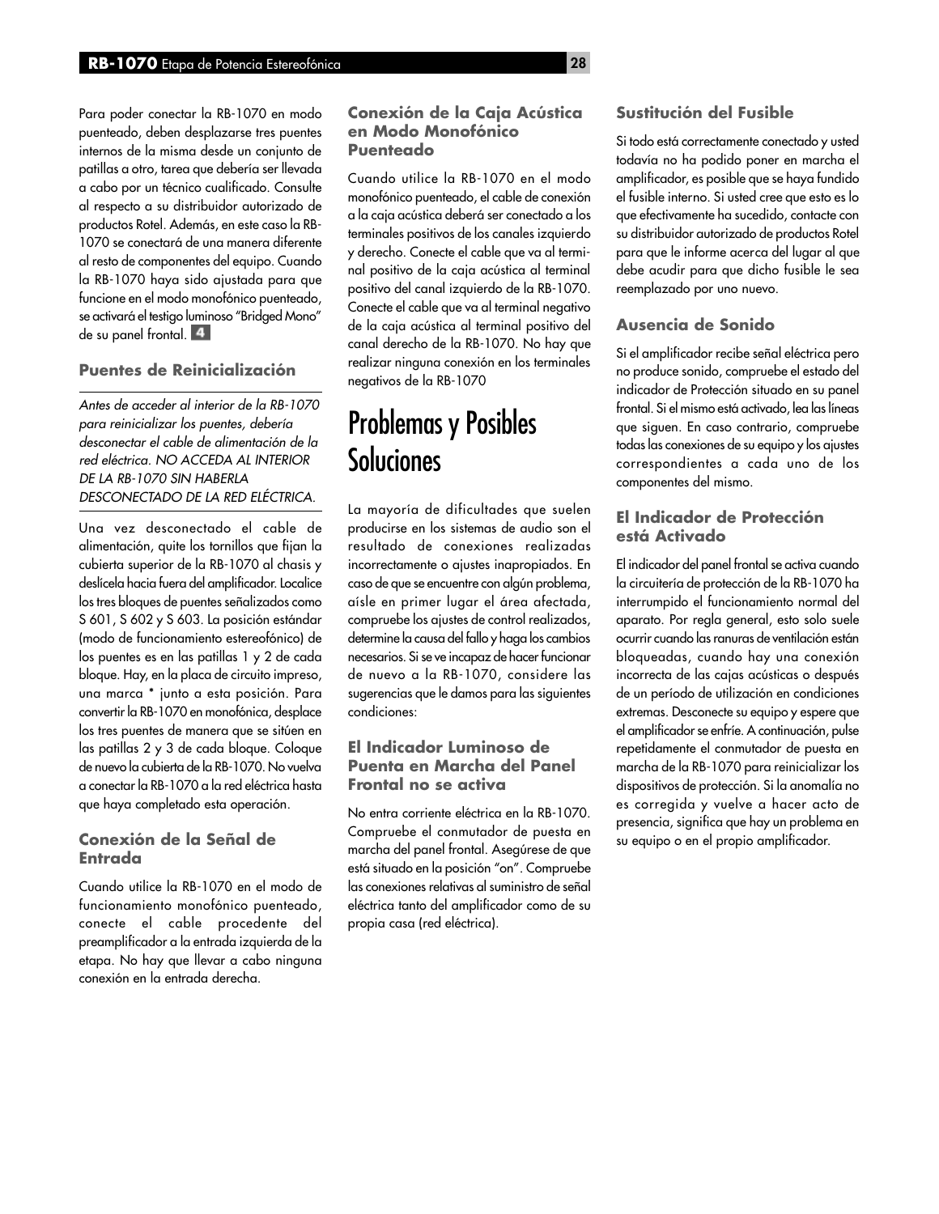Para poder conectar la RB-1070 en modo puenteado, deben desplazarse tres puentes internos de la misma desde un conjunto de patillas a otro, tarea que debería ser llevada a cabo por un técnico cualificado. Consulte al respecto a su distribuidor autorizado de productos Rotel. Además, en este caso la RB-1070 se conectará de una manera diferente al resto de componentes del equipo. Cuando la RB-1070 haya sido ajustada para que funcione en el modo monofónico puenteado, se activará el testigo luminoso "Bridged Mono" de su panel frontal. 4

### Puentes de Reinicialización

*Antes de acceder al interior de la RB-1070 para reinicializar los puentes, debería desconectar el cable de alimentación de la red eléctrica. NO ACCEDA AL INTERIOR DE LA RB-1070 SIN HABERLA DESCONECTADO DE LA RED ELÉCTRICA.*

Una vez desconectado el cable de alimentación, quite los tornillos que fijan la cubierta superior de la RB-1070 al chasis y deslícela hacia fuera del amplificador. Localice los tres bloques de puentes señalizados como S 601, S 602 y S 603. La posición estándar (modo de funcionamiento estereofónico) de los puentes es en las patillas 1 y 2 de cada bloque. Hay, en la placa de circuito impreso, una marca * junto a esta posición. Para convertir la RB-1070 en monofónica, desplace los tres puentes de manera que se sitúen en las patillas 2 y 3 de cada bloque. Coloque de nuevo la cubierta de la RB-1070. No vuelva a conectar la RB-1070 a la red eléctrica hasta que haya completado esta operación.

### Conexión de la Señal de Entrada

Cuando utilice la RB-1070 en el modo de funcionamiento monofónico puenteado, conecte el cable procedente del preamplificador a la entrada izquierda de la etapa. No hay que llevar a cabo ninguna conexión en la entrada derecha.

### Conexión de la Caja Acústica en Modo Monofónico Puenteado

Cuando utilice la RB-1070 en el modo monofónico puenteado, el cable de conexión a la caja acústica deberá ser conectado a los terminales positivos de los canales izquierdo y derecho. Conecte el cable que va al terminal positivo de la caja acústica al terminal positivo del canal izquierdo de la RB-1070. Conecte el cable que va al terminal negativo de la caja acústica al terminal positivo del canal derecho de la RB-1070. No hay que realizar ninguna conexión en los terminales negativos de la RB-1070

## Problemas y Posibles Soluciones

La mayoría de dificultades que suelen producirse en los sistemas de audio son el resultado de conexiones realizadas incorrectamente o ajustes inapropiados. En caso de que se encuentre con algún problema, aísle en primer lugar el área afectada, compruebe los ajustes de control realizados, determine la causa del fallo y haga los cambios necesarios. Si se ve incapaz de hacer funcionar de nuevo a la RB-1070, considere las sugerencias que le damos para las siguientes condiciones:

### El Indicador Luminoso de Puenta en Marcha del Panel Frontal no se activa

No entra corriente eléctrica en la RB-1070. Compruebe el conmutador de puesta en marcha del panel frontal. Asegúrese de que está situado en la posición "on". Compruebe las conexiones relativas al suministro de señal eléctrica tanto del amplificador como de su propia casa (red eléctrica).

### Sustitución del Fusible

Si todo está correctamente conectado y usted todavía no ha podido poner en marcha el amplificador, es posible que se haya fundido el fusible interno. Si usted cree que esto es lo que efectivamente ha sucedido, contacte con su distribuidor autorizado de productos Rotel para que le informe acerca del lugar al que debe acudir para que dicho fusible le sea reemplazado por uno nuevo.

### Ausencia de Sonido

Si el amplificador recibe señal eléctrica pero no produce sonido, compruebe el estado del indicador de Protección situado en su panel frontal. Si el mismo está activado, lea las líneas que siguen. En caso contrario, compruebe todas las conexiones de su equipo y los ajustes correspondientes a cada uno de los componentes del mismo.

### El Indicador de Protección está Activado

El indicador del panel frontal se activa cuando la circuitería de protección de la RB-1070 ha interrumpido el funcionamiento normal del aparato. Por regla general, esto solo suele ocurrir cuando las ranuras de ventilación están bloqueadas, cuando hay una conexión incorrecta de las cajas acústicas o después de un período de utilización en condiciones extremas. Desconecte su equipo y espere que el amplificador se enfríe. A continuación, pulse repetidamente el conmutador de puesta en marcha de la RB-1070 para reinicializar los dispositivos de protección. Si la anomalía no es corregida y vuelve a hacer acto de presencia, significa que hay un problema en su equipo o en el propio amplificador.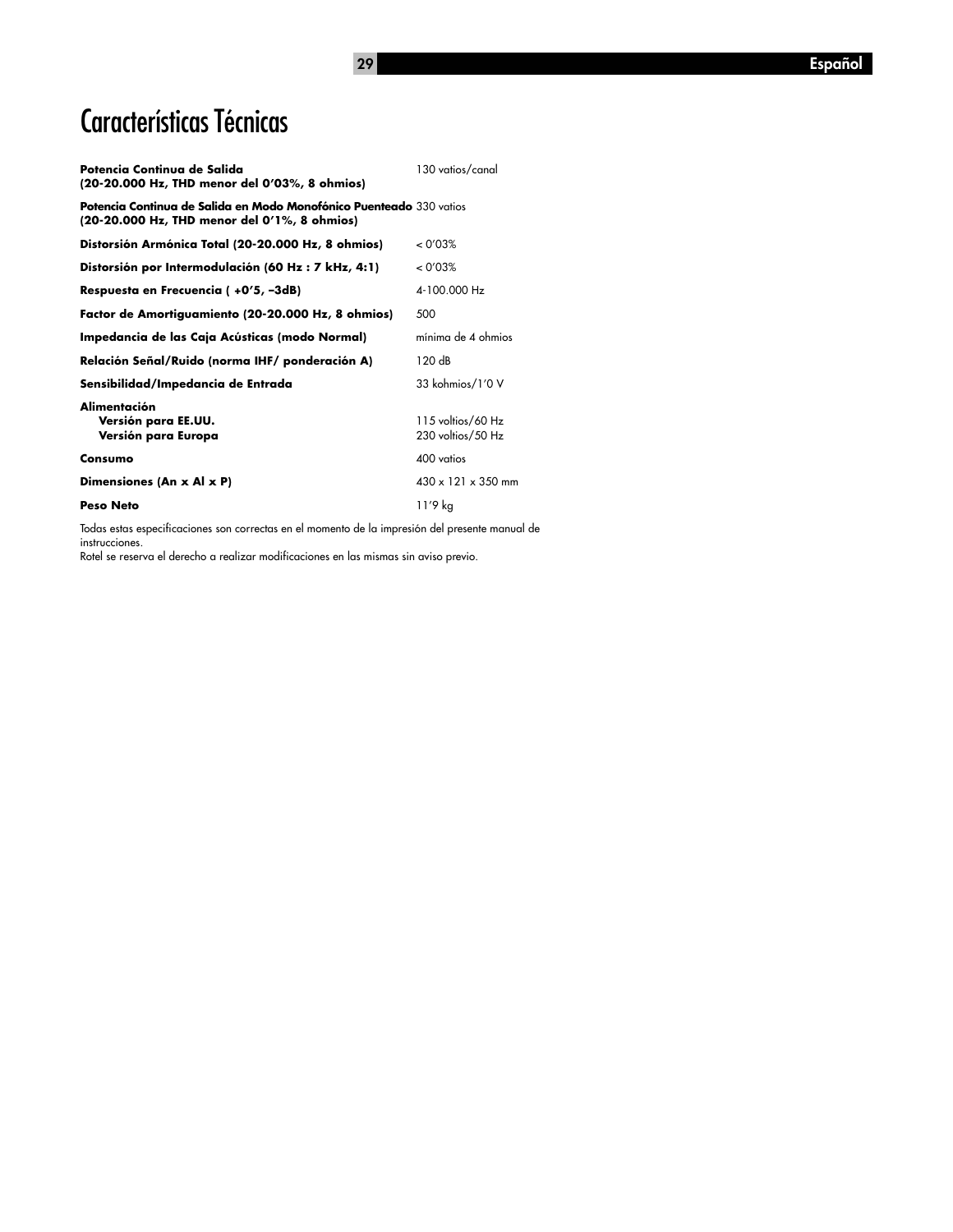# Características Técnicas

| | |
|---|---|
| **Potencia Continua de Salida (20-20.000 Hz, THD menor del 0'03%, 8 ohmios)** | 130 vatios/canal |
| **Potencia Continua de Salida en Modo Monofónico Puenteado (20-20.000 Hz, THD menor del 0'1%, 8 ohmios)** | 330 vatios |
| **Distorsión Armónica Total (20-20.000 Hz, 8 ohmios)** | < 0'03% |
| **Distorsión por Intermodulación (60 Hz : 7 kHz, 4:1)** | < 0'03% |
| **Respuesta en Frecuencia ( +0'5, –3dB)** | 4-100.000 Hz |
| **Factor de Amortiguamiento (20-20.000 Hz, 8 ohmios)** | 500 |
| **Impedancia de las Caja Acústicas (modo Normal)** | mínima de 4 ohmios |
| **Relación Señal/Ruido (norma IHF/ ponderación A)** | 120 dB |
| **Sensibilidad/Impedancia de Entrada** | 33 kohmios/1'0 V |
| **Alimentación** | |
| **Versión para EE.UU.** | 115 voltios/60 Hz |
| **Versión para Europa** | 230 voltios/50 Hz |
| **Consumo** | 400 vatios |
| **Dimensiones (An x Al x P)** | 430 x 121 x 350 mm |
| **Peso Neto** | 11'9 kg |

Todas estas especificaciones son correctas en el momento de la impresión del presente manual de instrucciones.
Rotel se reserva el derecho a realizar modificaciones en las mismas sin aviso previo.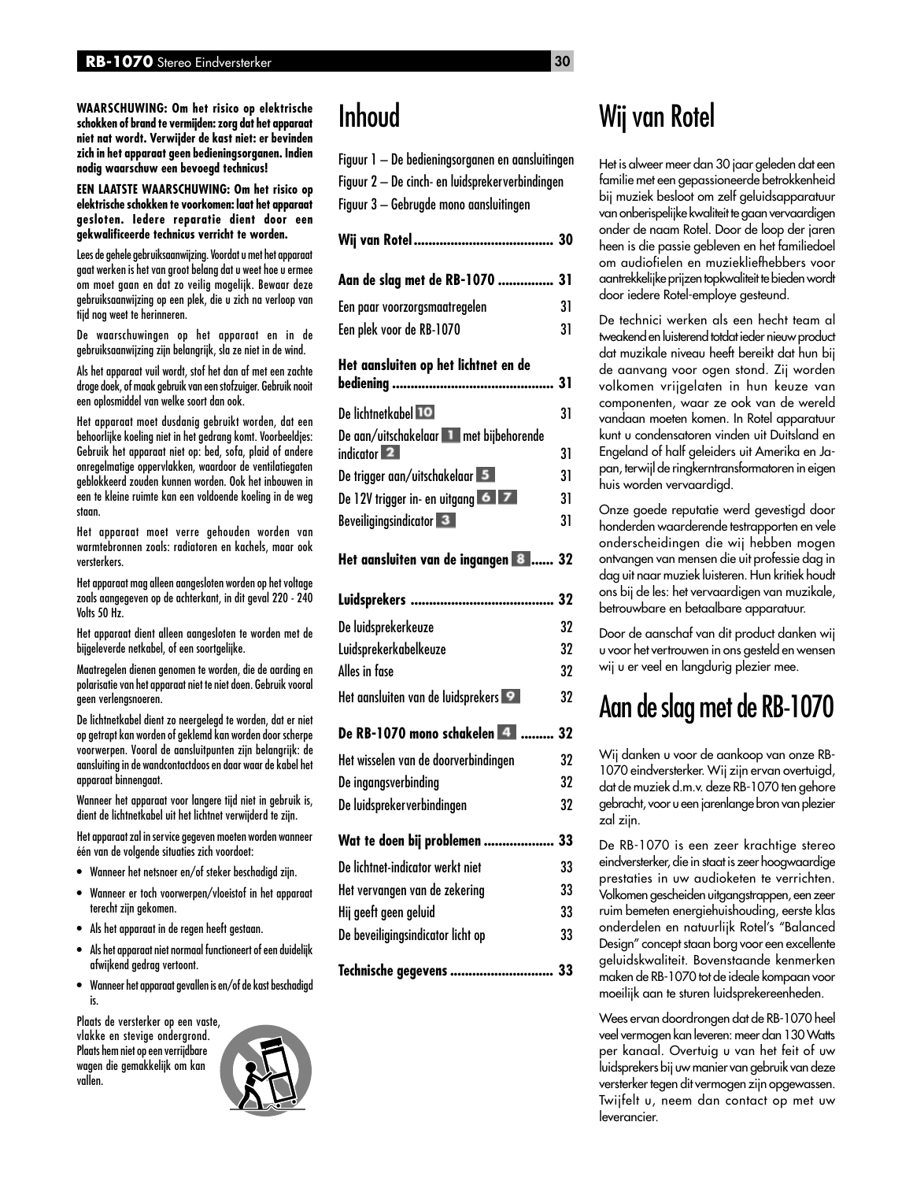**WAARSCHUWING: Om het risico op elektrische schokken of brand te vermijden: zorg dat het apparaat niet nat wordt. Verwijder de kast niet: er bevinden zich in het apparaat geen bedieningsorganen. Indien nodig waarschuw een bevoegd technicus!**

**EEN LAATSTE WAARSCHUWING: Om het risico op elektrische schokken te voorkomen: laat het apparaat gesloten. Iedere reparatie dient door een gekwalificeerde technicus verricht te worden.**

Lees de gehele gebruiksaanwijzing. Voordat u met het apparaat gaat werken is het van groot belang dat u weet hoe u ermee om moet gaan en dat zo veilig mogelijk. Bewaar deze gebruiksaanwijzing op een plek, die u zich na verloop van tijd nog weet te herinneren.

De waarschuwingen op het apparaat en in de gebruiksaanwijzing zijn belangrijk, sla ze niet in de wind.

Als het apparaat vuil wordt, stof het dan af met een zachte droge doek, of maak gebruik van een stofzuiger. Gebruik nooit een oplosmiddel van welke soort dan ook.

Het apparaat moet dusdanig gebruikt worden, dat een behoorlijke koeling niet in het gedrang komt. Voorbeeldjes: Gebruik het apparaat niet op: bed, sofa, plaid of andere onregelmatige oppervlakken, waardoor de ventilatiegaten geblokkeerd zouden kunnen worden. Ook het inbouwen in een te kleine ruimte kan een voldoende koeling in de weg staan.

Het apparaat moet verre gehouden worden van warmtebronnen zoals: radiatoren en kachels, maar ook versterkers.

Het apparaat mag alleen aangesloten worden op het voltage zoals aangegeven op de achterkant, in dit geval 220 - 240 Volts 50 Hz.

Het apparaat dient alleen aangesloten te worden met de bijgeleverde netkabel, of een soortgelijke.

Maatregelen dienen genomen te worden, die de aarding en polarisatie van het apparaat niet te niet doen. Gebruik vooral geen verlengsnoeren.

De lichtnetkabel dient zo neergelegd te worden, dat er niet op getrapt kan worden of geklemd kan worden door scherpe voorwerpen. Vooral de aansluitpunten zijn belangrijk: de aansluiting in de wandcontactdoos en daar waar de kabel het apparaat binnengaat.

Wanneer het apparaat voor langere tijd niet in gebruik is, dient de lichtnetkabel uit het lichtnet verwijderd te zijn.

Het apparaat zal in service gegeven moeten worden wanneer één van de volgende situaties zich voordoet:

- Wanneer het netsnoer en/of steker beschadigd zijn.
- Wanneer er toch voorwerpen/vloeistof in het apparaat terecht zijn gekomen.
- Als het apparaat in de regen heeft gestaan.
- Als het apparaat niet normaal functioneert of een duidelijk afwijkend gedrag vertoont.
- Wanneer het apparaat gevallen is en/of de kast beschadigd is.

Plaats de versterker op een vaste, vlakke en stevige ondergrond. Plaats hem niet op een verrijdbare wagen die gemakkelijk om kan vallen.

# Inhoud

Figuur 1 – De bedieningsorganen en aansluitingen
Figuur 2 – De cinch- en luidsprekerverbindingen
Figuur 3 – Gebrugde mono aansluitingen

**Wij van Rotel .............................................. 30**

**Aan de slag met de RB-1070 ............... 31**

Een paar voorzorgsmaatregelen 31
Een plek voor de RB-1070 31

**Het aansluiten op het lichtnet en de bediening ............................................... 31**

De lichtnetkabel 10 31
De aan/uitschakelaar 1 met bijbehorende indicator 2 31
De trigger aan/uitschakelaar 5 31
De 12V trigger in- en uitgang 6 7 31
Beveiligingsindicator 3 31

**Het aansluiten van de ingangen 8 ...... 32**

**Luidsprekers ....................................... 32**

De luidsprekerkeuze 32
Luidsprekerkabelkeuze 32
Alles in fase 32
Het aansluiten van de luidsprekers 9 32

**De RB-1070 mono schakelen 4 ......... 32**

Het wisselen van de doorverbindingen 32
De ingangsverbinding 32
De luidsprekerverbindingen 32

**Wat te doen bij problemen ................... 33**

De lichtnet-indicator werkt niet 33
Het vervangen van de zekering 33
Hij geeft geen geluid 33
De beveiligingsindicator licht op 33

**Technische gegevens ............................ 33**

# Wij van Rotel

Het is alweer meer dan 30 jaar geleden dat een familie met een gepassioneerde betrokkenheid bij muziek besloot om zelf geluidsapparatuur van onberispelijke kwaliteit te gaan vervaardigen onder de naam Rotel. Door de loop der jaren heen is die passie gebleven en het familiedoel om audiofielen en muziekliefhebbers voor aantrekkelijke prijzen topkwaliteit te bieden wordt door iedere Rotel-employe gesteund.

De technici werken als een hecht team al tweakend en luisterend totdat ieder nieuw product dat muzikale niveau heeft bereikt dat hun bij de aanvang voor ogen stond. Zij worden volkomen vrijgelaten in hun keuze van componenten, waar ze ook van de wereld vandaan moeten komen. In Rotel apparatuur kunt u condensatoren vinden uit Duitsland en Engeland of half geleiders uit Amerika en Japan, terwijl de ringkerntransformatoren in eigen huis worden vervaardigd.

Onze goede reputatie werd gevestigd door honderden waarderende testrapporten en vele onderscheidingen die wij hebben mogen ontvangen van mensen die uit professie dag in dag uit naar muziek luisteren. Hun kritiek houdt ons bij de les: het vervaardigen van muzikale, betrouwbare en betaalbare apparatuur.

Door de aanschaf van dit product danken wij u voor het vertrouwen in ons gesteld en wensen wij u er veel en langdurig plezier mee.

# Aan de slag met de RB-1070

Wij danken u voor de aankoop van onze RB-1070 eindversterker. Wij zijn ervan overtuigd, dat de muziek d.m.v. deze RB-1070 ten gehore gebracht, voor u een jarenlange bron van plezier zal zijn.

De RB-1070 is een zeer krachtige stereo eindversterker, die in staat is zeer hoogwaardige prestaties in uw audioketen te verrichten. Volkomen gescheiden uitgangstrappen, een zeer ruim bemeten energiehuishouding, eerste klas onderdelen en natuurlijk Rotel's "Balanced Design" concept staan borg voor een excellente geluidskwaliteit. Bovenstaande kenmerken maken de RB-1070 tot de ideale kompaan voor moeilijk aan te sturen luidsprekereenheden.

Wees ervan doordrongen dat de RB-1070 heel veel vermogen kan leveren: meer dan 130 Watts per kanaal. Overtuig u van het feit of uw luidsprekers bij uw manier van gebruik van deze versterker tegen dit vermogen zijn opgewassen. Twijfelt u, neem dan contact op met uw leverancier.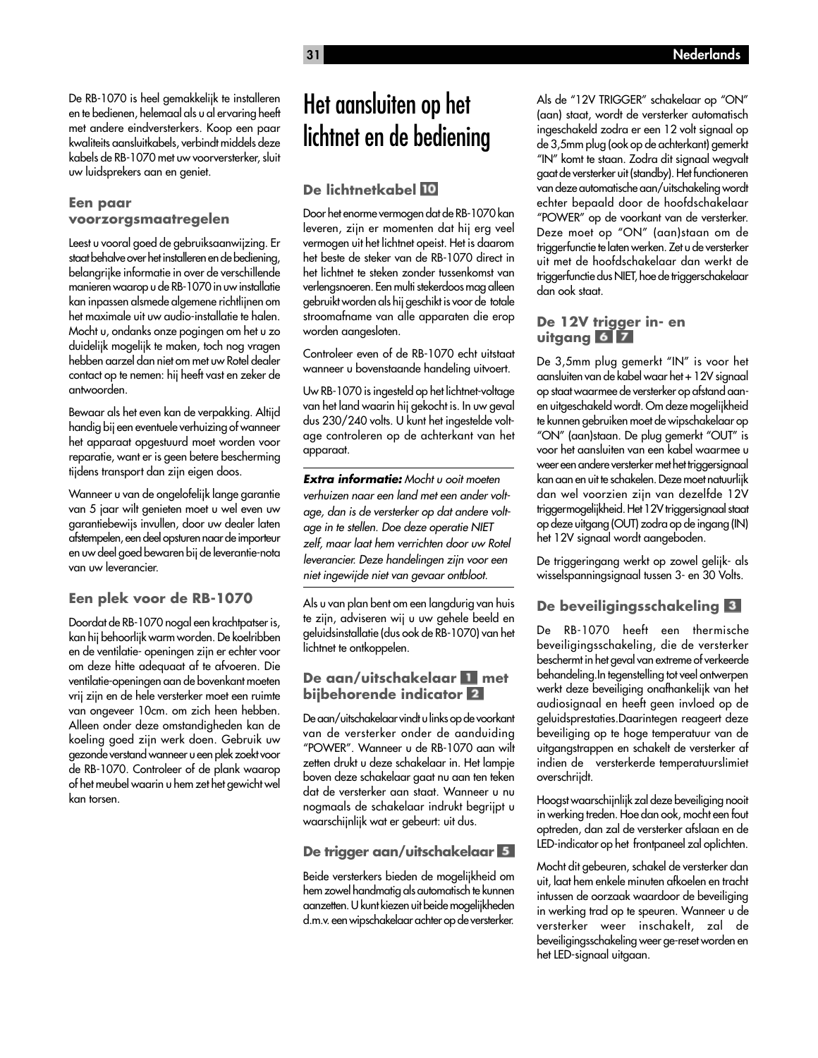De RB-1070 is heel gemakkelijk te installeren en te bedienen, helemaal als u al ervaring heeft met andere eindversterkers. Koop een paar kwaliteits aansluitkabels, verbindt middels deze kabels de RB-1070 met uw voorversterker, sluit uw luidsprekers aan en geniet.

### Een paar voorzorgsmaatregelen

Leest u vooral goed de gebruiksaanwijzing. Er staat behalve over het installeren en de bediening, belangrijke informatie in over de verschillende manieren waarop u de RB-1070 in uw installatie kan inpassen alsmede algemene richtlijnen om het maximale uit uw audio-installatie te halen. Mocht u, ondanks onze pogingen om het u zo duidelijk mogelijk te maken, toch nog vragen hebben aarzel dan niet om met uw Rotel dealer contact op te nemen: hij heeft vast en zeker de antwoorden.

Bewaar als het even kan de verpakking. Altijd handig bij een eventuele verhuizing of wanneer het apparaat opgestuurd moet worden voor reparatie, want er is geen betere bescherming tijdens transport dan zijn eigen doos.

Wanneer u van de ongelofelijk lange garantie van 5 jaar wilt genieten moet u wel even uw garantiebewijs invullen, door uw dealer laten afstempelen, een deel opsturen naar de importeur en uw deel goed bewaren bij de leverantie-nota van uw leverancier.

### Een plek voor de RB-1070

Doordat de RB-1070 nogal een krachtpatser is, kan hij behoorlijk warm worden. De koelribben en de ventilatie- openingen zijn er echter voor om deze hitte adequaat af te afvoeren. Die ventilatie-openingen aan de bovenkant moeten vrij zijn en de hele versterker moet een ruimte van ongeveer 10cm. om zich heen hebben. Alleen onder deze omstandigheden kan de koeling goed zijn werk doen. Gebruik uw gezonde verstand wanneer u een plek zoekt voor de RB-1070. Controleer of de plank waarop of het meubel waarin u hem zet het gewicht wel kan torsen.

# Het aansluiten op het lichtnet en de bediening

### De lichtnetkabel 10

Door het enorme vermogen dat de RB-1070 kan leveren, zijn er momenten dat hij erg veel vermogen uit het lichtnet opeist. Het is daarom het beste de steker van de RB-1070 direct in het lichtnet te steken zonder tussenkomst van verlengsnoeren. Een multi stekerdoos mag alleen gebruikt worden als hij geschikt is voor de totale stroomafname van alle apparaten die erop worden aangesloten.

Controleer even of de RB-1070 echt uitstaat wanneer u bovenstaande handeling uitvoert.

Uw RB-1070 is ingesteld op het lichtnet-voltage van het land waarin hij gekocht is. In uw geval dus 230/240 volts. U kunt het ingestelde voltage controleren op de achterkant van het apparaat.

***Extra informatie:*** *Mocht u ooit moeten verhuizen naar een land met een ander voltage, dan is de versterker op dat andere voltage in te stellen. Doe deze operatie NIET zelf, maar laat hem verrichten door uw Rotel leverancier. Deze handelingen zijn voor een niet ingewijde niet van gevaar ontbloot.*

Als u van plan bent om een langdurig van huis te zijn, adviseren wij u uw gehele beeld en geluidsinstallatie (dus ook de RB-1070) van het lichtnet te ontkoppelen.

### De aan/uitschakelaar 1 met bijbehorende indicator 2

De aan/uitschakelaar vindt u links op de voorkant van de versterker onder de aanduiding "POWER". Wanneer u de RB-1070 aan wilt zetten drukt u deze schakelaar in. Het lampje boven deze schakelaar gaat nu aan ten teken dat de versterker aan staat. Wanneer u nu nogmaals de schakelaar indrukt begrijpt u waarschijnlijk wat er gebeurt: uit dus.

### De trigger aan/uitschakelaar 5

Beide versterkers bieden de mogelijkheid om hem zowel handmatig als automatisch te kunnen aanzetten. U kunt kiezen uit beide mogelijkheden d.m.v. een wipschakelaar achter op de versterker.

Als de "12V TRIGGER" schakelaar op "ON" (aan) staat, wordt de versterker automatisch ingeschakeld zodra er een 12 volt signaal op de 3,5mm plug (ook op de achterkant) gemerkt "IN" komt te staan. Zodra dit signaal wegvalt gaat de versterker uit (standby). Het functioneren van deze automatische aan/uitschakeling wordt echter bepaald door de hoofdschakelaar "POWER" op de voorkant van de versterker. Deze moet op "ON" (aan)staan om de triggerfunctie te laten werken. Zet u de versterker uit met de hoofdschakelaar dan werkt de triggerfunctie dus NIET, hoe de triggerschakelaar dan ook staat.

### De 12V trigger in- en uitgang 6 7

De 3,5mm plug gemerkt "IN" is voor het aansluiten van de kabel waar het + 12V signaal op staat waarmee de versterker op afstand aan- en uitgeschakeld wordt. Om deze mogelijkheid te kunnen gebruiken moet de wipschakelaar op "ON" (aan)staan. De plug gemerkt "OUT" is voor het aansluiten van een kabel waarmee u weer een andere versterker met het triggersignaal kan aan en uit te schakelen. Deze moet natuurlijk dan wel voorzien zijn van dezelfde 12V triggermogelijkheid. Het 12V triggersignaal staat op deze uitgang (OUT) zodra op de ingang (IN) het 12V signaal wordt aangeboden.

De triggeringang werkt op zowel gelijk- als wisselspanningsignaal tussen 3- en 30 Volts.

### De beveiligingsschakeling 3

De RB-1070 heeft een thermische beveiligingsschakeling, die de versterker beschermt in het geval van extreme of verkeerde behandeling.In tegenstelling tot veel ontwerpen werkt deze beveiliging onafhankelijk van het audiosignaal en heeft geen invloed op de geluidsprestaties.Daarintegen reageert deze beveiliging op te hoge temperatuur van de uitgangstrappen en schakelt de versterker af indien de versterkerde temperatuurslimiet overschrijdt.

Hoogst waarschijnlijk zal deze beveiliging nooit in werking treden. Hoe dan ook, mocht een fout optreden, dan zal de versterker afslaan en de LED-indicator op het frontpaneel zal oplichten.

Mocht dit gebeuren, schakel de versterker dan uit, laat hem enkele minuten afkoelen en tracht intussen de oorzaak waardoor de beveiliging in werking trad op te speuren. Wanneer u de versterker weer inschakelt, zal de beveiligingsschakeling weer ge-reset worden en het LED-signaal uitgaan.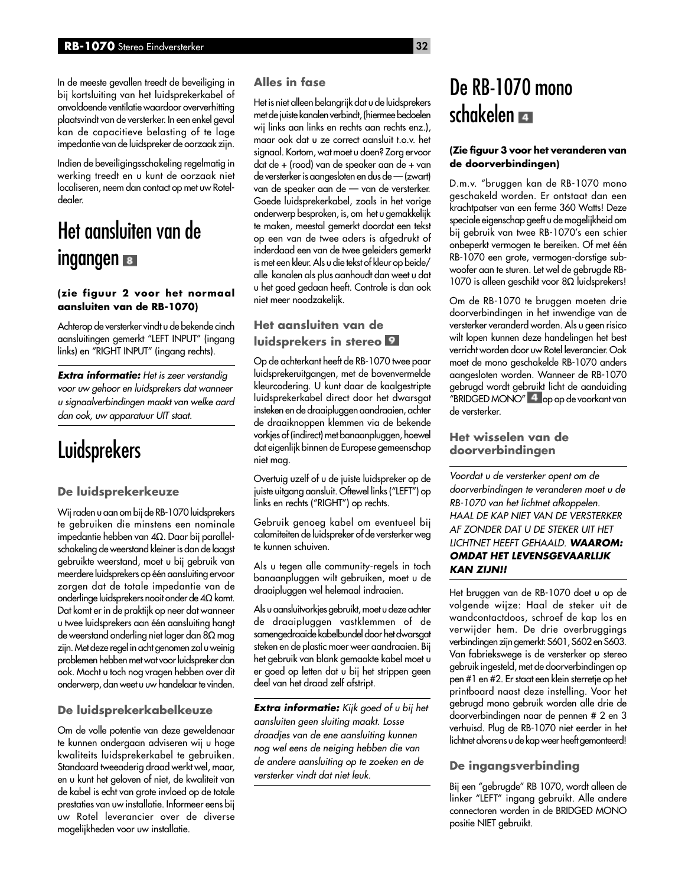In de meeste gevallen treedt de beveiliging in bij kortsluiting van het luidsprekerkabel of onvoldoende ventilatie waardoor oververhitting plaatsvindt van de versterker. In een enkel geval kan de capacitieve belasting of te lage impedantie van de luidspreker de oorzaak zijn.

Indien de beveiligingsschakeling regelmatig in werking treedt en u kunt de oorzaak niet localiseren, neem dan contact op met uw Rotel-dealer.

# Het aansluiten van de ingangen 8

**(zie figuur 2 voor het normaal aansluiten van de RB-1070)**

Achterop de versterker vindt u de bekende cinch aansluitingen gemerkt "LEFT INPUT" (ingang links) en "RIGHT INPUT" (ingang rechts).

***Extra informatie:*** *Het is zeer verstandig voor uw gehoor en luidsprekers dat wanneer u signaalverbindingen maakt van welke aard dan ook, uw apparatuur UIT staat.*

# Luidsprekers

### De luidsprekerkeuze

Wij raden u aan om bij de RB-1070 luidsprekers te gebruiken die minstens een nominale impedantie hebben van 4Ω. Daar bij parallel-schakeling de weerstand kleiner is dan de laagst gebruikte weerstand, moet u bij gebruik van meerdere luidsprekers op één aansluiting ervoor zorgen dat de totale impedantie van de onderlinge luidsprekers nooit onder de 4Ω komt. Dat komt er in de praktijk op neer dat wanneer u twee luidsprekers aan één aansluiting hangt de weerstand onderling niet lager dan 8Ω mag zijn. Met deze regel in acht genomen zal u weinig problemen hebben met wat voor luidspreker dan ook. Mocht u toch nog vragen hebben over dit onderwerp, dan weet u uw handelaar te vinden.

### De luidsprekerkabelkeuze

Om de volle potentie van deze geweldenaar te kunnen ondergaan adviseren wij u hoge kwaliteits luidsprekerkabel te gebruiken. Standaard tweeaderig draad werkt wel, maar, en u kunt het geloven of niet, de kwaliteit van de kabel is echt van grote invloed op de totale prestaties van uw installatie. Informeer eens bij uw Rotel leverancier over de diverse mogelijkheden voor uw installatie.

### Alles in fase

Het is niet alleen belangrijk dat u de luidsprekers met de juiste kanalen verbindt, (hiermee bedoelen wij links aan links en rechts aan rechts enz.), maar ook dat u ze correct aansluit t.o.v. het signaal. Kortom, wat moet u doen? Zorg ervoor dat de + (rood) van de speaker aan de + van de versterker is aangesloten en dus de — (zwart) van de speaker aan de — van de versterker. Goede luidsprekerkabel, zoals in het vorige onderwerp besproken, is, om het u gemakkelijk te maken, meestal gemerkt doordat een tekst op een van de twee aders is afgedrukt of inderdaad een van de twee geleiders gemerkt is met een kleur. Als u die tekst of kleur op beide/alle kanalen als plus aanhoudt dan weet u dat u het goed gedaan heeft. Controle is dan ook niet meer noodzakelijk.

### Het aansluiten van de luidsprekers in stereo 9

Op de achterkant heeft de RB-1070 twee paar luidsprekeruitgangen, met de bovenvermelde kleurcodering. U kunt daar de kaalgestripte luidsprekerkabel direct door het dwarsgat insteken en de draaipluggen aandraaien, achter de draaiknoppen klemmen via de bekende vorkjes of (indirect) met banaanpluggen, hoewel dat eigenlijk binnen de Europese gemeenschap niet mag.

Overtuig uzelf of u de juiste luidspreker op de juiste uitgang aansluit. Oftewel links ("LEFT") op links en rechts ("RIGHT") op rechts.

Gebruik genoeg kabel om eventueel bij calamiteiten de luidspreker of de versterker weg te kunnen schuiven.

Als u tegen alle community-regels in toch banaanpluggen wilt gebruiken, moet u de draaipluggen wel helemaal indraaien.

Als u aansluitvorkjes gebruikt, moet u deze achter de draaipluggen vastklemmen of de samengedraaide kabelbundel door het dwarsgat steken en de plastic moer weer aandraaien. Bij het gebruik van blank gemaakte kabel moet u er goed op letten dat u bij het strippen geen deel van het draad zelf afstript.

***Extra informatie:*** *Kijk goed of u bij het aansluiten geen sluiting maakt. Losse draadjes van de ene aansluiting kunnen nog wel eens de neiging hebben die van de andere aansluiting op te zoeken en de versterker vindt dat niet leuk.*

# De RB-1070 mono schakelen 4

**(Zie figuur 3 voor het veranderen van de doorverbindingen)**

D.m.v. "bruggen kan de RB-1070 mono geschakeld worden. Er ontstaat dan een krachtpatser van een ferme 360 Watts! Deze speciale eigenschap geeft u de mogelijkheid om bij gebruik van twee RB-1070's een schier onbeperkt vermogen te bereiken. Of met één RB-1070 een grote, vermogen-dorstige sub-woofer aan te sturen. Let wel de gebrugde RB-1070 is alleen geschikt voor 8Ω luidsprekers!

Om de RB-1070 te bruggen moeten drie doorverbindingen in het inwendige van de versterker veranderd worden. Als u geen risico wilt lopen kunnen deze handelingen het best verricht worden door uw Rotel leverancier. Ook moet de mono geschakelde RB-1070 anders aangesloten worden. Wanneer de RB-1070 gebrugd wordt gebruikt licht de aanduiding "BRIDGED MONO" 4 op op de voorkant van de versterker.

### Het wisselen van de doorverbindingen

*Voordat u de versterker opent om de doorverbindingen te veranderen moet u de RB-1070 van het lichtnet afkoppelen. HAAL DE KAP NIET VAN DE VERSTERKER AF ZONDER DAT U DE STEKER UIT HET LICHTNET HEEFT GEHAALD.* ***WAAROM: OMDAT HET LEVENSGEVAARLIJK KAN ZIJN!!***

Het bruggen van de RB-1070 doet u op de volgende wijze: Haal de steker uit de wandcontactdoos, schroef de kap los en verwijder hem. De drie overbruggings verbindingen zijn gemerkt: S601, S602 en S603. Van fabriekswege is de versterker op stereo gebruik ingesteld, met de doorverbindingen op pen #1 en #2. Er staat een klein sterretje op het printboard naast deze instelling. Voor het gebrugd mono gebruik worden alle drie de doorverbindingen naar de pennen # 2 en 3 verhuisd. Plug de RB-1070 niet eerder in het lichtnet alvorens u de kap weer heeft gemonteerd!

### De ingangsverbinding

Bij een "gebrugde" RB 1070, wordt alleen de linker "LEFT" ingang gebruikt. Alle andere connectoren worden in de BRIDGED MONO positie NIET gebruikt.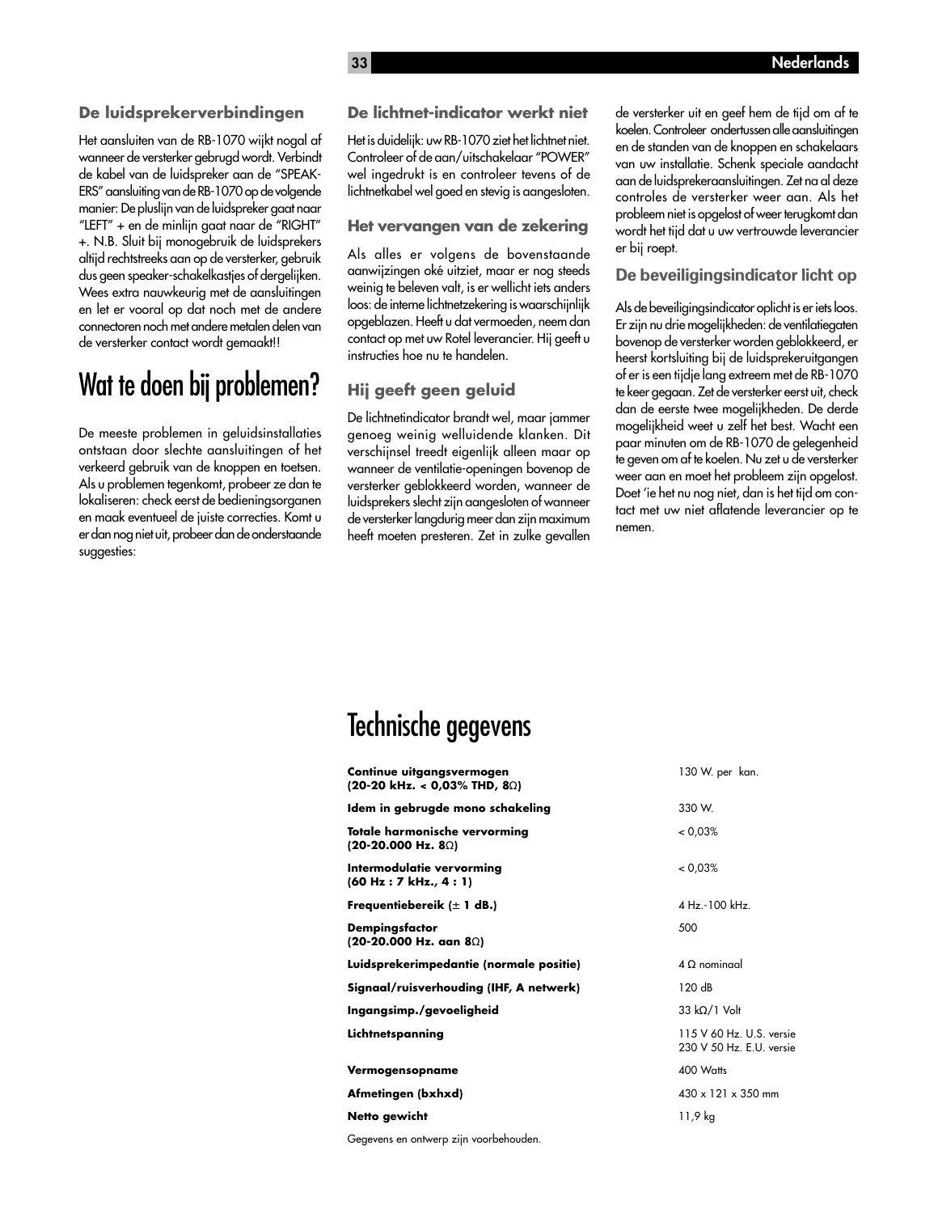### De luidsprekerverbindingen

Het aansluiten van de RB-1070 wijkt nogal af wanneer de versterker gebrugd wordt. Verbindt de kabel van de luidspreker aan de "SPEAKERS" aansluiting van de RB-1070 op de volgende manier: De pluslijn van de luidspreker gaat naar "LEFT" + en de minlijn gaat naar de "RIGHT" +. N.B. Sluit bij monogebruik de luidsprekers altijd rechtstreeks aan op de versterker, gebruik dus geen speaker-schakelkastjes of dergelijken. Wees extra nauwkeurig met de aansluitingen en let er vooral op dat noch met de andere connectoren noch met andere metalen delen van de versterker contact wordt gemaakt!!

# Wat te doen bij problemen?

De meeste problemen in geluidsinstallaties ontstaan door slechte aansluitingen of het verkeerd gebruik van de knoppen en toetsen. Als u problemen tegenkomt, probeer ze dan te lokaliseren: check eerst de bedieningsorganen en maak eventueel de juiste correcties. Komt u er dan nog niet uit, probeer dan de onderstaande suggesties:

### De lichtnet-indicator werkt niet

Het is duidelijk: uw RB-1070 ziet het lichtnet niet. Controleer of de aan/uitschakelaar "POWER" wel ingedrukt is en controleer tevens of de lichtnetkabel wel goed en stevig is aangesloten.

### Het vervangen van de zekering

Als alles er volgens de bovenstaande aanwijzingen oké uitziet, maar er nog steeds weinig te beleven valt, is er wellicht iets anders loos: de interne lichtnetzekering is waarschijnlijk opgeblazen. Heeft u dat vermoeden, neem dan contact op met uw Rotel leverancier. Hij geeft u instructies hoe nu te handelen.

### Hij geeft geen geluid

De lichtnetindicator brandt wel, maar jammer genoeg weinig welluidende klanken. Dit verschijnsel treedt eigenlijk alleen maar op wanneer de ventilatie-openingen bovenop de versterker geblokkeerd worden, wanneer de luidsprekers slecht zijn aangesloten of wanneer de versterker langdurig meer dan zijn maximum heeft moeten presteren. Zet in zulke gevallen de versterker uit en geef hem de tijd om af te koelen. Controleer ondertussen alle aansluitingen en de standen van de knoppen en schakelaars van uw installatie. Schenk speciale aandacht aan de luidsprekeraansluitingen. Zet na al deze controles de versterker weer aan. Als het probleem niet is opgelost of weer terugkomt dan wordt het tijd dat u uw vertrouwde leverancier er bij roept.

### De beveiligingsindicator licht op

Als de beveiligingsindicator oplicht is er iets loos. Er zijn nu drie mogelijkheden: de ventilatiegaten bovenop de versterker worden geblokkeerd, er heerst kortsluiting bij de luidsprekeruitgangen of er is een tijdje lang extreem met de RB-1070 te keer gegaan. Zet de versterker eerst uit, check dan de eerste twee mogelijkheden. De derde mogelijkheid weet u zelf het best. Wacht een paar minuten om de RB-1070 de gelegenheid te geven om af te koelen. Nu zet u de versterker weer aan en moet het probleem zijn opgelost. Doet 'ie het nu nog niet, dan is het tijd om contact met uw niet aflatende leverancier op te nemen.

# Technische gegevens

| | |
|---|---|
| **Continue uitgangsvermogen (20-20 kHz. < 0,03% THD, 8Ω)** | 130 W. per kan. |
| **Idem in gebrugde mono schakeling** | 330 W. |
| **Totale harmonische vervorming (20-20.000 Hz. 8Ω)** | < 0,03% |
| **Intermodulatie vervorming (60 Hz : 7 kHz., 4 : 1)** | < 0,03% |
| **Frequentiebereik (± 1 dB.)** | 4 Hz.-100 kHz. |
| **Dempingsfactor (20-20.000 Hz. aan 8Ω)** | 500 |
| **Luidsprekerimpedantie (normale positie)** | 4 Ω nominaal |
| **Signaal/ruisverhouding (IHF, A netwerk)** | 120 dB |
| **Ingangsimp./gevoeligheid** | 33 kΩ/1 Volt |
| **Lichtnetspanning** | 115 V 60 Hz. U.S. versie<br>230 V 50 Hz. E.U. versie |
| **Vermogensopname** | 400 Watts |
| **Afmetingen (bxhxd)** | 430 x 121 x 350 mm |
| **Netto gewicht** | 11,9 kg |

Gegevens en ontwerp zijn voorbehouden.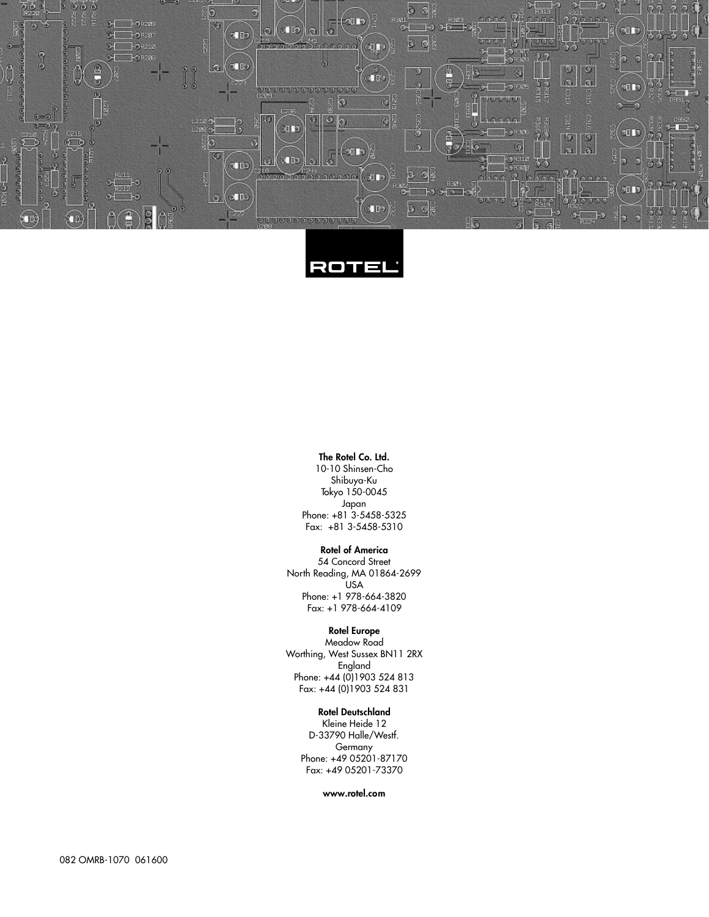ROTEL

**The Rotel Co. Ltd.**
10-10 Shinsen-Cho
Shibuya-Ku
Tokyo 150-0045
Japan
Phone: +81 3-5458-5325
Fax: +81 3-5458-5310

**Rotel of America**
54 Concord Street
North Reading, MA 01864-2699
USA
Phone: +1 978-664-3820
Fax: +1 978-664-4109

**Rotel Europe**
Meadow Road
Worthing, West Sussex BN11 2RX
England
Phone: +44 (0)1903 524 813
Fax: +44 (0)1903 524 831

**Rotel Deutschland**
Kleine Heide 12
D-33790 Halle/Westf.
Germany
Phone: +49 05201-87170
Fax: +49 05201-73370

**www.rotel.com**

082 OMRB-1070 061600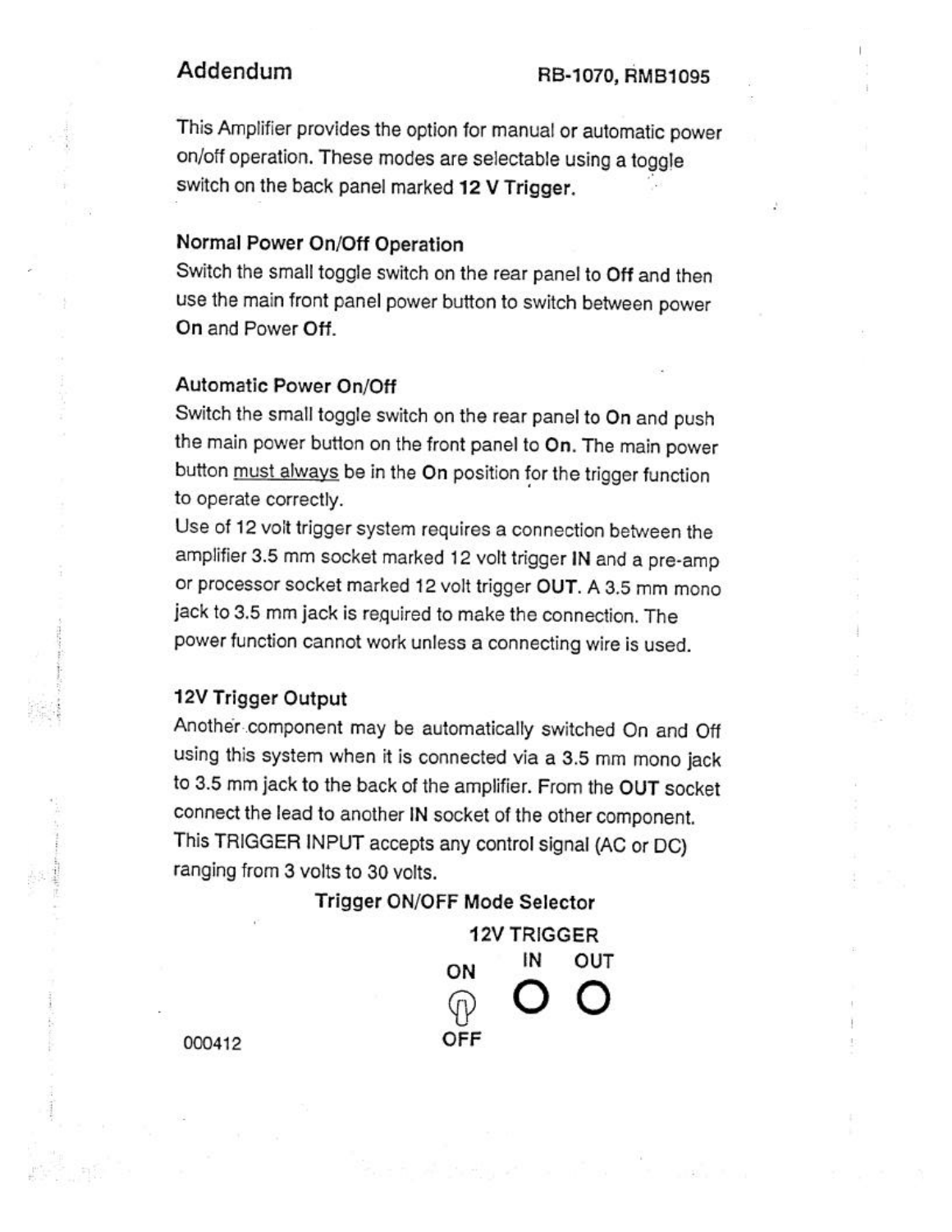# Addendum

**RB-1070, RMB1095**

This Amplifier provides the option for manual or automatic power on/off operation. These modes are selectable using a toggle switch on the back panel marked **12 V Trigger.**

## Normal Power On/Off Operation

Switch the small toggle switch on the rear panel to **Off** and then use the main front panel power button to switch between power **On** and Power **Off**.

## Automatic Power On/Off

Switch the small toggle switch on the rear panel to **On** and push the main power button on the front panel to **On**. The main power button must always be in the **On** position for the trigger function to operate correctly.

Use of 12 volt trigger system requires a connection between the amplifier 3.5 mm socket marked 12 volt trigger **IN** and a pre-amp or processor socket marked 12 volt trigger **OUT**. A 3.5 mm mono jack to 3.5 mm jack is required to make the connection. The power function cannot work unless a connecting wire is used.

## 12V Trigger Output

Another component may be automatically switched On and Off using this system when it is connected via a 3.5 mm mono jack to 3.5 mm jack to the back of the amplifier. From the **OUT** socket connect the lead to another **IN** socket of the other component. This TRIGGER INPUT accepts any control signal (AC or DC) ranging from 3 volts to 30 volts.

**Trigger ON/OFF Mode Selector**

**12V TRIGGER**

**ON**

**IN** **OUT**

**OFF**

000412